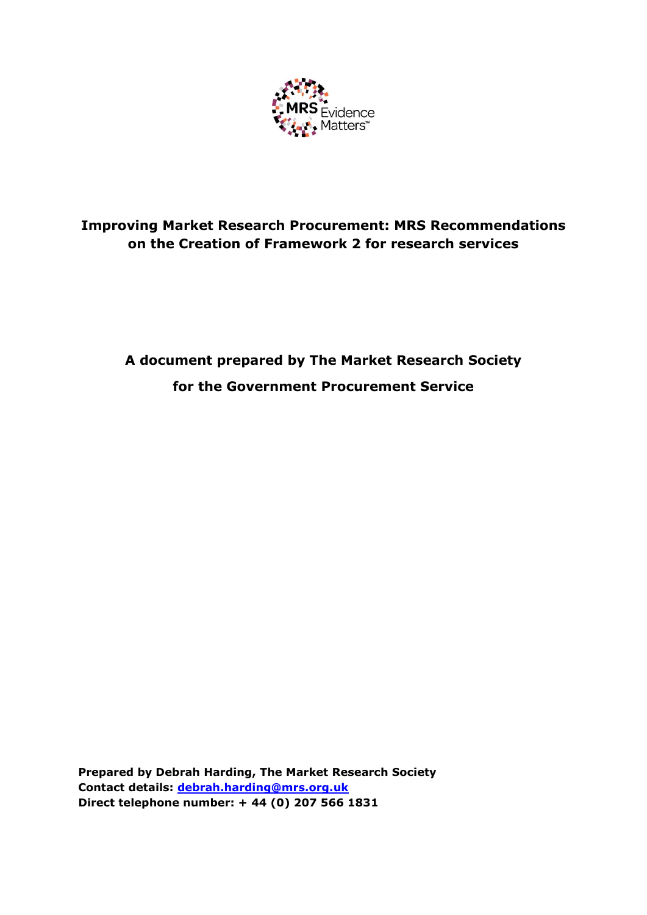# Improving Market Research Procurement: MRS Recommendations on the Creation of Framework 2 for research services

**A document prepared by The Market Research Society**

**for the Government Procurement Service**

**Prepared by Debrah Harding, The Market Research Society**
**Contact details: debrah.harding@mrs.org.uk**
**Direct telephone number: + 44 (0) 207 566 1831**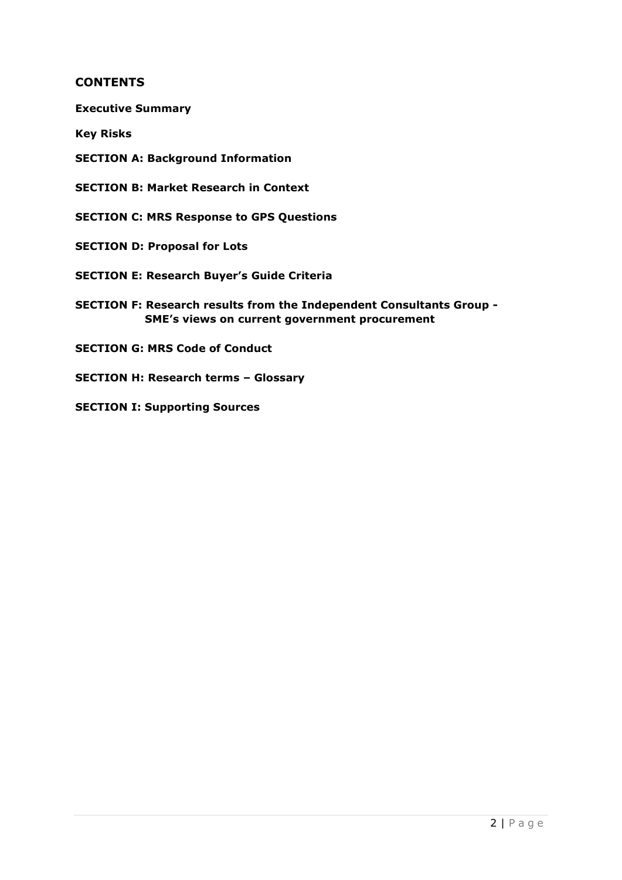## CONTENTS

**Executive Summary**

**Key Risks**

**SECTION A: Background Information**

**SECTION B: Market Research in Context**

**SECTION C: MRS Response to GPS Questions**

**SECTION D: Proposal for Lots**

**SECTION E: Research Buyer's Guide Criteria**

**SECTION F: Research results from the Independent Consultants Group - SME's views on current government procurement**

**SECTION G: MRS Code of Conduct**

**SECTION H: Research terms – Glossary**

**SECTION I: Supporting Sources**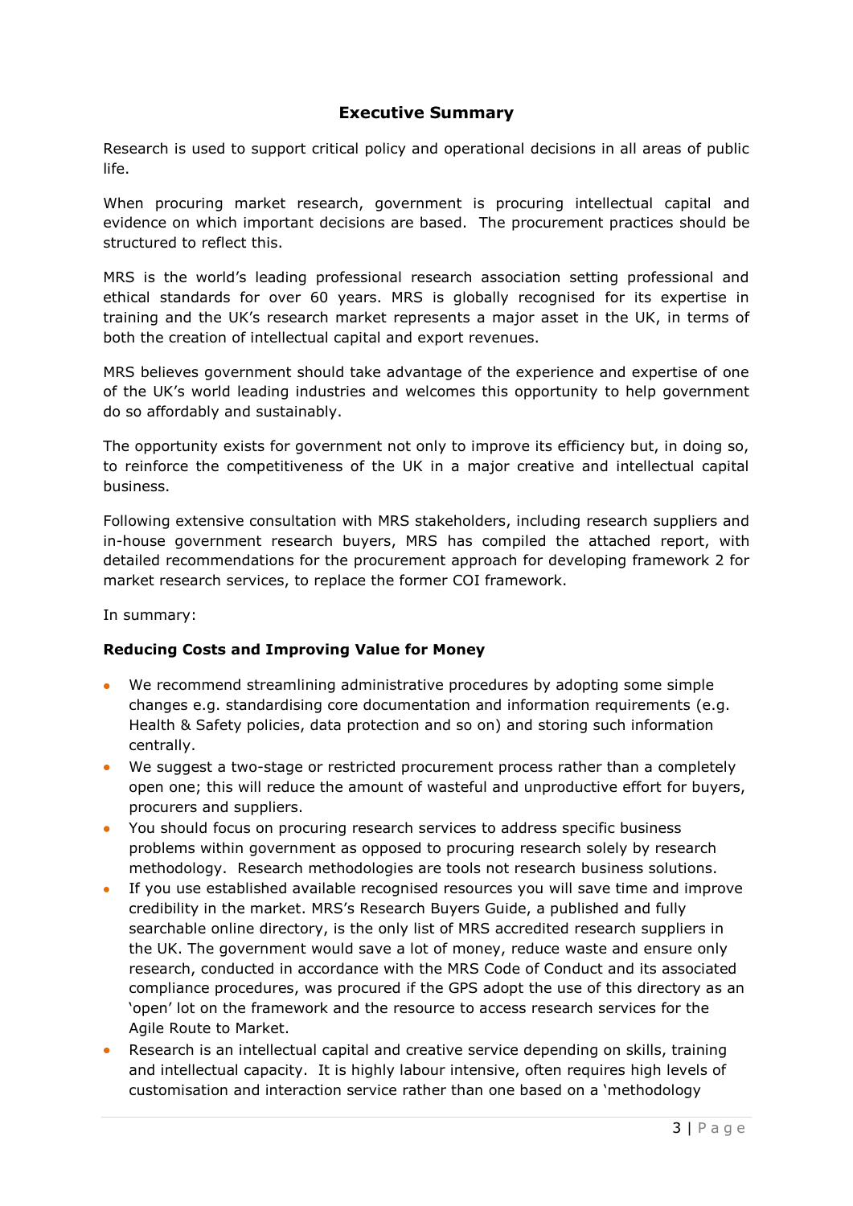## Executive Summary

Research is used to support critical policy and operational decisions in all areas of public life.

When procuring market research, government is procuring intellectual capital and evidence on which important decisions are based. The procurement practices should be structured to reflect this.

MRS is the world's leading professional research association setting professional and ethical standards for over 60 years. MRS is globally recognised for its expertise in training and the UK's research market represents a major asset in the UK, in terms of both the creation of intellectual capital and export revenues.

MRS believes government should take advantage of the experience and expertise of one of the UK's world leading industries and welcomes this opportunity to help government do so affordably and sustainably.

The opportunity exists for government not only to improve its efficiency but, in doing so, to reinforce the competitiveness of the UK in a major creative and intellectual capital business.

Following extensive consultation with MRS stakeholders, including research suppliers and in-house government research buyers, MRS has compiled the attached report, with detailed recommendations for the procurement approach for developing framework 2 for market research services, to replace the former COI framework.

In summary:

**Reducing Costs and Improving Value for Money**

- We recommend streamlining administrative procedures by adopting some simple changes e.g. standardising core documentation and information requirements (e.g. Health & Safety policies, data protection and so on) and storing such information centrally.
- We suggest a two-stage or restricted procurement process rather than a completely open one; this will reduce the amount of wasteful and unproductive effort for buyers, procurers and suppliers.
- You should focus on procuring research services to address specific business problems within government as opposed to procuring research solely by research methodology. Research methodologies are tools not research business solutions.
- If you use established available recognised resources you will save time and improve credibility in the market. MRS's Research Buyers Guide, a published and fully searchable online directory, is the only list of MRS accredited research suppliers in the UK. The government would save a lot of money, reduce waste and ensure only research, conducted in accordance with the MRS Code of Conduct and its associated compliance procedures, was procured if the GPS adopt the use of this directory as an 'open' lot on the framework and the resource to access research services for the Agile Route to Market.
- Research is an intellectual capital and creative service depending on skills, training and intellectual capacity. It is highly labour intensive, often requires high levels of customisation and interaction service rather than one based on a 'methodology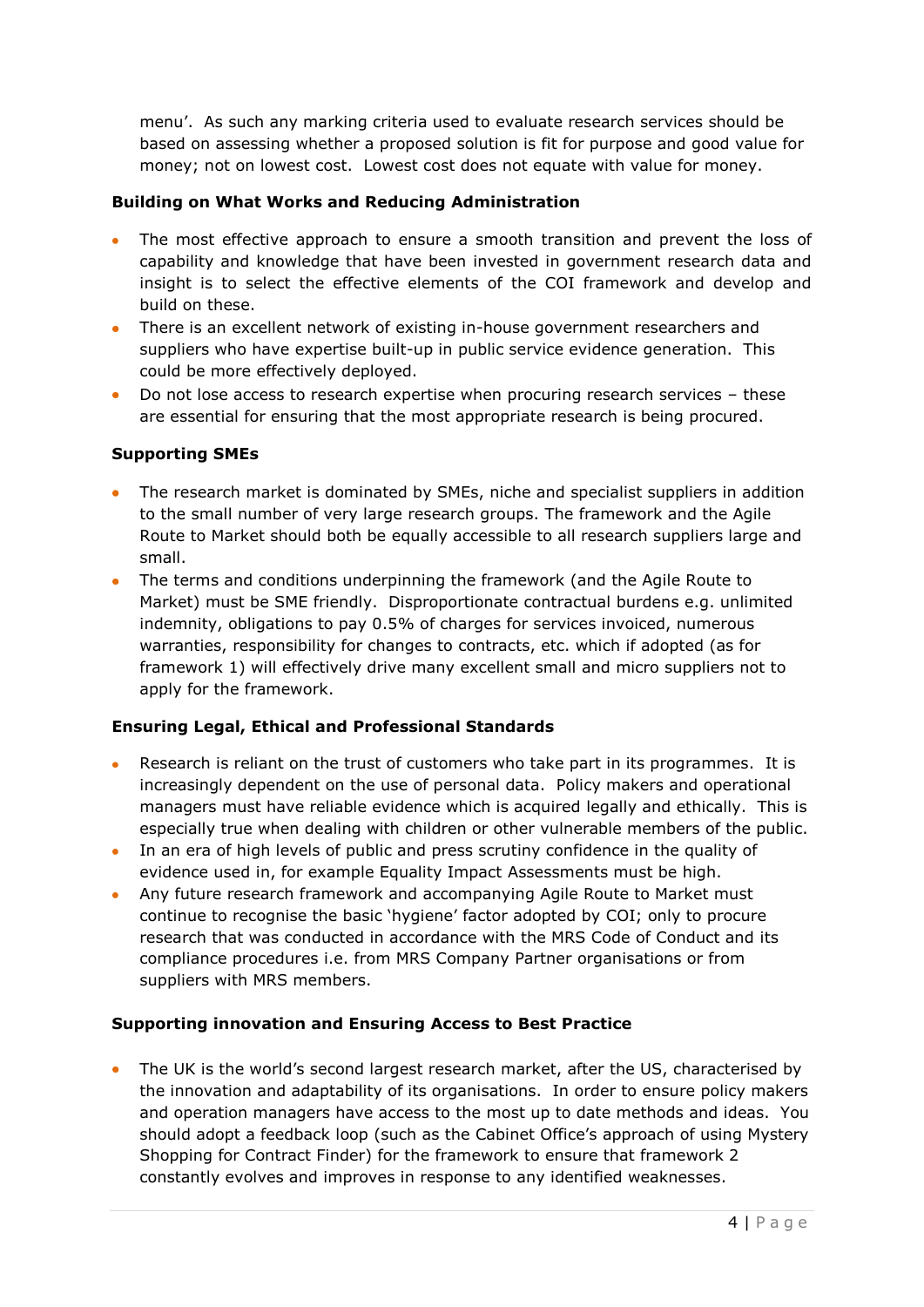menu'. As such any marking criteria used to evaluate research services should be based on assessing whether a proposed solution is fit for purpose and good value for money; not on lowest cost. Lowest cost does not equate with value for money.

**Building on What Works and Reducing Administration**

- The most effective approach to ensure a smooth transition and prevent the loss of capability and knowledge that have been invested in government research data and insight is to select the effective elements of the COI framework and develop and build on these.
- There is an excellent network of existing in-house government researchers and suppliers who have expertise built-up in public service evidence generation. This could be more effectively deployed.
- Do not lose access to research expertise when procuring research services – these are essential for ensuring that the most appropriate research is being procured.

**Supporting SMEs**

- The research market is dominated by SMEs, niche and specialist suppliers in addition to the small number of very large research groups. The framework and the Agile Route to Market should both be equally accessible to all research suppliers large and small.
- The terms and conditions underpinning the framework (and the Agile Route to Market) must be SME friendly. Disproportionate contractual burdens e.g. unlimited indemnity, obligations to pay 0.5% of charges for services invoiced, numerous warranties, responsibility for changes to contracts, etc. which if adopted (as for framework 1) will effectively drive many excellent small and micro suppliers not to apply for the framework.

**Ensuring Legal, Ethical and Professional Standards**

- Research is reliant on the trust of customers who take part in its programmes. It is increasingly dependent on the use of personal data. Policy makers and operational managers must have reliable evidence which is acquired legally and ethically. This is especially true when dealing with children or other vulnerable members of the public.
- In an era of high levels of public and press scrutiny confidence in the quality of evidence used in, for example Equality Impact Assessments must be high.
- Any future research framework and accompanying Agile Route to Market must continue to recognise the basic 'hygiene' factor adopted by COI; only to procure research that was conducted in accordance with the MRS Code of Conduct and its compliance procedures i.e. from MRS Company Partner organisations or from suppliers with MRS members.

**Supporting innovation and Ensuring Access to Best Practice**

- The UK is the world's second largest research market, after the US, characterised by the innovation and adaptability of its organisations. In order to ensure policy makers and operation managers have access to the most up to date methods and ideas. You should adopt a feedback loop (such as the Cabinet Office's approach of using Mystery Shopping for Contract Finder) for the framework to ensure that framework 2 constantly evolves and improves in response to any identified weaknesses.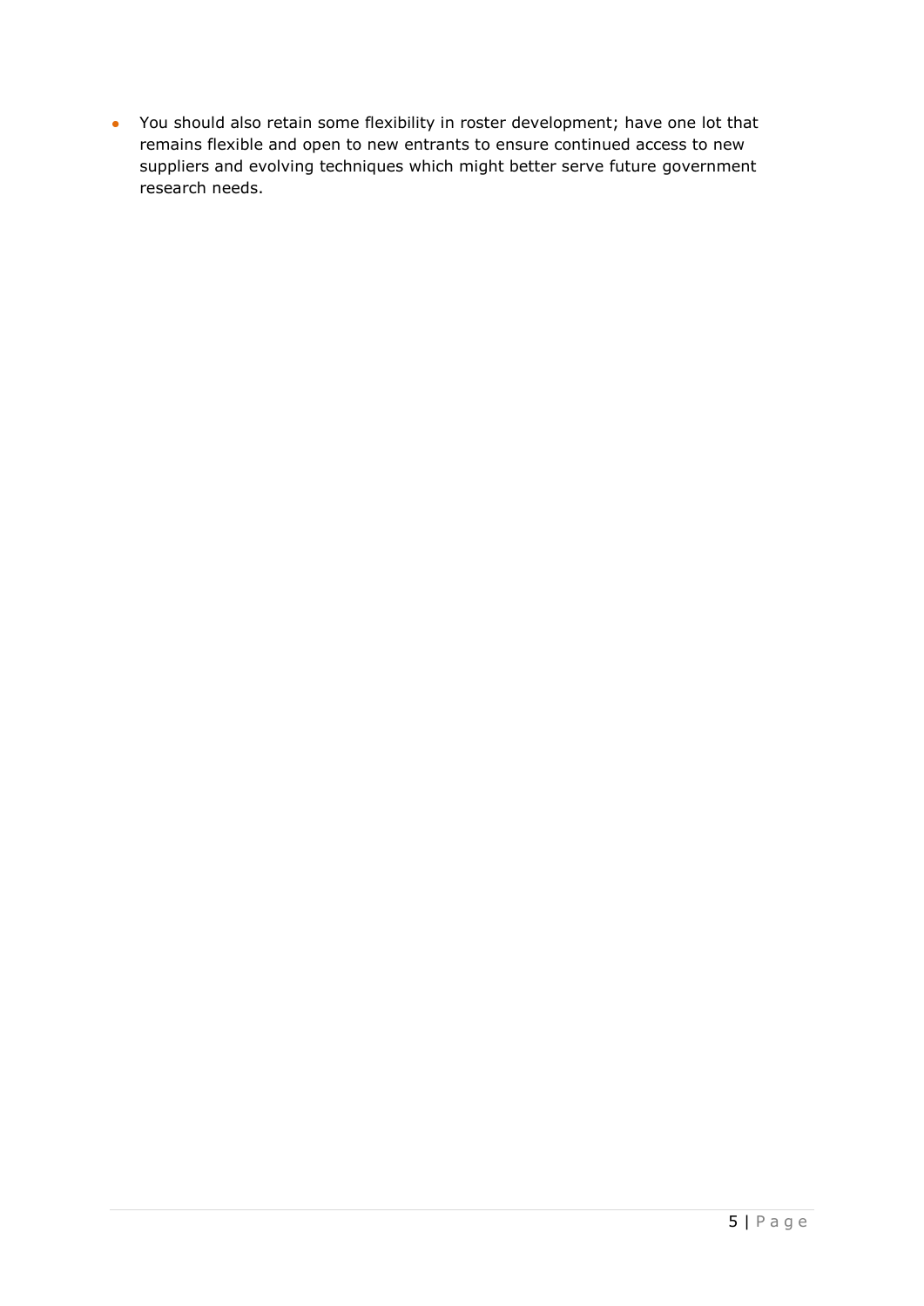- You should also retain some flexibility in roster development; have one lot that remains flexible and open to new entrants to ensure continued access to new suppliers and evolving techniques which might better serve future government research needs.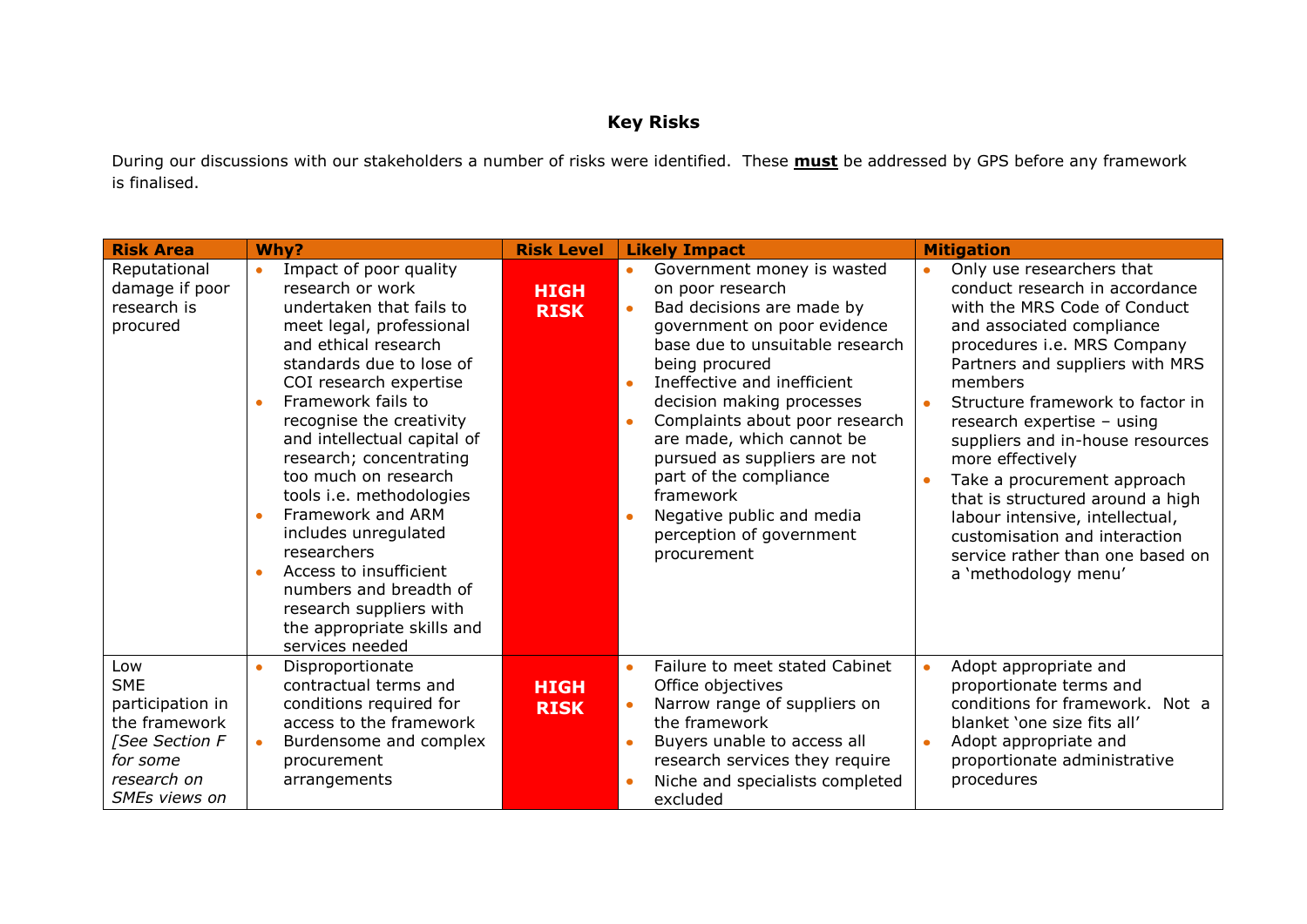## Key Risks

During our discussions with our stakeholders a number of risks were identified. These **must** be addressed by GPS before any framework is finalised.

| Risk Area | Why? | Risk Level | Likely Impact | Mitigation |
|---|---|---|---|---|
| Reputational damage if poor research is procured | • Impact of poor quality research or work undertaken that fails to meet legal, professional and ethical research standards due to lose of COI research expertise<br>• Framework fails to recognise the creativity and intellectual capital of research; concentrating too much on research tools i.e. methodologies<br>• Framework and ARM includes unregulated researchers<br>• Access to insufficient numbers and breadth of research suppliers with the appropriate skills and services needed | **HIGH RISK** | • Government money is wasted on poor research<br>• Bad decisions are made by government on poor evidence base due to unsuitable research being procured<br>• Ineffective and inefficient decision making processes<br>• Complaints about poor research are made, which cannot be pursued as suppliers are not part of the compliance framework<br>• Negative public and media perception of government procurement | • Only use researchers that conduct research in accordance with the MRS Code of Conduct and associated compliance procedures i.e. MRS Company Partners and suppliers with MRS members<br>• Structure framework to factor in research expertise – using suppliers and in-house resources more effectively<br>• Take a procurement approach that is structured around a high labour intensive, intellectual, customisation and interaction service rather than one based on a 'methodology menu' |
| Low SME participation in the framework *[See Section F for some research on SMEs views on* | • Disproportionate contractual terms and conditions required for access to the framework<br>• Burdensome and complex procurement arrangements | **HIGH RISK** | • Failure to meet stated Cabinet Office objectives<br>• Narrow range of suppliers on the framework<br>• Buyers unable to access all research services they require<br>• Niche and specialists completed excluded | • Adopt appropriate and proportionate terms and conditions for framework. Not a blanket 'one size fits all'<br>• Adopt appropriate and proportionate administrative procedures |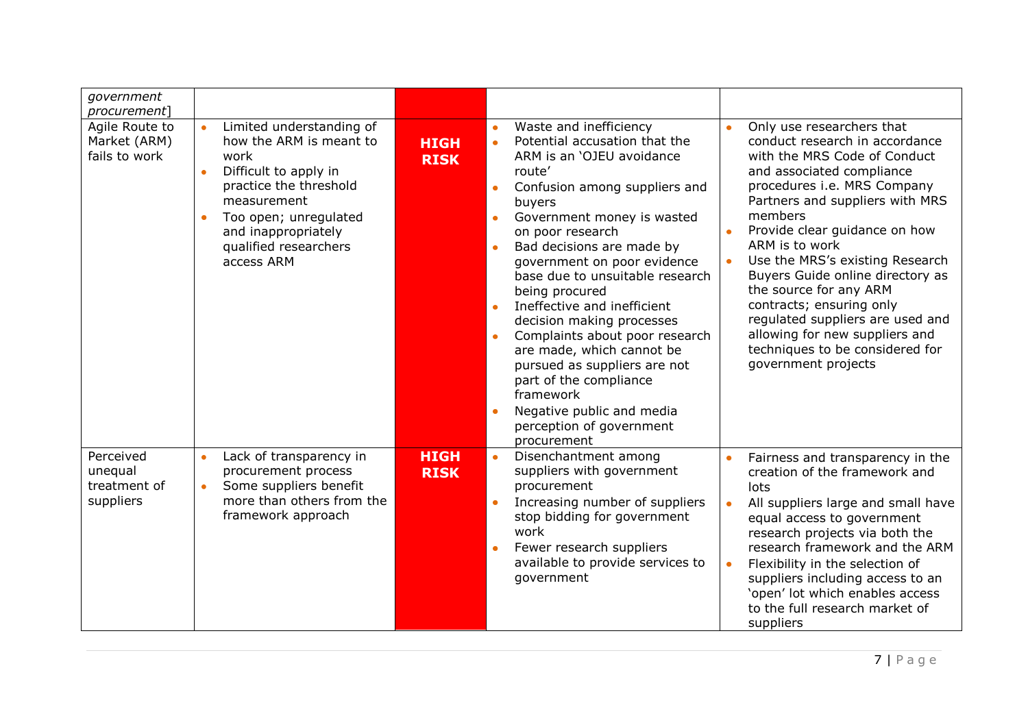| | | | | |
|---|---|---|---|---|
| *government procurement*] | | | | |
| Agile Route to Market (ARM) fails to work | • Limited understanding of how the ARM is meant to work<br>• Difficult to apply in practice the threshold measurement<br>• Too open; unregulated and inappropriately qualified researchers access ARM | **HIGH RISK** | • Waste and inefficiency<br>• Potential accusation that the ARM is an 'OJEU avoidance route'<br>• Confusion among suppliers and buyers<br>• Government money is wasted on poor research<br>• Bad decisions are made by government on poor evidence base due to unsuitable research being procured<br>• Ineffective and inefficient decision making processes<br>• Complaints about poor research are made, which cannot be pursued as suppliers are not part of the compliance framework<br>• Negative public and media perception of government procurement | • Only use researchers that conduct research in accordance with the MRS Code of Conduct and associated compliance procedures i.e. MRS Company Partners and suppliers with MRS members<br>• Provide clear guidance on how ARM is to work<br>• Use the MRS's existing Research Buyers Guide online directory as the source for any ARM contracts; ensuring only regulated suppliers are used and allowing for new suppliers and techniques to be considered for government projects |
| Perceived unequal treatment of suppliers | • Lack of transparency in procurement process<br>• Some suppliers benefit more than others from the framework approach | **HIGH RISK** | • Disenchantment among suppliers with government procurement<br>• Increasing number of suppliers stop bidding for government work<br>• Fewer research suppliers available to provide services to government | • Fairness and transparency in the creation of the framework and lots<br>• All suppliers large and small have equal access to government research projects via both the research framework and the ARM<br>• Flexibility in the selection of suppliers including access to an 'open' lot which enables access to the full research market of suppliers |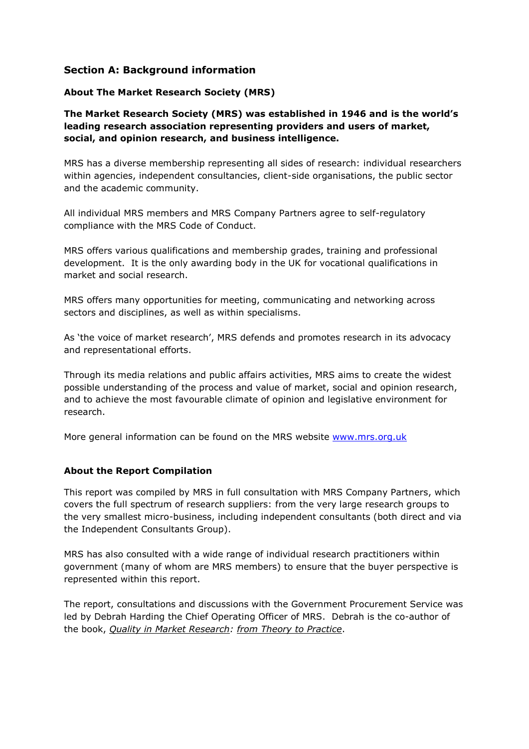## Section A: Background information

### About The Market Research Society (MRS)

**The Market Research Society (MRS) was established in 1946 and is the world's leading research association representing providers and users of market, social, and opinion research, and business intelligence.**

MRS has a diverse membership representing all sides of research: individual researchers within agencies, independent consultancies, client-side organisations, the public sector and the academic community.

All individual MRS members and MRS Company Partners agree to self-regulatory compliance with the MRS Code of Conduct.

MRS offers various qualifications and membership grades, training and professional development. It is the only awarding body in the UK for vocational qualifications in market and social research.

MRS offers many opportunities for meeting, communicating and networking across sectors and disciplines, as well as within specialisms.

As 'the voice of market research', MRS defends and promotes research in its advocacy and representational efforts.

Through its media relations and public affairs activities, MRS aims to create the widest possible understanding of the process and value of market, social and opinion research, and to achieve the most favourable climate of opinion and legislative environment for research.

More general information can be found on the MRS website [www.mrs.org.uk](www.mrs.org.uk)

### About the Report Compilation

This report was compiled by MRS in full consultation with MRS Company Partners, which covers the full spectrum of research suppliers: from the very large research groups to the very smallest micro-business, including independent consultants (both direct and via the Independent Consultants Group).

MRS has also consulted with a wide range of individual research practitioners within government (many of whom are MRS members) to ensure that the buyer perspective is represented within this report.

The report, consultations and discussions with the Government Procurement Service was led by Debrah Harding the Chief Operating Officer of MRS. Debrah is the co-author of the book, *Quality in Market Research: from Theory to Practice*.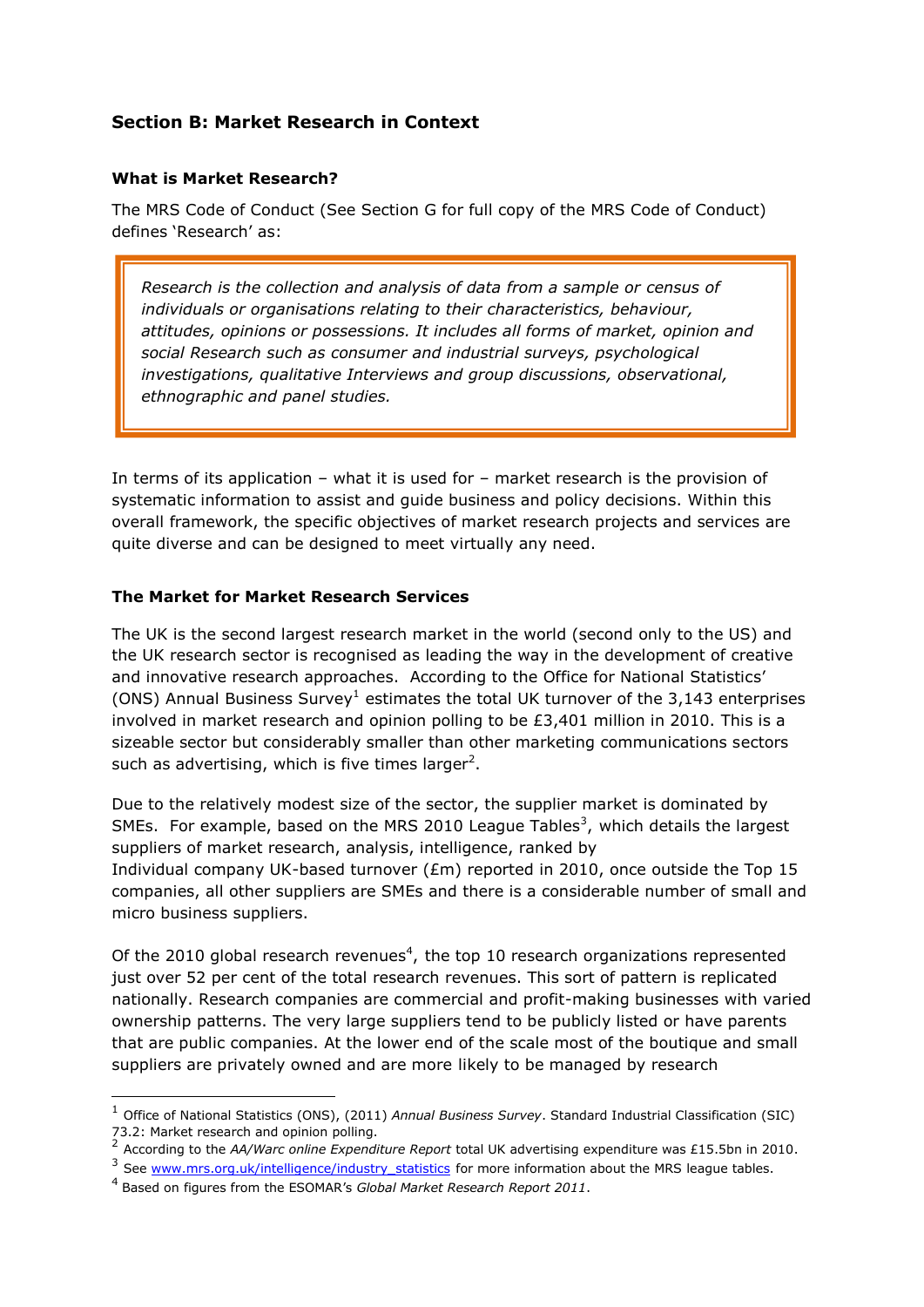## Section B: Market Research in Context

### What is Market Research?

The MRS Code of Conduct (See Section G for full copy of the MRS Code of Conduct) defines 'Research' as:

> *Research is the collection and analysis of data from a sample or census of individuals or organisations relating to their characteristics, behaviour, attitudes, opinions or possessions. It includes all forms of market, opinion and social Research such as consumer and industrial surveys, psychological investigations, qualitative Interviews and group discussions, observational, ethnographic and panel studies.*

In terms of its application – what it is used for – market research is the provision of systematic information to assist and guide business and policy decisions. Within this overall framework, the specific objectives of market research projects and services are quite diverse and can be designed to meet virtually any need.

### The Market for Market Research Services

The UK is the second largest research market in the world (second only to the US) and the UK research sector is recognised as leading the way in the development of creative and innovative research approaches. According to the Office for National Statistics' (ONS) Annual Business Survey[1] estimates the total UK turnover of the 3,143 enterprises involved in market research and opinion polling to be £3,401 million in 2010. This is a sizeable sector but considerably smaller than other marketing communications sectors such as advertising, which is five times larger[2].

Due to the relatively modest size of the sector, the supplier market is dominated by SMEs. For example, based on the MRS 2010 League Tables[3], which details the largest suppliers of market research, analysis, intelligence, ranked by Individual company UK-based turnover (£m) reported in 2010, once outside the Top 15 companies, all other suppliers are SMEs and there is a considerable number of small and micro business suppliers.

Of the 2010 global research revenues[4], the top 10 research organizations represented just over 52 per cent of the total research revenues. This sort of pattern is replicated nationally. Research companies are commercial and profit-making businesses with varied ownership patterns. The very large suppliers tend to be publicly listed or have parents that are public companies. At the lower end of the scale most of the boutique and small suppliers are privately owned and are more likely to be managed by research

---

[1] Office of National Statistics (ONS), (2011) *Annual Business Survey*. Standard Industrial Classification (SIC) 73.2: Market research and opinion polling.

[2] According to the *AA/Warc online Expenditure Report* total UK advertising expenditure was £15.5bn in 2010.

[3] See www.mrs.org.uk/intelligence/industry_statistics for more information about the MRS league tables.

[4] Based on figures from the ESOMAR's *Global Market Research Report 2011*.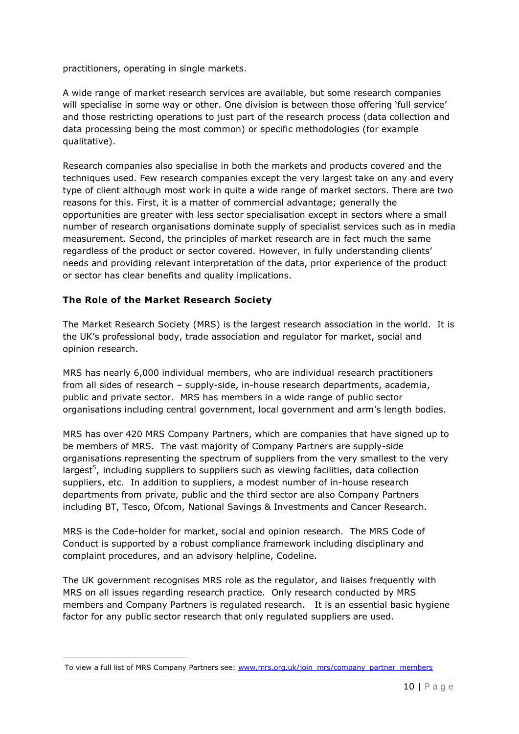practitioners, operating in single markets.

A wide range of market research services are available, but some research companies will specialise in some way or other. One division is between those offering 'full service' and those restricting operations to just part of the research process (data collection and data processing being the most common) or specific methodologies (for example qualitative).

Research companies also specialise in both the markets and products covered and the techniques used. Few research companies except the very largest take on any and every type of client although most work in quite a wide range of market sectors. There are two reasons for this. First, it is a matter of commercial advantage; generally the opportunities are greater with less sector specialisation except in sectors where a small number of research organisations dominate supply of specialist services such as in media measurement. Second, the principles of market research are in fact much the same regardless of the product or sector covered. However, in fully understanding clients' needs and providing relevant interpretation of the data, prior experience of the product or sector has clear benefits and quality implications.

**The Role of the Market Research Society**

The Market Research Society (MRS) is the largest research association in the world. It is the UK's professional body, trade association and regulator for market, social and opinion research.

MRS has nearly 6,000 individual members, who are individual research practitioners from all sides of research – supply-side, in-house research departments, academia, public and private sector. MRS has members in a wide range of public sector organisations including central government, local government and arm's length bodies.

MRS has over 420 MRS Company Partners, which are companies that have signed up to be members of MRS. The vast majority of Company Partners are supply-side organisations representing the spectrum of suppliers from the very smallest to the very largest[5], including suppliers to suppliers such as viewing facilities, data collection suppliers, etc. In addition to suppliers, a modest number of in-house research departments from private, public and the third sector are also Company Partners including BT, Tesco, Ofcom, National Savings & Investments and Cancer Research.

MRS is the Code-holder for market, social and opinion research. The MRS Code of Conduct is supported by a robust compliance framework including disciplinary and complaint procedures, and an advisory helpline, Codeline.

The UK government recognises MRS role as the regulator, and liaises frequently with MRS on all issues regarding research practice. Only research conducted by MRS members and Company Partners is regulated research. It is an essential basic hygiene factor for any public sector research that only regulated suppliers are used.

---

To view a full list of MRS Company Partners see: www.mrs.org.uk/join_mrs/company_partner_members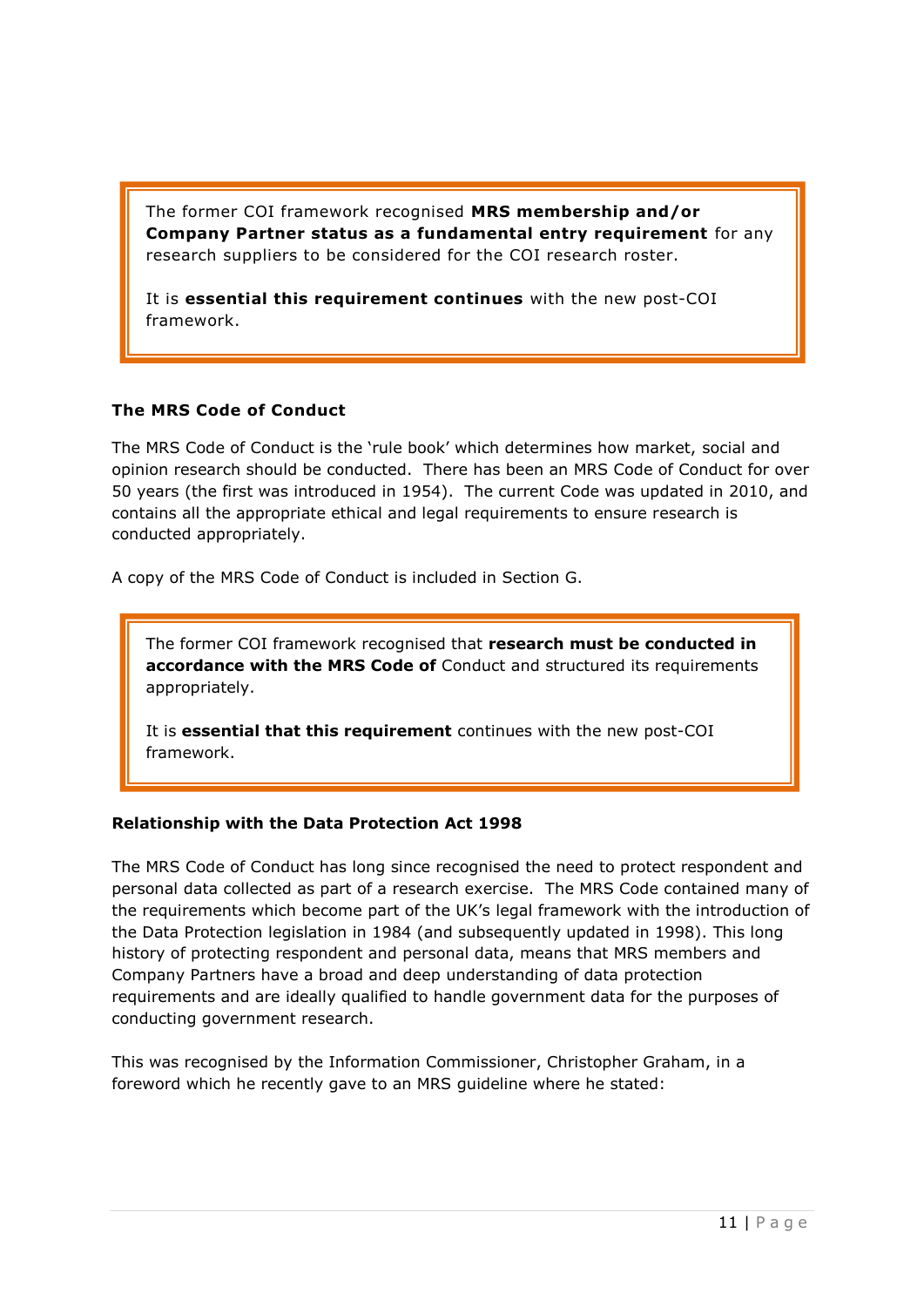> The former COI framework recognised **MRS membership and/or Company Partner status as a fundamental entry requirement** for any research suppliers to be considered for the COI research roster.
>
> It is **essential this requirement continues** with the new post-COI framework.

### The MRS Code of Conduct

The MRS Code of Conduct is the 'rule book' which determines how market, social and opinion research should be conducted. There has been an MRS Code of Conduct for over 50 years (the first was introduced in 1954). The current Code was updated in 2010, and contains all the appropriate ethical and legal requirements to ensure research is conducted appropriately.

A copy of the MRS Code of Conduct is included in Section G.

> The former COI framework recognised that **research must be conducted in accordance with the MRS Code of** Conduct and structured its requirements appropriately.
>
> It is **essential that this requirement** continues with the new post-COI framework.

### Relationship with the Data Protection Act 1998

The MRS Code of Conduct has long since recognised the need to protect respondent and personal data collected as part of a research exercise. The MRS Code contained many of the requirements which become part of the UK's legal framework with the introduction of the Data Protection legislation in 1984 (and subsequently updated in 1998). This long history of protecting respondent and personal data, means that MRS members and Company Partners have a broad and deep understanding of data protection requirements and are ideally qualified to handle government data for the purposes of conducting government research.

This was recognised by the Information Commissioner, Christopher Graham, in a foreword which he recently gave to an MRS guideline where he stated: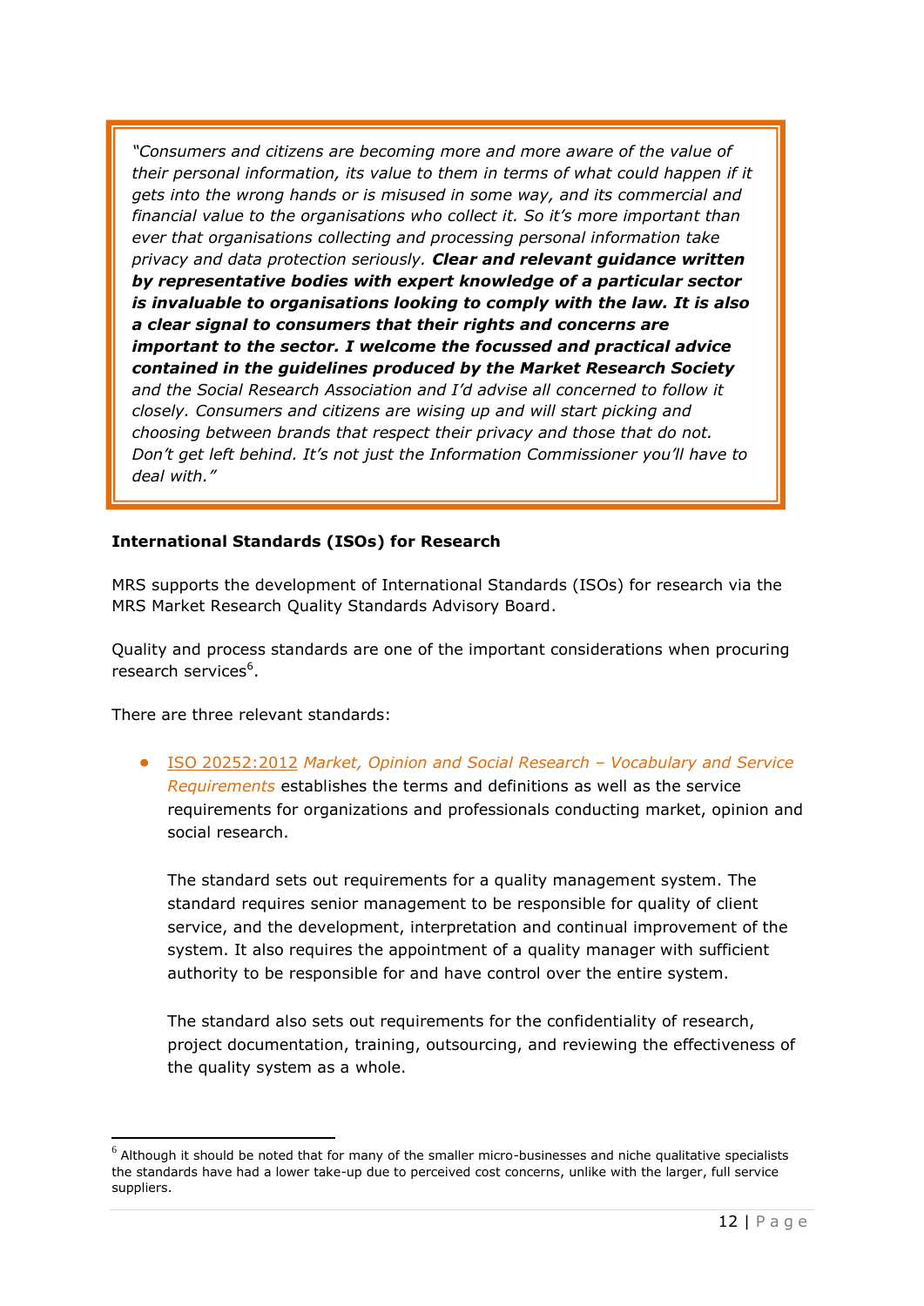> *"Consumers and citizens are becoming more and more aware of the value of their personal information, its value to them in terms of what could happen if it gets into the wrong hands or is misused in some way, and its commercial and financial value to the organisations who collect it. So it's more important than ever that organisations collecting and processing personal information take privacy and data protection seriously.* ***Clear and relevant guidance written by representative bodies with expert knowledge of a particular sector is invaluable to organisations looking to comply with the law. It is also a clear signal to consumers that their rights and concerns are important to the sector. I welcome the focussed and practical advice contained in the guidelines produced by the Market Research Society*** *and the Social Research Association and I'd advise all concerned to follow it closely. Consumers and citizens are wising up and will start picking and choosing between brands that respect their privacy and those that do not. Don't get left behind. It's not just the Information Commissioner you'll have to deal with."*

**International Standards (ISOs) for Research**

MRS supports the development of International Standards (ISOs) for research via the MRS Market Research Quality Standards Advisory Board.

Quality and process standards are one of the important considerations when procuring research services[6].

There are three relevant standards:

- ISO 20252:2012 *Market, Opinion and Social Research – Vocabulary and Service Requirements* establishes the terms and definitions as well as the service requirements for organizations and professionals conducting market, opinion and social research.

  The standard sets out requirements for a quality management system. The standard requires senior management to be responsible for quality of client service, and the development, interpretation and continual improvement of the system. It also requires the appointment of a quality manager with sufficient authority to be responsible for and have control over the entire system.

  The standard also sets out requirements for the confidentiality of research, project documentation, training, outsourcing, and reviewing the effectiveness of the quality system as a whole.

[6] Although it should be noted that for many of the smaller micro-businesses and niche qualitative specialists the standards have had a lower take-up due to perceived cost concerns, unlike with the larger, full service suppliers.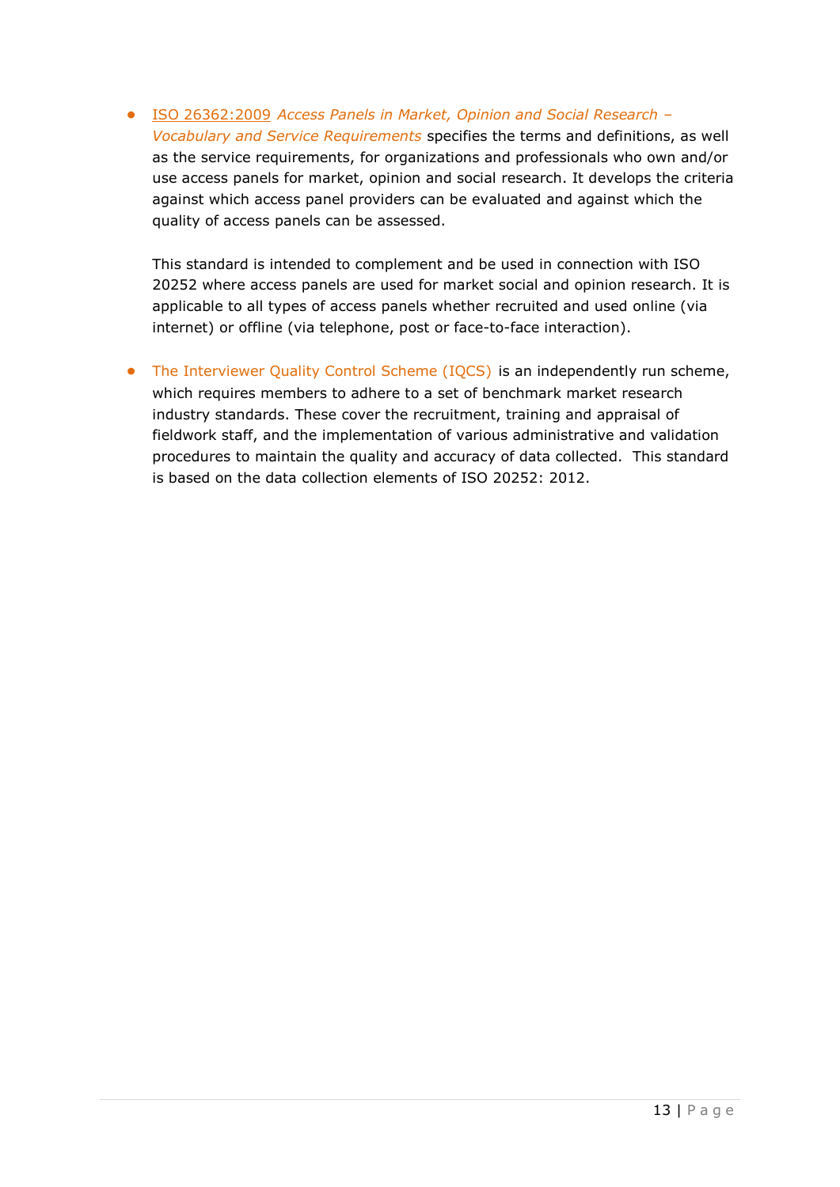- ISO 26362:2009 *Access Panels in Market, Opinion and Social Research – Vocabulary and Service Requirements* specifies the terms and definitions, as well as the service requirements, for organizations and professionals who own and/or use access panels for market, opinion and social research. It develops the criteria against which access panel providers can be evaluated and against which the quality of access panels can be assessed.

  This standard is intended to complement and be used in connection with ISO 20252 where access panels are used for market social and opinion research. It is applicable to all types of access panels whether recruited and used online (via internet) or offline (via telephone, post or face-to-face interaction).

- The Interviewer Quality Control Scheme (IQCS) is an independently run scheme, which requires members to adhere to a set of benchmark market research industry standards. These cover the recruitment, training and appraisal of fieldwork staff, and the implementation of various administrative and validation procedures to maintain the quality and accuracy of data collected. This standard is based on the data collection elements of ISO 20252: 2012.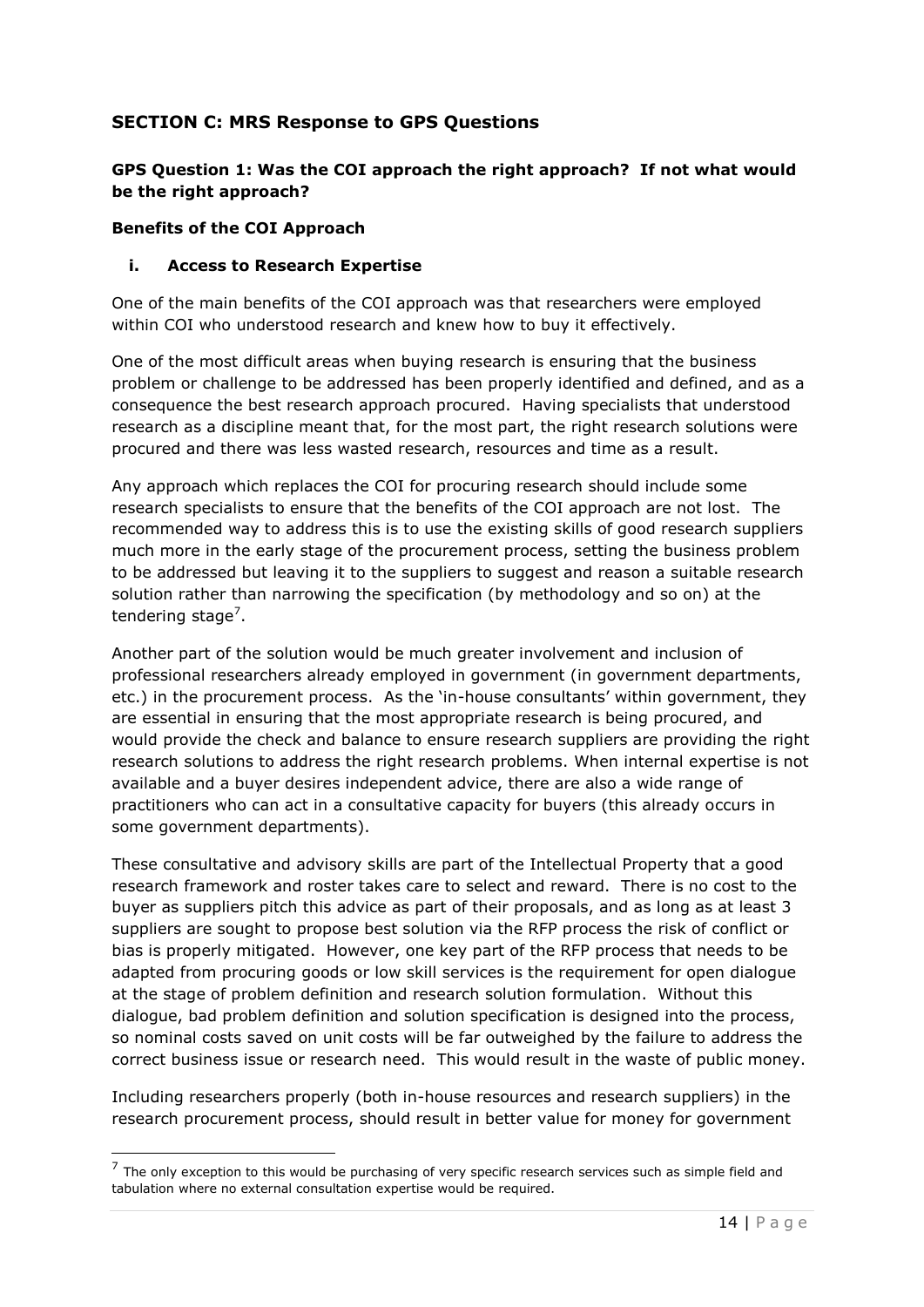## SECTION C: MRS Response to GPS Questions

### GPS Question 1: Was the COI approach the right approach? If not what would be the right approach?

**Benefits of the COI Approach**

**i. Access to Research Expertise**

One of the main benefits of the COI approach was that researchers were employed within COI who understood research and knew how to buy it effectively.

One of the most difficult areas when buying research is ensuring that the business problem or challenge to be addressed has been properly identified and defined, and as a consequence the best research approach procured. Having specialists that understood research as a discipline meant that, for the most part, the right research solutions were procured and there was less wasted research, resources and time as a result.

Any approach which replaces the COI for procuring research should include some research specialists to ensure that the benefits of the COI approach are not lost. The recommended way to address this is to use the existing skills of good research suppliers much more in the early stage of the procurement process, setting the business problem to be addressed but leaving it to the suppliers to suggest and reason a suitable research solution rather than narrowing the specification (by methodology and so on) at the tendering stage[7].

Another part of the solution would be much greater involvement and inclusion of professional researchers already employed in government (in government departments, etc.) in the procurement process. As the 'in-house consultants' within government, they are essential in ensuring that the most appropriate research is being procured, and would provide the check and balance to ensure research suppliers are providing the right research solutions to address the right research problems. When internal expertise is not available and a buyer desires independent advice, there are also a wide range of practitioners who can act in a consultative capacity for buyers (this already occurs in some government departments).

These consultative and advisory skills are part of the Intellectual Property that a good research framework and roster takes care to select and reward. There is no cost to the buyer as suppliers pitch this advice as part of their proposals, and as long as at least 3 suppliers are sought to propose best solution via the RFP process the risk of conflict or bias is properly mitigated. However, one key part of the RFP process that needs to be adapted from procuring goods or low skill services is the requirement for open dialogue at the stage of problem definition and research solution formulation. Without this dialogue, bad problem definition and solution specification is designed into the process, so nominal costs saved on unit costs will be far outweighed by the failure to address the correct business issue or research need. This would result in the waste of public money.

Including researchers properly (both in-house resources and research suppliers) in the research procurement process, should result in better value for money for government

---

[7] The only exception to this would be purchasing of very specific research services such as simple field and tabulation where no external consultation expertise would be required.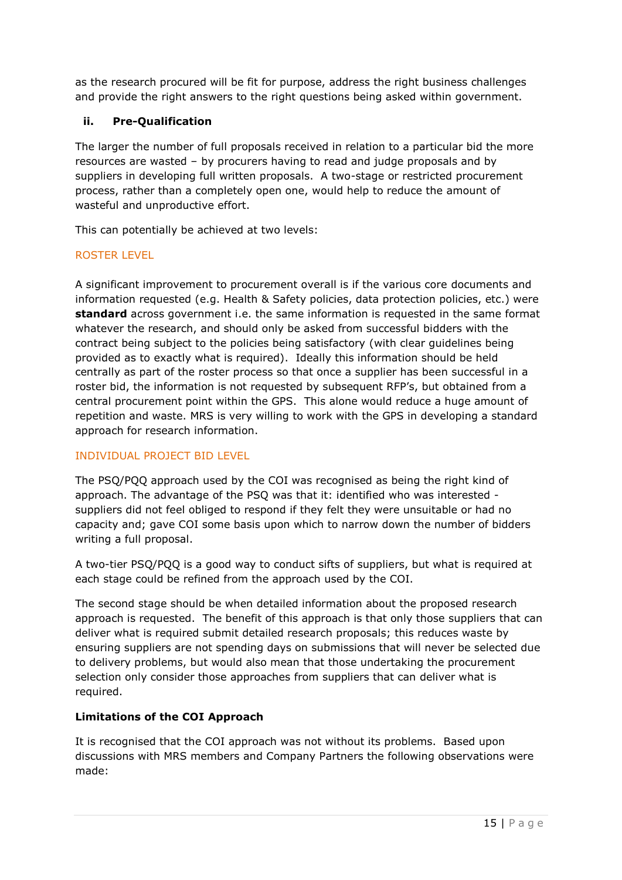as the research procured will be fit for purpose, address the right business challenges and provide the right answers to the right questions being asked within government.

### ii. Pre-Qualification

The larger the number of full proposals received in relation to a particular bid the more resources are wasted – by procurers having to read and judge proposals and by suppliers in developing full written proposals. A two-stage or restricted procurement process, rather than a completely open one, would help to reduce the amount of wasteful and unproductive effort.

This can potentially be achieved at two levels:

#### ROSTER LEVEL

A significant improvement to procurement overall is if the various core documents and information requested (e.g. Health & Safety policies, data protection policies, etc.) were **standard** across government i.e. the same information is requested in the same format whatever the research, and should only be asked from successful bidders with the contract being subject to the policies being satisfactory (with clear guidelines being provided as to exactly what is required). Ideally this information should be held centrally as part of the roster process so that once a supplier has been successful in a roster bid, the information is not requested by subsequent RFP's, but obtained from a central procurement point within the GPS. This alone would reduce a huge amount of repetition and waste. MRS is very willing to work with the GPS in developing a standard approach for research information.

#### INDIVIDUAL PROJECT BID LEVEL

The PSQ/PQQ approach used by the COI was recognised as being the right kind of approach. The advantage of the PSQ was that it: identified who was interested - suppliers did not feel obliged to respond if they felt they were unsuitable or had no capacity and; gave COI some basis upon which to narrow down the number of bidders writing a full proposal.

A two-tier PSQ/PQQ is a good way to conduct sifts of suppliers, but what is required at each stage could be refined from the approach used by the COI.

The second stage should be when detailed information about the proposed research approach is requested. The benefit of this approach is that only those suppliers that can deliver what is required submit detailed research proposals; this reduces waste by ensuring suppliers are not spending days on submissions that will never be selected due to delivery problems, but would also mean that those undertaking the procurement selection only consider those approaches from suppliers that can deliver what is required.

**Limitations of the COI Approach**

It is recognised that the COI approach was not without its problems. Based upon discussions with MRS members and Company Partners the following observations were made: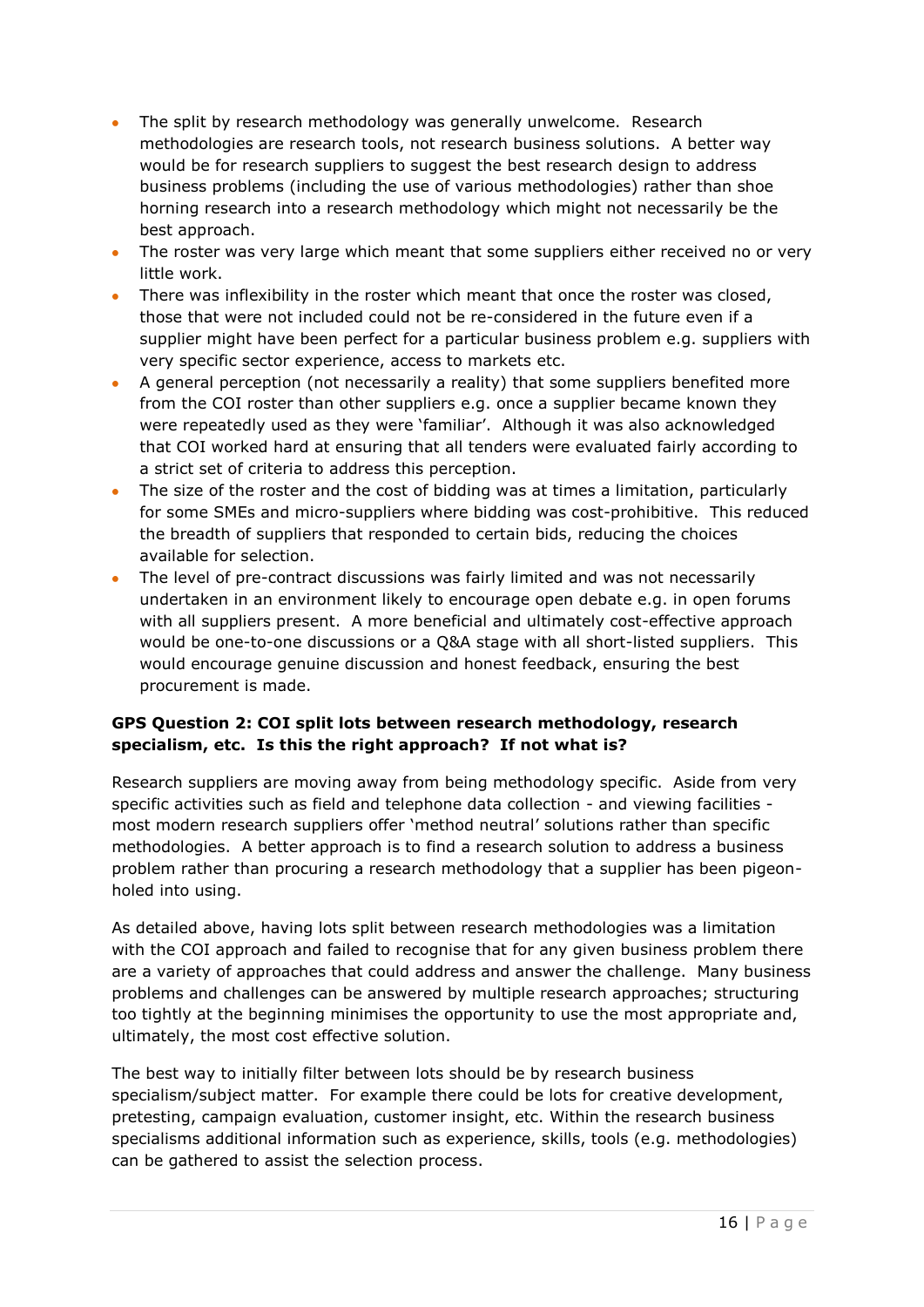- The split by research methodology was generally unwelcome. Research methodologies are research tools, not research business solutions. A better way would be for research suppliers to suggest the best research design to address business problems (including the use of various methodologies) rather than shoe horning research into a research methodology which might not necessarily be the best approach.
- The roster was very large which meant that some suppliers either received no or very little work.
- There was inflexibility in the roster which meant that once the roster was closed, those that were not included could not be re-considered in the future even if a supplier might have been perfect for a particular business problem e.g. suppliers with very specific sector experience, access to markets etc.
- A general perception (not necessarily a reality) that some suppliers benefited more from the COI roster than other suppliers e.g. once a supplier became known they were repeatedly used as they were 'familiar'. Although it was also acknowledged that COI worked hard at ensuring that all tenders were evaluated fairly according to a strict set of criteria to address this perception.
- The size of the roster and the cost of bidding was at times a limitation, particularly for some SMEs and micro-suppliers where bidding was cost-prohibitive. This reduced the breadth of suppliers that responded to certain bids, reducing the choices available for selection.
- The level of pre-contract discussions was fairly limited and was not necessarily undertaken in an environment likely to encourage open debate e.g. in open forums with all suppliers present. A more beneficial and ultimately cost-effective approach would be one-to-one discussions or a Q&A stage with all short-listed suppliers. This would encourage genuine discussion and honest feedback, ensuring the best procurement is made.

**GPS Question 2: COI split lots between research methodology, research specialism, etc. Is this the right approach? If not what is?**

Research suppliers are moving away from being methodology specific. Aside from very specific activities such as field and telephone data collection - and viewing facilities - most modern research suppliers offer 'method neutral' solutions rather than specific methodologies. A better approach is to find a research solution to address a business problem rather than procuring a research methodology that a supplier has been pigeon-holed into using.

As detailed above, having lots split between research methodologies was a limitation with the COI approach and failed to recognise that for any given business problem there are a variety of approaches that could address and answer the challenge. Many business problems and challenges can be answered by multiple research approaches; structuring too tightly at the beginning minimises the opportunity to use the most appropriate and, ultimately, the most cost effective solution.

The best way to initially filter between lots should be by research business specialism/subject matter. For example there could be lots for creative development, pretesting, campaign evaluation, customer insight, etc. Within the research business specialisms additional information such as experience, skills, tools (e.g. methodologies) can be gathered to assist the selection process.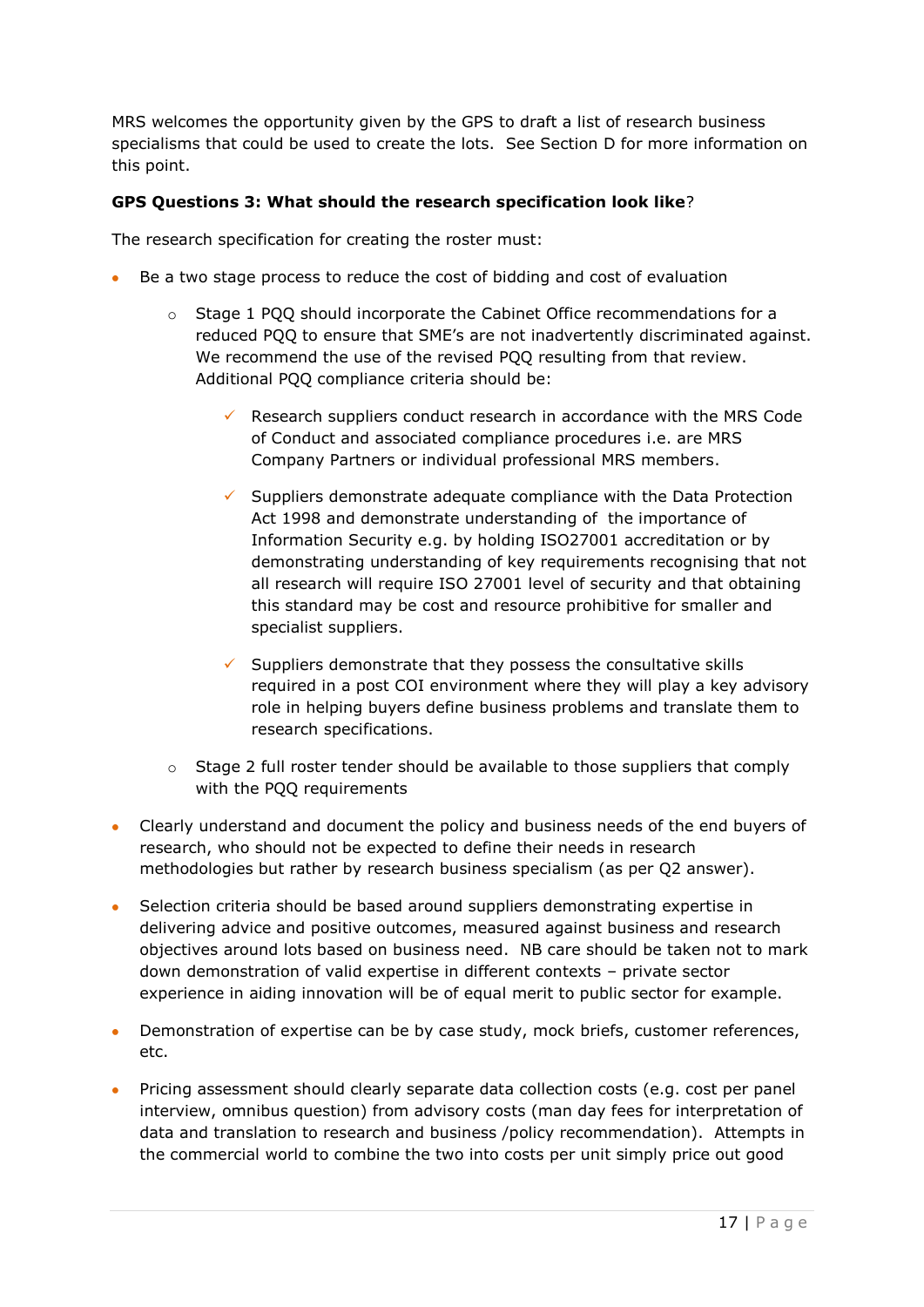MRS welcomes the opportunity given by the GPS to draft a list of research business specialisms that could be used to create the lots. See Section D for more information on this point.

**GPS Questions 3: What should the research specification look like**?

The research specification for creating the roster must:

- Be a two stage process to reduce the cost of bidding and cost of evaluation
  - Stage 1 PQQ should incorporate the Cabinet Office recommendations for a reduced PQQ to ensure that SME's are not inadvertently discriminated against. We recommend the use of the revised PQQ resulting from that review. Additional PQQ compliance criteria should be:
    - ✓ Research suppliers conduct research in accordance with the MRS Code of Conduct and associated compliance procedures i.e. are MRS Company Partners or individual professional MRS members.
    - ✓ Suppliers demonstrate adequate compliance with the Data Protection Act 1998 and demonstrate understanding of the importance of Information Security e.g. by holding ISO27001 accreditation or by demonstrating understanding of key requirements recognising that not all research will require ISO 27001 level of security and that obtaining this standard may be cost and resource prohibitive for smaller and specialist suppliers.
    - ✓ Suppliers demonstrate that they possess the consultative skills required in a post COI environment where they will play a key advisory role in helping buyers define business problems and translate them to research specifications.
  - Stage 2 full roster tender should be available to those suppliers that comply with the PQQ requirements
- Clearly understand and document the policy and business needs of the end buyers of research, who should not be expected to define their needs in research methodologies but rather by research business specialism (as per Q2 answer).
- Selection criteria should be based around suppliers demonstrating expertise in delivering advice and positive outcomes, measured against business and research objectives around lots based on business need. NB care should be taken not to mark down demonstration of valid expertise in different contexts – private sector experience in aiding innovation will be of equal merit to public sector for example.
- Demonstration of expertise can be by case study, mock briefs, customer references, etc.
- Pricing assessment should clearly separate data collection costs (e.g. cost per panel interview, omnibus question) from advisory costs (man day fees for interpretation of data and translation to research and business /policy recommendation). Attempts in the commercial world to combine the two into costs per unit simply price out good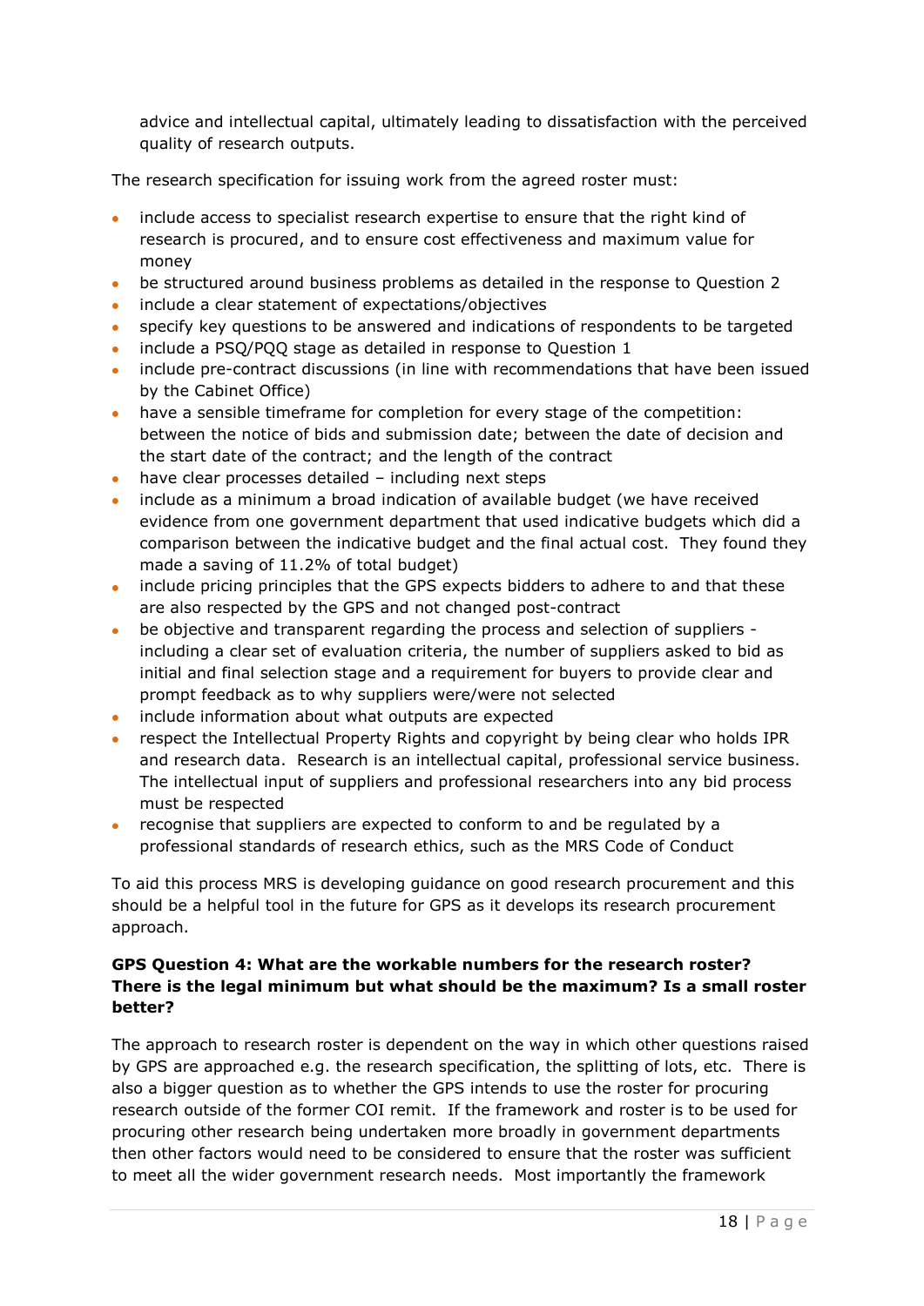advice and intellectual capital, ultimately leading to dissatisfaction with the perceived quality of research outputs.

The research specification for issuing work from the agreed roster must:

- include access to specialist research expertise to ensure that the right kind of research is procured, and to ensure cost effectiveness and maximum value for money
- be structured around business problems as detailed in the response to Question 2
- include a clear statement of expectations/objectives
- specify key questions to be answered and indications of respondents to be targeted
- include a PSQ/PQQ stage as detailed in response to Question 1
- include pre-contract discussions (in line with recommendations that have been issued by the Cabinet Office)
- have a sensible timeframe for completion for every stage of the competition: between the notice of bids and submission date; between the date of decision and the start date of the contract; and the length of the contract
- have clear processes detailed – including next steps
- include as a minimum a broad indication of available budget (we have received evidence from one government department that used indicative budgets which did a comparison between the indicative budget and the final actual cost. They found they made a saving of 11.2% of total budget)
- include pricing principles that the GPS expects bidders to adhere to and that these are also respected by the GPS and not changed post-contract
- be objective and transparent regarding the process and selection of suppliers - including a clear set of evaluation criteria, the number of suppliers asked to bid as initial and final selection stage and a requirement for buyers to provide clear and prompt feedback as to why suppliers were/were not selected
- include information about what outputs are expected
- respect the Intellectual Property Rights and copyright by being clear who holds IPR and research data. Research is an intellectual capital, professional service business. The intellectual input of suppliers and professional researchers into any bid process must be respected
- recognise that suppliers are expected to conform to and be regulated by a professional standards of research ethics, such as the MRS Code of Conduct

To aid this process MRS is developing guidance on good research procurement and this should be a helpful tool in the future for GPS as it develops its research procurement approach.

**GPS Question 4: What are the workable numbers for the research roster? There is the legal minimum but what should be the maximum? Is a small roster better?**

The approach to research roster is dependent on the way in which other questions raised by GPS are approached e.g. the research specification, the splitting of lots, etc. There is also a bigger question as to whether the GPS intends to use the roster for procuring research outside of the former COI remit. If the framework and roster is to be used for procuring other research being undertaken more broadly in government departments then other factors would need to be considered to ensure that the roster was sufficient to meet all the wider government research needs. Most importantly the framework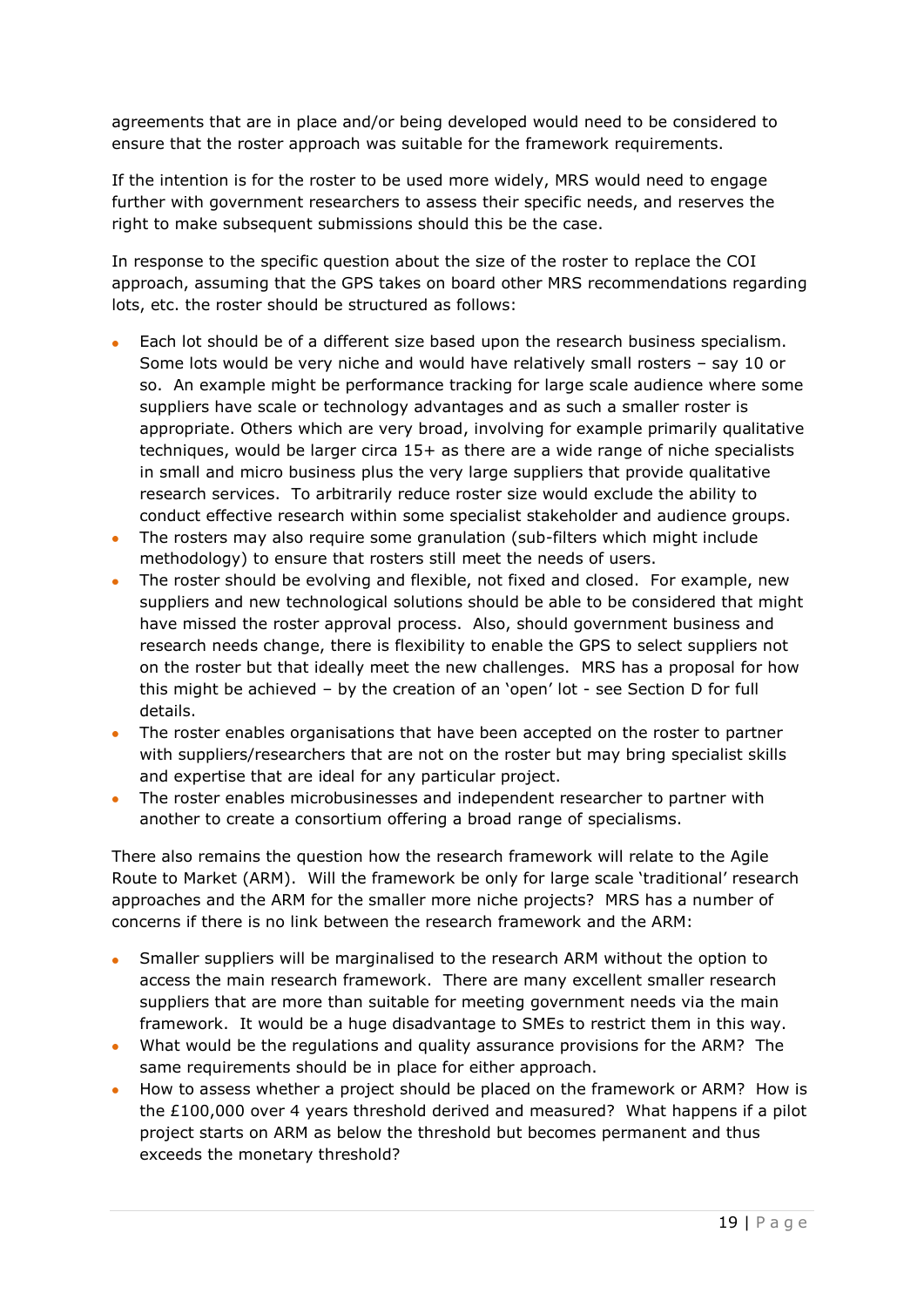agreements that are in place and/or being developed would need to be considered to ensure that the roster approach was suitable for the framework requirements.

If the intention is for the roster to be used more widely, MRS would need to engage further with government researchers to assess their specific needs, and reserves the right to make subsequent submissions should this be the case.

In response to the specific question about the size of the roster to replace the COI approach, assuming that the GPS takes on board other MRS recommendations regarding lots, etc. the roster should be structured as follows:

- Each lot should be of a different size based upon the research business specialism. Some lots would be very niche and would have relatively small rosters – say 10 or so. An example might be performance tracking for large scale audience where some suppliers have scale or technology advantages and as such a smaller roster is appropriate. Others which are very broad, involving for example primarily qualitative techniques, would be larger circa 15+ as there are a wide range of niche specialists in small and micro business plus the very large suppliers that provide qualitative research services. To arbitrarily reduce roster size would exclude the ability to conduct effective research within some specialist stakeholder and audience groups.
- The rosters may also require some granulation (sub-filters which might include methodology) to ensure that rosters still meet the needs of users.
- The roster should be evolving and flexible, not fixed and closed. For example, new suppliers and new technological solutions should be able to be considered that might have missed the roster approval process. Also, should government business and research needs change, there is flexibility to enable the GPS to select suppliers not on the roster but that ideally meet the new challenges. MRS has a proposal for how this might be achieved – by the creation of an 'open' lot - see Section D for full details.
- The roster enables organisations that have been accepted on the roster to partner with suppliers/researchers that are not on the roster but may bring specialist skills and expertise that are ideal for any particular project.
- The roster enables microbusinesses and independent researcher to partner with another to create a consortium offering a broad range of specialisms.

There also remains the question how the research framework will relate to the Agile Route to Market (ARM). Will the framework be only for large scale 'traditional' research approaches and the ARM for the smaller more niche projects? MRS has a number of concerns if there is no link between the research framework and the ARM:

- Smaller suppliers will be marginalised to the research ARM without the option to access the main research framework. There are many excellent smaller research suppliers that are more than suitable for meeting government needs via the main framework. It would be a huge disadvantage to SMEs to restrict them in this way.
- What would be the regulations and quality assurance provisions for the ARM? The same requirements should be in place for either approach.
- How to assess whether a project should be placed on the framework or ARM? How is the £100,000 over 4 years threshold derived and measured? What happens if a pilot project starts on ARM as below the threshold but becomes permanent and thus exceeds the monetary threshold?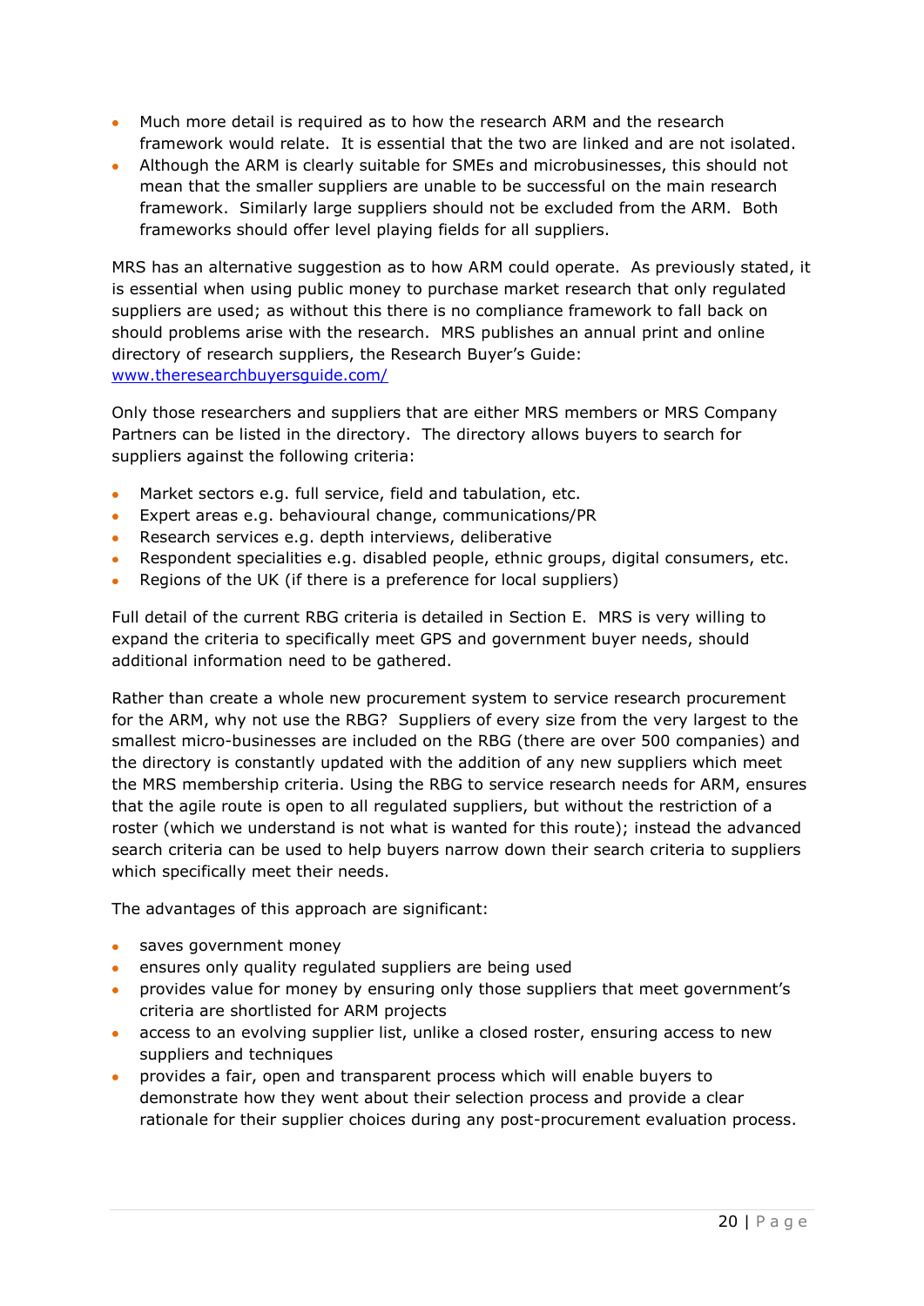- Much more detail is required as to how the research ARM and the research framework would relate. It is essential that the two are linked and are not isolated.
- Although the ARM is clearly suitable for SMEs and microbusinesses, this should not mean that the smaller suppliers are unable to be successful on the main research framework. Similarly large suppliers should not be excluded from the ARM. Both frameworks should offer level playing fields for all suppliers.

MRS has an alternative suggestion as to how ARM could operate. As previously stated, it is essential when using public money to purchase market research that only regulated suppliers are used; as without this there is no compliance framework to fall back on should problems arise with the research. MRS publishes an annual print and online directory of research suppliers, the Research Buyer's Guide: [www.theresearchbuyersguide.com/](www.theresearchbuyersguide.com/)

Only those researchers and suppliers that are either MRS members or MRS Company Partners can be listed in the directory. The directory allows buyers to search for suppliers against the following criteria:

- Market sectors e.g. full service, field and tabulation, etc.
- Expert areas e.g. behavioural change, communications/PR
- Research services e.g. depth interviews, deliberative
- Respondent specialities e.g. disabled people, ethnic groups, digital consumers, etc.
- Regions of the UK (if there is a preference for local suppliers)

Full detail of the current RBG criteria is detailed in Section E. MRS is very willing to expand the criteria to specifically meet GPS and government buyer needs, should additional information need to be gathered.

Rather than create a whole new procurement system to service research procurement for the ARM, why not use the RBG? Suppliers of every size from the very largest to the smallest micro-businesses are included on the RBG (there are over 500 companies) and the directory is constantly updated with the addition of any new suppliers which meet the MRS membership criteria. Using the RBG to service research needs for ARM, ensures that the agile route is open to all regulated suppliers, but without the restriction of a roster (which we understand is not what is wanted for this route); instead the advanced search criteria can be used to help buyers narrow down their search criteria to suppliers which specifically meet their needs.

The advantages of this approach are significant:

- saves government money
- ensures only quality regulated suppliers are being used
- provides value for money by ensuring only those suppliers that meet government's criteria are shortlisted for ARM projects
- access to an evolving supplier list, unlike a closed roster, ensuring access to new suppliers and techniques
- provides a fair, open and transparent process which will enable buyers to demonstrate how they went about their selection process and provide a clear rationale for their supplier choices during any post-procurement evaluation process.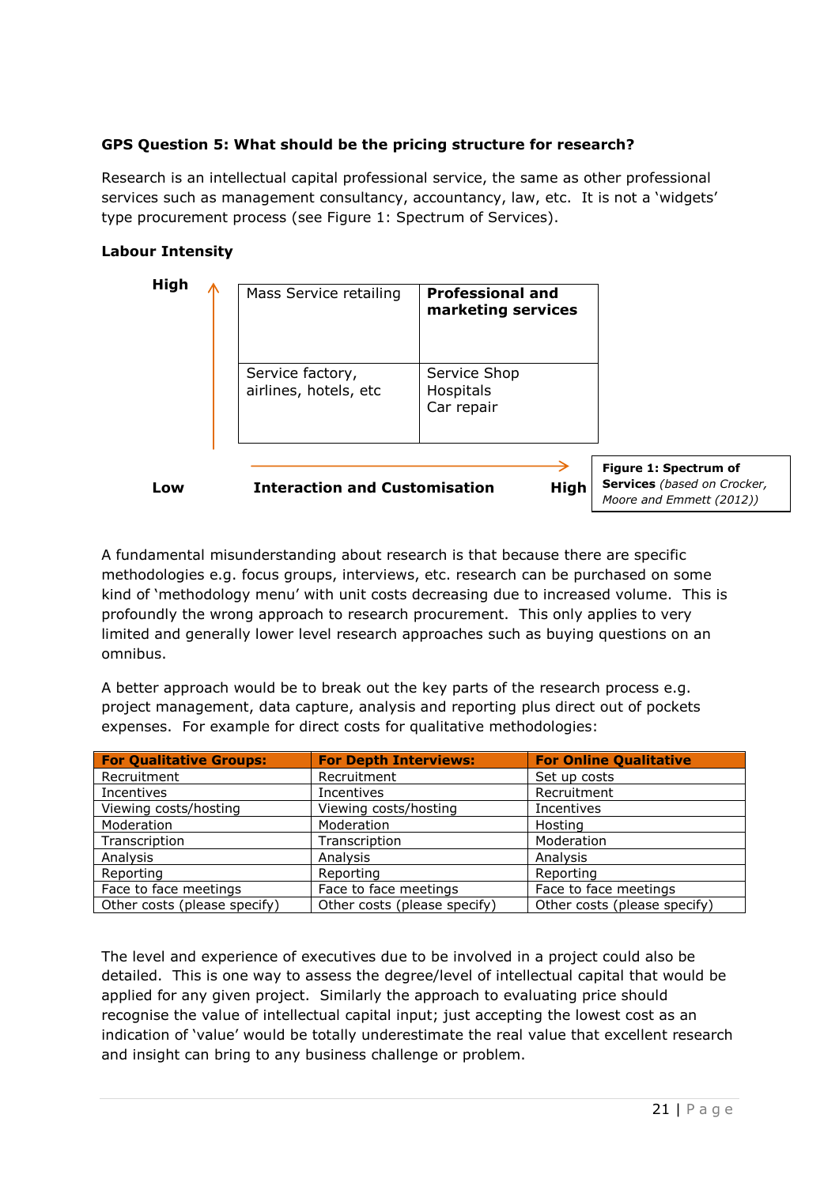**GPS Question 5: What should be the pricing structure for research?**

Research is an intellectual capital professional service, the same as other professional services such as management consultancy, accountancy, law, etc. It is not a 'widgets' type procurement process (see Figure 1: Spectrum of Services).

**Labour Intensity**

| High ↑ | | |
|---|---|---|
| | Mass Service retailing | **Professional and marketing services** |
| | Service factory, airlines, hotels, etc | Service Shop<br>Hospitals<br>Car repair |
| Low | **Interaction and Customisation** → | **High** |

**Figure 1: Spectrum of Services** *(based on Crocker, Moore and Emmett (2012))*

A fundamental misunderstanding about research is that because there are specific methodologies e.g. focus groups, interviews, etc. research can be purchased on some kind of 'methodology menu' with unit costs decreasing due to increased volume. This is profoundly the wrong approach to research procurement. This only applies to very limited and generally lower level research approaches such as buying questions on an omnibus.

A better approach would be to break out the key parts of the research process e.g. project management, data capture, analysis and reporting plus direct out of pockets expenses. For example for direct costs for qualitative methodologies:

| For Qualitative Groups: | For Depth Interviews: | For Online Qualitative |
|---|---|---|
| Recruitment | Recruitment | Set up costs |
| Incentives | Incentives | Recruitment |
| Viewing costs/hosting | Viewing costs/hosting | Incentives |
| Moderation | Moderation | Hosting |
| Transcription | Transcription | Moderation |
| Analysis | Analysis | Analysis |
| Reporting | Reporting | Reporting |
| Face to face meetings | Face to face meetings | Face to face meetings |
| Other costs (please specify) | Other costs (please specify) | Other costs (please specify) |

The level and experience of executives due to be involved in a project could also be detailed. This is one way to assess the degree/level of intellectual capital that would be applied for any given project. Similarly the approach to evaluating price should recognise the value of intellectual capital input; just accepting the lowest cost as an indication of 'value' would be totally underestimate the real value that excellent research and insight can bring to any business challenge or problem.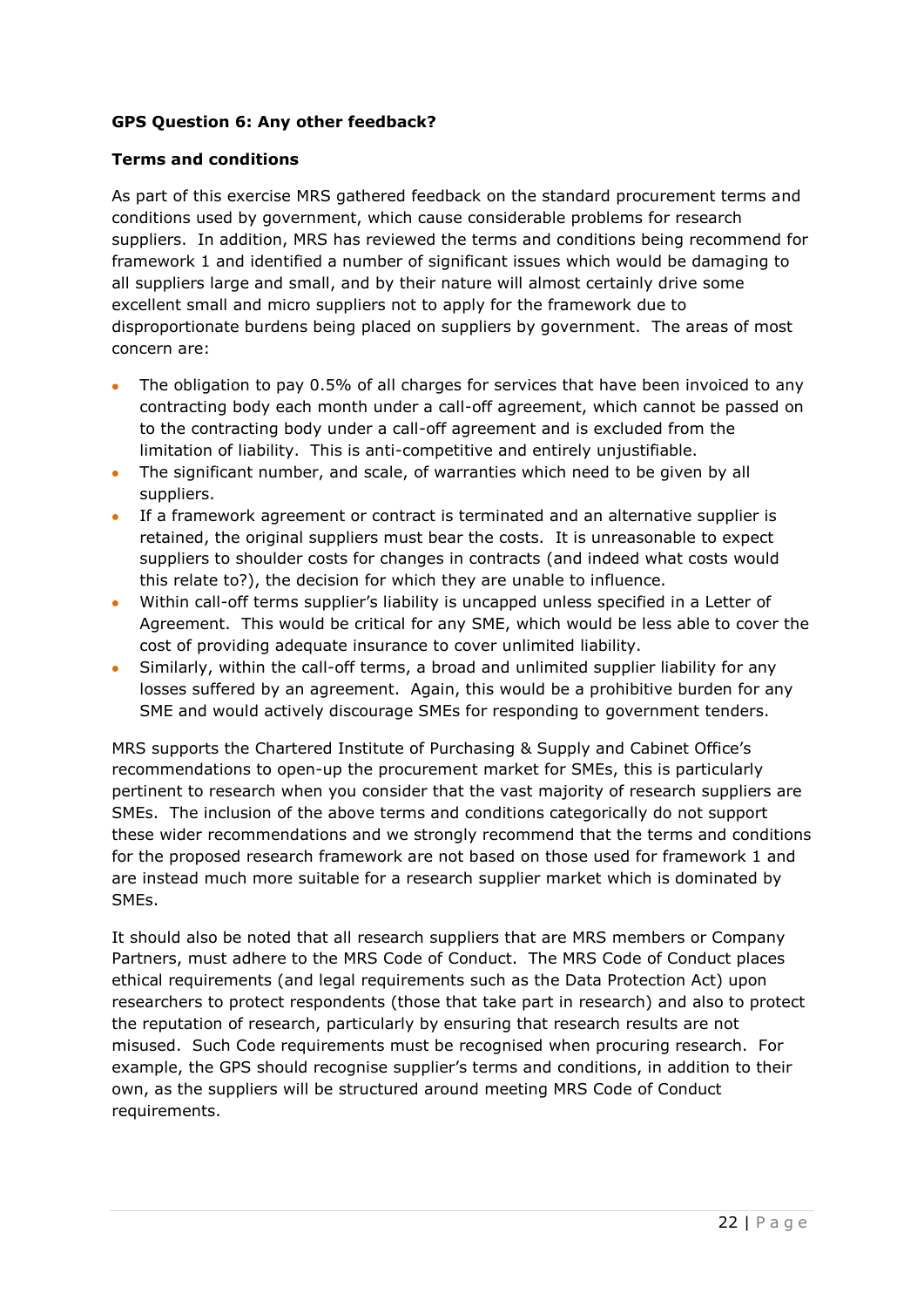**GPS Question 6: Any other feedback?**

**Terms and conditions**

As part of this exercise MRS gathered feedback on the standard procurement terms and conditions used by government, which cause considerable problems for research suppliers. In addition, MRS has reviewed the terms and conditions being recommend for framework 1 and identified a number of significant issues which would be damaging to all suppliers large and small, and by their nature will almost certainly drive some excellent small and micro suppliers not to apply for the framework due to disproportionate burdens being placed on suppliers by government. The areas of most concern are:

- The obligation to pay 0.5% of all charges for services that have been invoiced to any contracting body each month under a call-off agreement, which cannot be passed on to the contracting body under a call-off agreement and is excluded from the limitation of liability. This is anti-competitive and entirely unjustifiable.
- The significant number, and scale, of warranties which need to be given by all suppliers.
- If a framework agreement or contract is terminated and an alternative supplier is retained, the original suppliers must bear the costs. It is unreasonable to expect suppliers to shoulder costs for changes in contracts (and indeed what costs would this relate to?), the decision for which they are unable to influence.
- Within call-off terms supplier's liability is uncapped unless specified in a Letter of Agreement. This would be critical for any SME, which would be less able to cover the cost of providing adequate insurance to cover unlimited liability.
- Similarly, within the call-off terms, a broad and unlimited supplier liability for any losses suffered by an agreement. Again, this would be a prohibitive burden for any SME and would actively discourage SMEs for responding to government tenders.

MRS supports the Chartered Institute of Purchasing & Supply and Cabinet Office's recommendations to open-up the procurement market for SMEs, this is particularly pertinent to research when you consider that the vast majority of research suppliers are SMEs. The inclusion of the above terms and conditions categorically do not support these wider recommendations and we strongly recommend that the terms and conditions for the proposed research framework are not based on those used for framework 1 and are instead much more suitable for a research supplier market which is dominated by SMEs.

It should also be noted that all research suppliers that are MRS members or Company Partners, must adhere to the MRS Code of Conduct. The MRS Code of Conduct places ethical requirements (and legal requirements such as the Data Protection Act) upon researchers to protect respondents (those that take part in research) and also to protect the reputation of research, particularly by ensuring that research results are not misused. Such Code requirements must be recognised when procuring research. For example, the GPS should recognise supplier's terms and conditions, in addition to their own, as the suppliers will be structured around meeting MRS Code of Conduct requirements.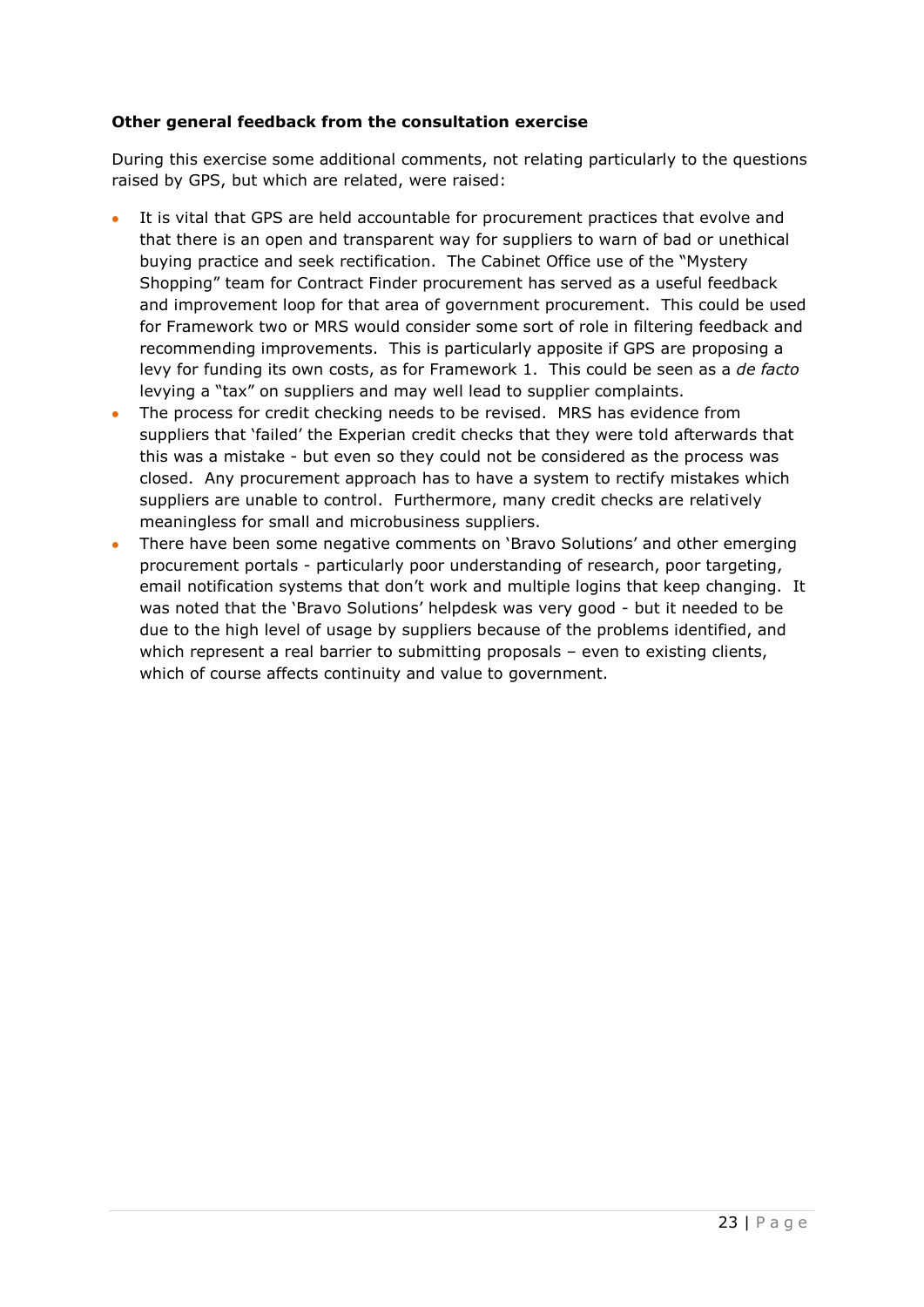**Other general feedback from the consultation exercise**

During this exercise some additional comments, not relating particularly to the questions raised by GPS, but which are related, were raised:

- It is vital that GPS are held accountable for procurement practices that evolve and that there is an open and transparent way for suppliers to warn of bad or unethical buying practice and seek rectification. The Cabinet Office use of the "Mystery Shopping" team for Contract Finder procurement has served as a useful feedback and improvement loop for that area of government procurement. This could be used for Framework two or MRS would consider some sort of role in filtering feedback and recommending improvements. This is particularly apposite if GPS are proposing a levy for funding its own costs, as for Framework 1. This could be seen as a *de facto* levying a "tax" on suppliers and may well lead to supplier complaints.
- The process for credit checking needs to be revised. MRS has evidence from suppliers that 'failed' the Experian credit checks that they were told afterwards that this was a mistake - but even so they could not be considered as the process was closed. Any procurement approach has to have a system to rectify mistakes which suppliers are unable to control. Furthermore, many credit checks are relatively meaningless for small and microbusiness suppliers.
- There have been some negative comments on 'Bravo Solutions' and other emerging procurement portals - particularly poor understanding of research, poor targeting, email notification systems that don't work and multiple logins that keep changing. It was noted that the 'Bravo Solutions' helpdesk was very good - but it needed to be due to the high level of usage by suppliers because of the problems identified, and which represent a real barrier to submitting proposals – even to existing clients, which of course affects continuity and value to government.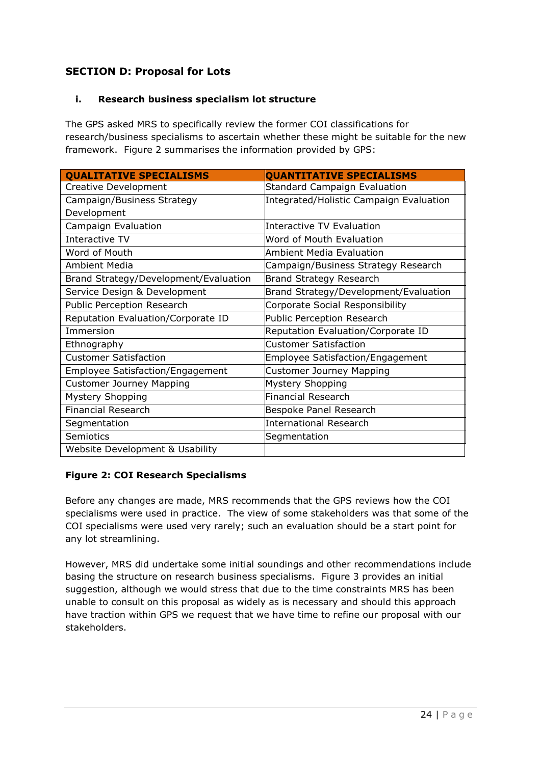## SECTION D: Proposal for Lots

### i. Research business specialism lot structure

The GPS asked MRS to specifically review the former COI classifications for research/business specialisms to ascertain whether these might be suitable for the new framework. Figure 2 summarises the information provided by GPS:

| QUALITATIVE SPECIALISMS | QUANTITATIVE SPECIALISMS |
|---|---|
| Creative Development | Standard Campaign Evaluation |
| Campaign/Business Strategy Development | Integrated/Holistic Campaign Evaluation |
| Campaign Evaluation | Interactive TV Evaluation |
| Interactive TV | Word of Mouth Evaluation |
| Word of Mouth | Ambient Media Evaluation |
| Ambient Media | Campaign/Business Strategy Research |
| Brand Strategy/Development/Evaluation | Brand Strategy Research |
| Service Design & Development | Brand Strategy/Development/Evaluation |
| Public Perception Research | Corporate Social Responsibility |
| Reputation Evaluation/Corporate ID | Public Perception Research |
| Immersion | Reputation Evaluation/Corporate ID |
| Ethnography | Customer Satisfaction |
| Customer Satisfaction | Employee Satisfaction/Engagement |
| Employee Satisfaction/Engagement | Customer Journey Mapping |
| Customer Journey Mapping | Mystery Shopping |
| Mystery Shopping | Financial Research |
| Financial Research | Bespoke Panel Research |
| Segmentation | International Research |
| Semiotics | Segmentation |
| Website Development & Usability | |

**Figure 2: COI Research Specialisms**

Before any changes are made, MRS recommends that the GPS reviews how the COI specialisms were used in practice. The view of some stakeholders was that some of the COI specialisms were used very rarely; such an evaluation should be a start point for any lot streamlining.

However, MRS did undertake some initial soundings and other recommendations include basing the structure on research business specialisms. Figure 3 provides an initial suggestion, although we would stress that due to the time constraints MRS has been unable to consult on this proposal as widely as is necessary and should this approach have traction within GPS we request that we have time to refine our proposal with our stakeholders.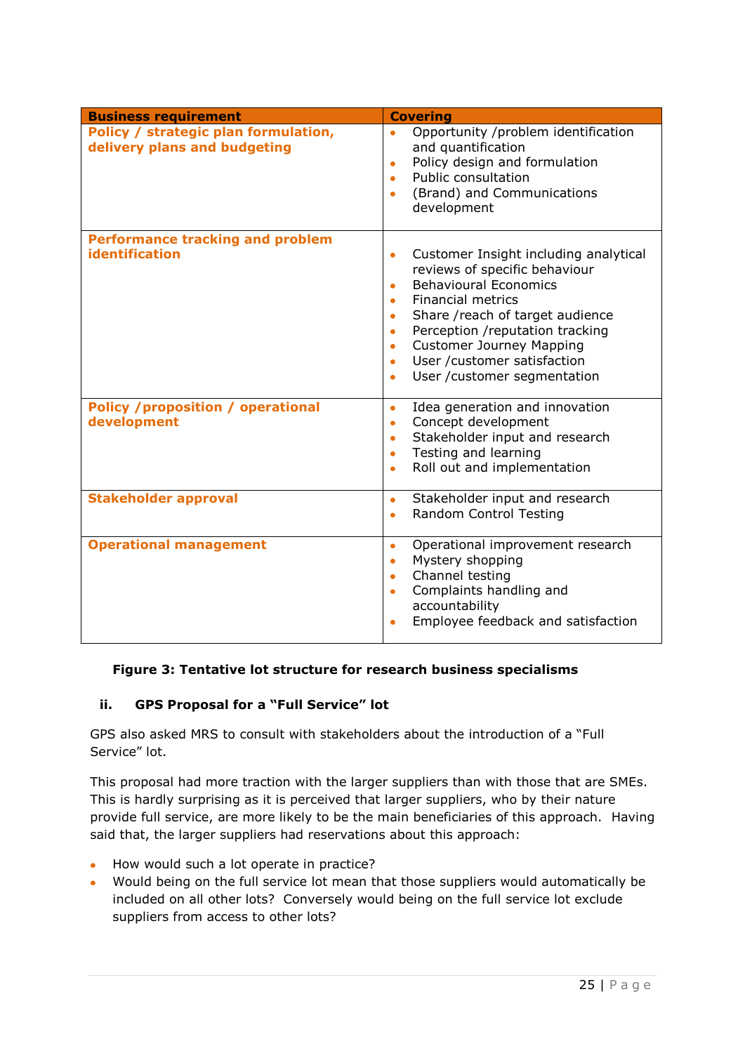| Business requirement | Covering |
|---|---|
| **Policy / strategic plan formulation, delivery plans and budgeting** | • Opportunity /problem identification and quantification<br>• Policy design and formulation<br>• Public consultation<br>• (Brand) and Communications development |
| **Performance tracking and problem identification** | • Customer Insight including analytical reviews of specific behaviour<br>• Behavioural Economics<br>• Financial metrics<br>• Share /reach of target audience<br>• Perception /reputation tracking<br>• Customer Journey Mapping<br>• User /customer satisfaction<br>• User /customer segmentation |
| **Policy /proposition / operational development** | • Idea generation and innovation<br>• Concept development<br>• Stakeholder input and research<br>• Testing and learning<br>• Roll out and implementation |
| **Stakeholder approval** | • Stakeholder input and research<br>• Random Control Testing |
| **Operational management** | • Operational improvement research<br>• Mystery shopping<br>• Channel testing<br>• Complaints handling and accountability<br>• Employee feedback and satisfaction |

**Figure 3: Tentative lot structure for research business specialisms**

### ii. GPS Proposal for a "Full Service" lot

GPS also asked MRS to consult with stakeholders about the introduction of a "Full Service" lot.

This proposal had more traction with the larger suppliers than with those that are SMEs. This is hardly surprising as it is perceived that larger suppliers, who by their nature provide full service, are more likely to be the main beneficiaries of this approach. Having said that, the larger suppliers had reservations about this approach:

- How would such a lot operate in practice?
- Would being on the full service lot mean that those suppliers would automatically be included on all other lots? Conversely would being on the full service lot exclude suppliers from access to other lots?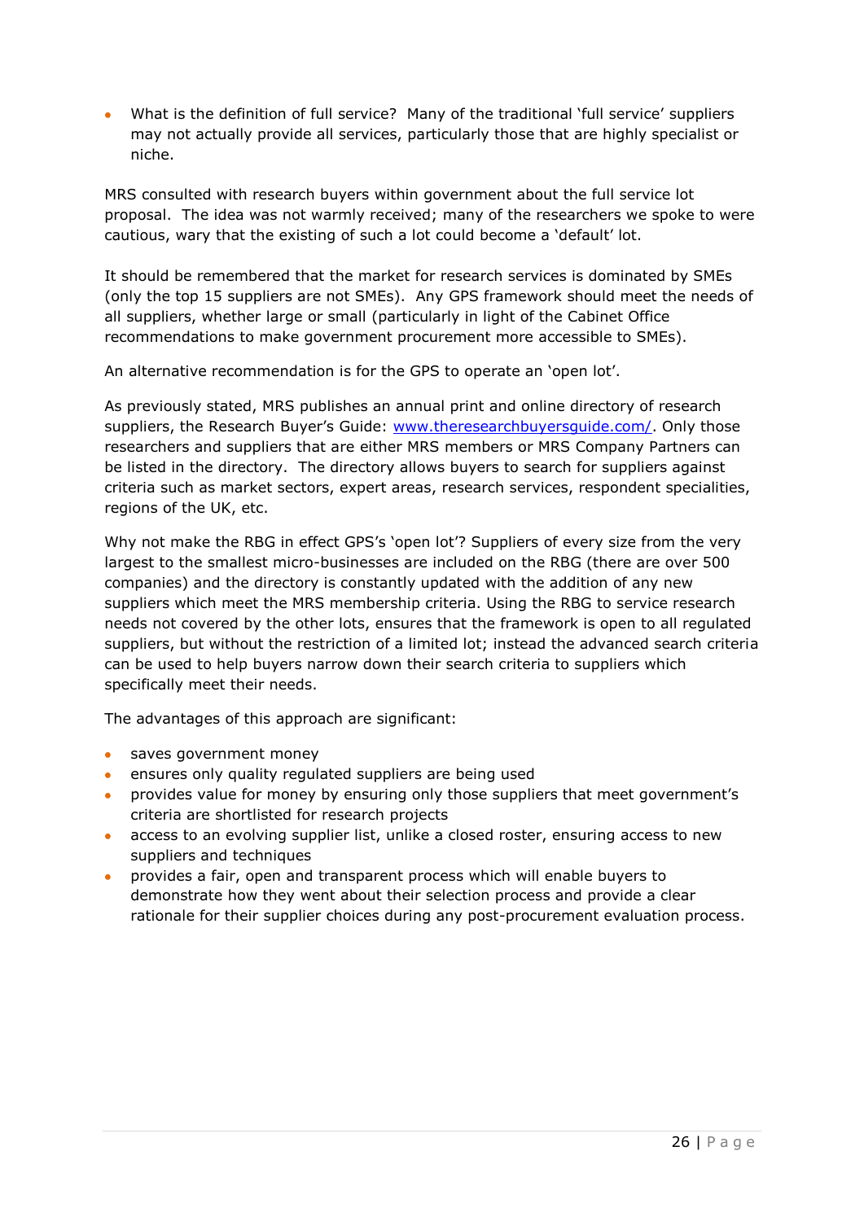- What is the definition of full service? Many of the traditional 'full service' suppliers may not actually provide all services, particularly those that are highly specialist or niche.

MRS consulted with research buyers within government about the full service lot proposal. The idea was not warmly received; many of the researchers we spoke to were cautious, wary that the existing of such a lot could become a 'default' lot.

It should be remembered that the market for research services is dominated by SMEs (only the top 15 suppliers are not SMEs). Any GPS framework should meet the needs of all suppliers, whether large or small (particularly in light of the Cabinet Office recommendations to make government procurement more accessible to SMEs).

An alternative recommendation is for the GPS to operate an 'open lot'.

As previously stated, MRS publishes an annual print and online directory of research suppliers, the Research Buyer's Guide: www.theresearchbuyersguide.com/. Only those researchers and suppliers that are either MRS members or MRS Company Partners can be listed in the directory. The directory allows buyers to search for suppliers against criteria such as market sectors, expert areas, research services, respondent specialities, regions of the UK, etc.

Why not make the RBG in effect GPS's 'open lot'? Suppliers of every size from the very largest to the smallest micro-businesses are included on the RBG (there are over 500 companies) and the directory is constantly updated with the addition of any new suppliers which meet the MRS membership criteria. Using the RBG to service research needs not covered by the other lots, ensures that the framework is open to all regulated suppliers, but without the restriction of a limited lot; instead the advanced search criteria can be used to help buyers narrow down their search criteria to suppliers which specifically meet their needs.

The advantages of this approach are significant:

- saves government money
- ensures only quality regulated suppliers are being used
- provides value for money by ensuring only those suppliers that meet government's criteria are shortlisted for research projects
- access to an evolving supplier list, unlike a closed roster, ensuring access to new suppliers and techniques
- provides a fair, open and transparent process which will enable buyers to demonstrate how they went about their selection process and provide a clear rationale for their supplier choices during any post-procurement evaluation process.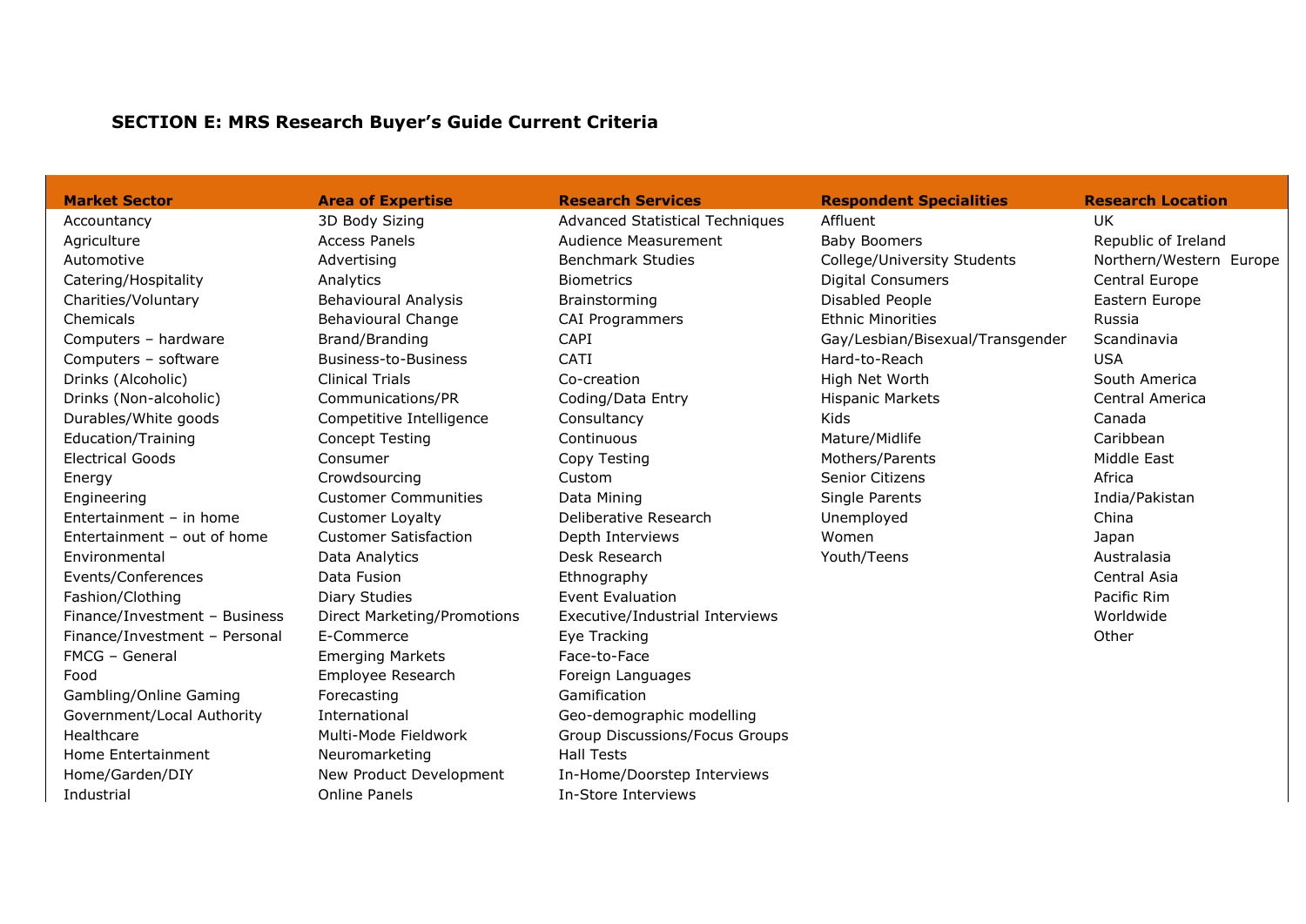### SECTION E: MRS Research Buyer's Guide Current Criteria

| Market Sector | Area of Expertise | Research Services | Respondent Specialities | Research Location |
|---|---|---|---|---|
| Accountancy | 3D Body Sizing | Advanced Statistical Techniques | Affluent | UK |
| Agriculture | Access Panels | Audience Measurement | Baby Boomers | Republic of Ireland |
| Automotive | Advertising | Benchmark Studies | College/University Students | Northern/Western Europe |
| Catering/Hospitality | Analytics | Biometrics | Digital Consumers | Central Europe |
| Charities/Voluntary | Behavioural Analysis | Brainstorming | Disabled People | Eastern Europe |
| Chemicals | Behavioural Change | CAI Programmers | Ethnic Minorities | Russia |
| Computers – hardware | Brand/Branding | CAPI | Gay/Lesbian/Bisexual/Transgender | Scandinavia |
| Computers – software | Business-to-Business | CATI | Hard-to-Reach | USA |
| Drinks (Alcoholic) | Clinical Trials | Co-creation | High Net Worth | South America |
| Drinks (Non-alcoholic) | Communications/PR | Coding/Data Entry | Hispanic Markets | Central America |
| Durables/White goods | Competitive Intelligence | Consultancy | Kids | Canada |
| Education/Training | Concept Testing | Continuous | Mature/Midlife | Caribbean |
| Electrical Goods | Consumer | Copy Testing | Mothers/Parents | Middle East |
| Energy | Crowdsourcing | Custom | Senior Citizens | Africa |
| Engineering | Customer Communities | Data Mining | Single Parents | India/Pakistan |
| Entertainment – in home | Customer Loyalty | Deliberative Research | Unemployed | China |
| Entertainment – out of home | Customer Satisfaction | Depth Interviews | Women | Japan |
| Environmental | Data Analytics | Desk Research | Youth/Teens | Australasia |
| Events/Conferences | Data Fusion | Ethnography | | Central Asia |
| Fashion/Clothing | Diary Studies | Event Evaluation | | Pacific Rim |
| Finance/Investment – Business | Direct Marketing/Promotions | Executive/Industrial Interviews | | Worldwide |
| Finance/Investment – Personal | E-Commerce | Eye Tracking | | Other |
| FMCG – General | Emerging Markets | Face-to-Face | | |
| Food | Employee Research | Foreign Languages | | |
| Gambling/Online Gaming | Forecasting | Gamification | | |
| Government/Local Authority | International | Geo-demographic modelling | | |
| Healthcare | Multi-Mode Fieldwork | Group Discussions/Focus Groups | | |
| Home Entertainment | Neuromarketing | Hall Tests | | |
| Home/Garden/DIY | New Product Development | In-Home/Doorstep Interviews | | |
| Industrial | Online Panels | In-Store Interviews | | |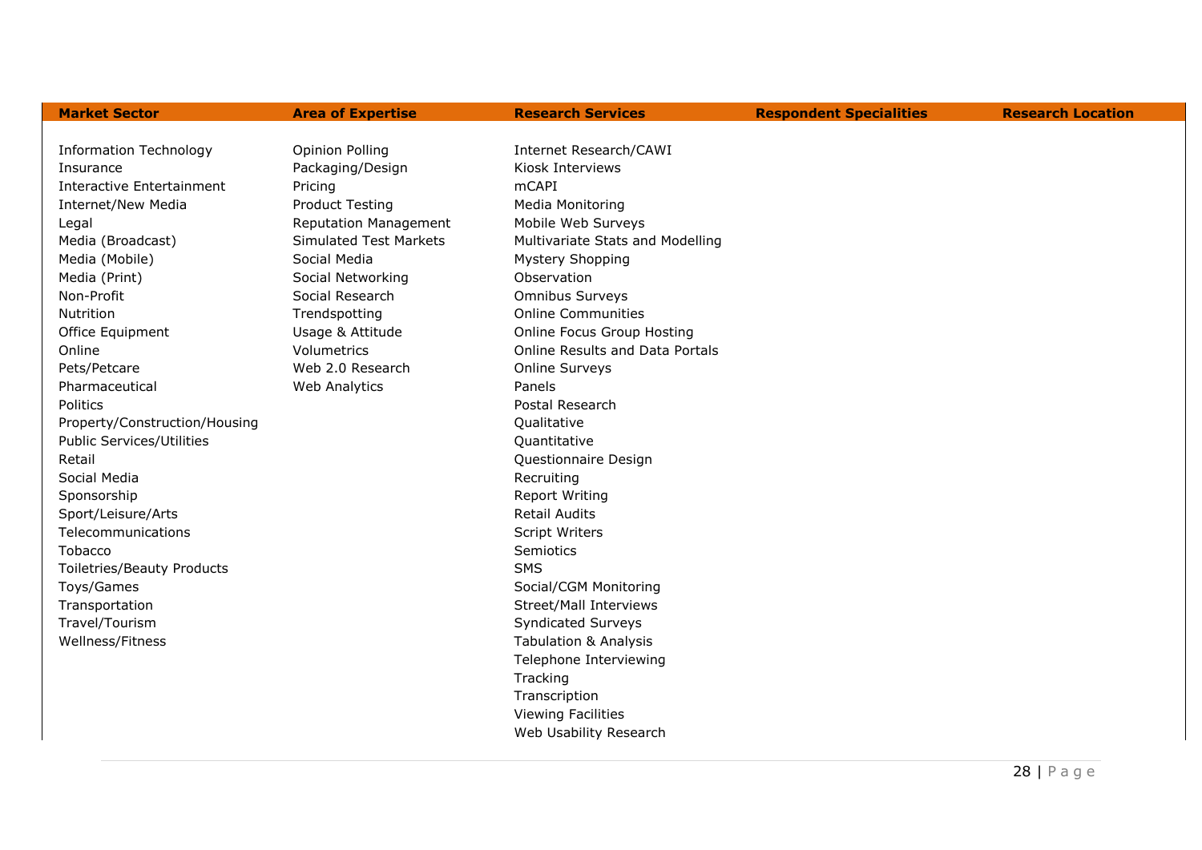| Market Sector | Area of Expertise | Research Services | Respondent Specialities | Research Location |
|---|---|---|---|---|
| Information Technology | Opinion Polling | Internet Research/CAWI | | |
| Insurance | Packaging/Design | Kiosk Interviews | | |
| Interactive Entertainment | Pricing | mCAPI | | |
| Internet/New Media | Product Testing | Media Monitoring | | |
| Legal | Reputation Management | Mobile Web Surveys | | |
| Media (Broadcast) | Simulated Test Markets | Multivariate Stats and Modelling | | |
| Media (Mobile) | Social Media | Mystery Shopping | | |
| Media (Print) | Social Networking | Observation | | |
| Non-Profit | Social Research | Omnibus Surveys | | |
| Nutrition | Trendspotting | Online Communities | | |
| Office Equipment | Usage & Attitude | Online Focus Group Hosting | | |
| Online | Volumetrics | Online Results and Data Portals | | |
| Pets/Petcare | Web 2.0 Research | Online Surveys | | |
| Pharmaceutical | Web Analytics | Panels | | |
| Politics | | Postal Research | | |
| Property/Construction/Housing | | Qualitative | | |
| Public Services/Utilities | | Quantitative | | |
| Retail | | Questionnaire Design | | |
| Social Media | | Recruiting | | |
| Sponsorship | | Report Writing | | |
| Sport/Leisure/Arts | | Retail Audits | | |
| Telecommunications | | Script Writers | | |
| Tobacco | | Semiotics | | |
| Toiletries/Beauty Products | | SMS | | |
| Toys/Games | | Social/CGM Monitoring | | |
| Transportation | | Street/Mall Interviews | | |
| Travel/Tourism | | Syndicated Surveys | | |
| Wellness/Fitness | | Tabulation & Analysis | | |
| | | Telephone Interviewing | | |
| | | Tracking | | |
| | | Transcription | | |
| | | Viewing Facilities | | |
| | | Web Usability Research | | |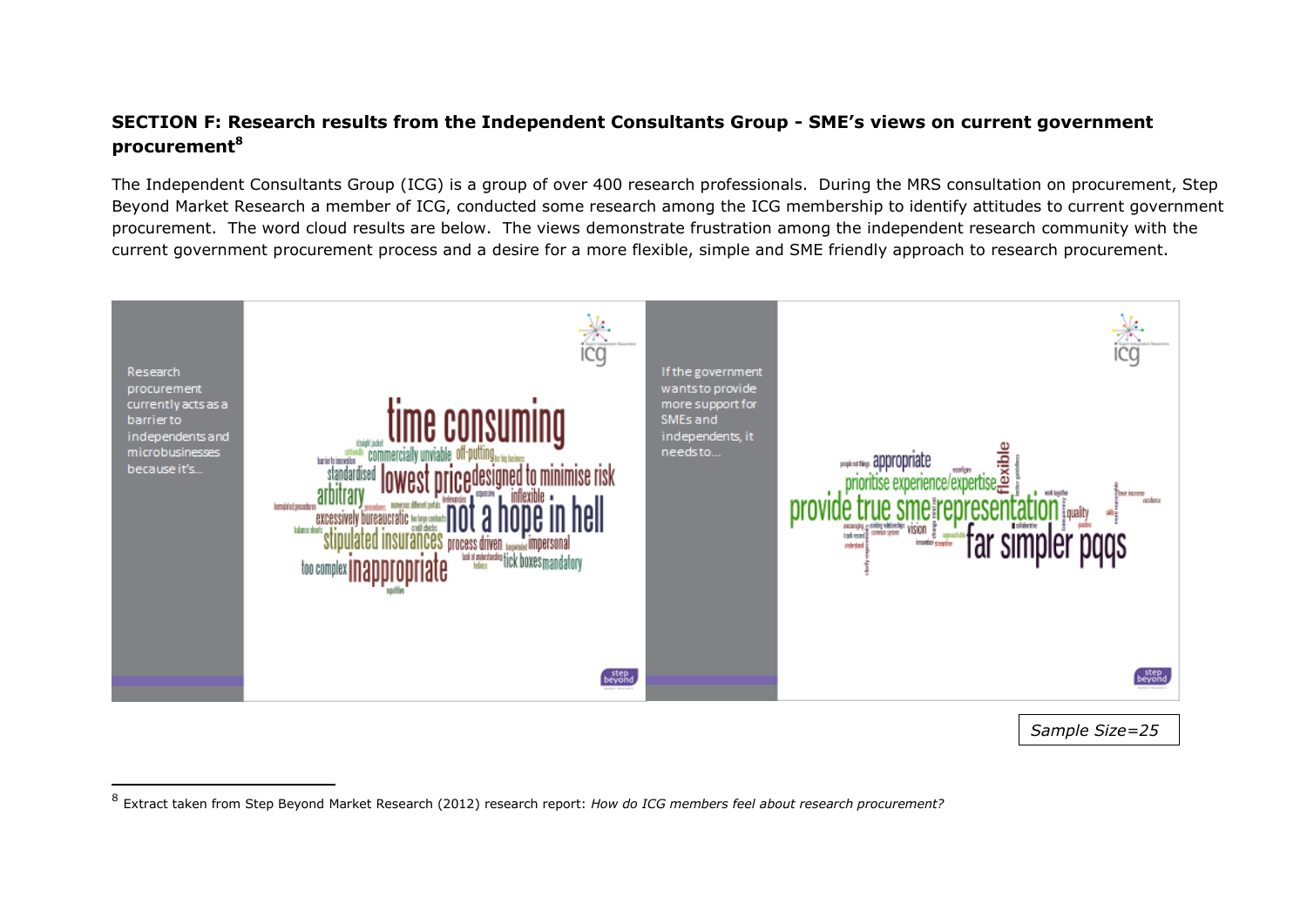**SECTION F: Research results from the Independent Consultants Group - SME's views on current government procurement[8]**

The Independent Consultants Group (ICG) is a group of over 400 research professionals. During the MRS consultation on procurement, Step Beyond Market Research a member of ICG, conducted some research among the ICG membership to identify attitudes to current government procurement. The word cloud results are below. The views demonstrate frustration among the independent research community with the current government procurement process and a desire for a more flexible, simple and SME friendly approach to research procurement.

Research procurement currently acts as a barrier to independents and microbusinesses because it's...

If the government wants to provide more support for SMEs and independents, it needs to...

*Sample Size=25*

---

[8] Extract taken from Step Beyond Market Research (2012) research report: *How do ICG members feel about research procurement?*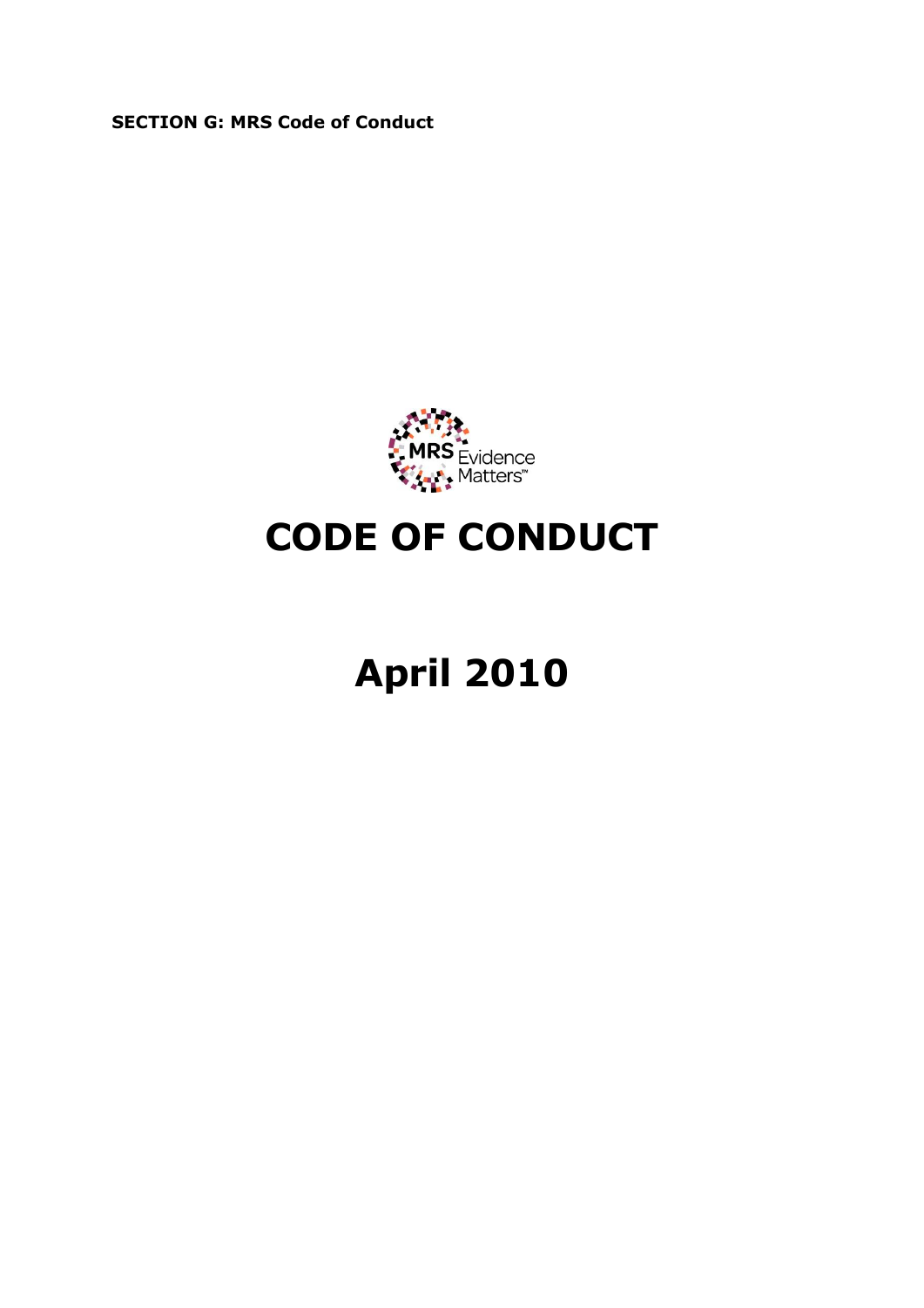**SECTION G: MRS Code of Conduct**

# CODE OF CONDUCT

# April 2010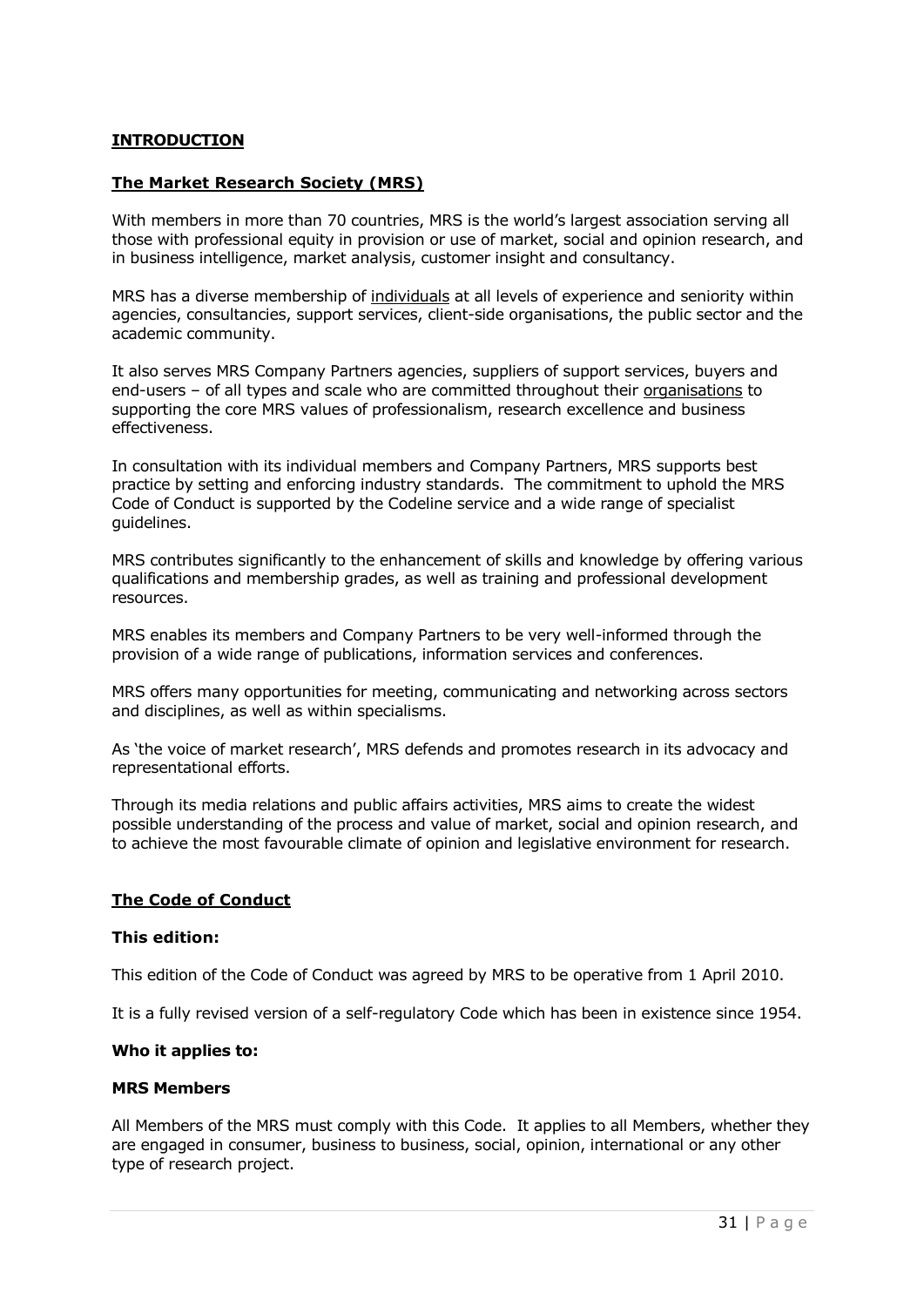## INTRODUCTION

### The Market Research Society (MRS)

With members in more than 70 countries, MRS is the world's largest association serving all those with professional equity in provision or use of market, social and opinion research, and in business intelligence, market analysis, customer insight and consultancy.

MRS has a diverse membership of individuals at all levels of experience and seniority within agencies, consultancies, support services, client-side organisations, the public sector and the academic community.

It also serves MRS Company Partners agencies, suppliers of support services, buyers and end-users – of all types and scale who are committed throughout their organisations to supporting the core MRS values of professionalism, research excellence and business effectiveness.

In consultation with its individual members and Company Partners, MRS supports best practice by setting and enforcing industry standards. The commitment to uphold the MRS Code of Conduct is supported by the Codeline service and a wide range of specialist guidelines.

MRS contributes significantly to the enhancement of skills and knowledge by offering various qualifications and membership grades, as well as training and professional development resources.

MRS enables its members and Company Partners to be very well-informed through the provision of a wide range of publications, information services and conferences.

MRS offers many opportunities for meeting, communicating and networking across sectors and disciplines, as well as within specialisms.

As 'the voice of market research', MRS defends and promotes research in its advocacy and representational efforts.

Through its media relations and public affairs activities, MRS aims to create the widest possible understanding of the process and value of market, social and opinion research, and to achieve the most favourable climate of opinion and legislative environment for research.

### The Code of Conduct

**This edition:**

This edition of the Code of Conduct was agreed by MRS to be operative from 1 April 2010.

It is a fully revised version of a self-regulatory Code which has been in existence since 1954.

**Who it applies to:**

**MRS Members**

All Members of the MRS must comply with this Code. It applies to all Members, whether they are engaged in consumer, business to business, social, opinion, international or any other type of research project.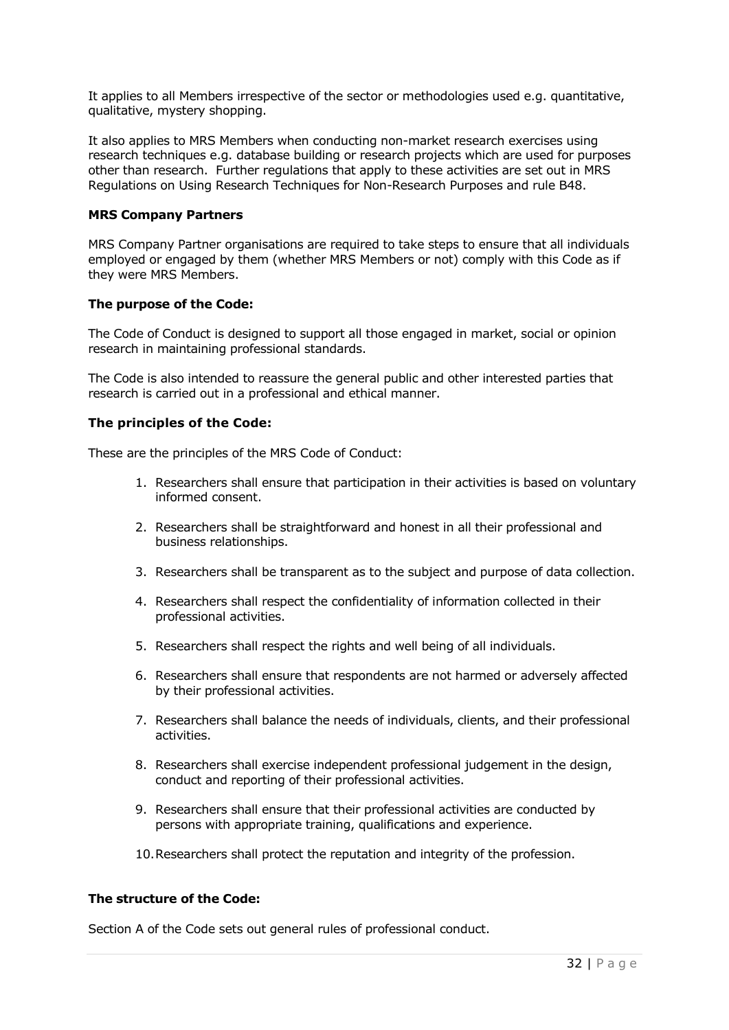It applies to all Members irrespective of the sector or methodologies used e.g. quantitative, qualitative, mystery shopping.

It also applies to MRS Members when conducting non-market research exercises using research techniques e.g. database building or research projects which are used for purposes other than research. Further regulations that apply to these activities are set out in MRS Regulations on Using Research Techniques for Non-Research Purposes and rule B48.

**MRS Company Partners**

MRS Company Partner organisations are required to take steps to ensure that all individuals employed or engaged by them (whether MRS Members or not) comply with this Code as if they were MRS Members.

**The purpose of the Code:**

The Code of Conduct is designed to support all those engaged in market, social or opinion research in maintaining professional standards.

The Code is also intended to reassure the general public and other interested parties that research is carried out in a professional and ethical manner.

**The principles of the Code:**

These are the principles of the MRS Code of Conduct:

1. Researchers shall ensure that participation in their activities is based on voluntary informed consent.
2. Researchers shall be straightforward and honest in all their professional and business relationships.
3. Researchers shall be transparent as to the subject and purpose of data collection.
4. Researchers shall respect the confidentiality of information collected in their professional activities.
5. Researchers shall respect the rights and well being of all individuals.
6. Researchers shall ensure that respondents are not harmed or adversely affected by their professional activities.
7. Researchers shall balance the needs of individuals, clients, and their professional activities.
8. Researchers shall exercise independent professional judgement in the design, conduct and reporting of their professional activities.
9. Researchers shall ensure that their professional activities are conducted by persons with appropriate training, qualifications and experience.
10. Researchers shall protect the reputation and integrity of the profession.

**The structure of the Code:**

Section A of the Code sets out general rules of professional conduct.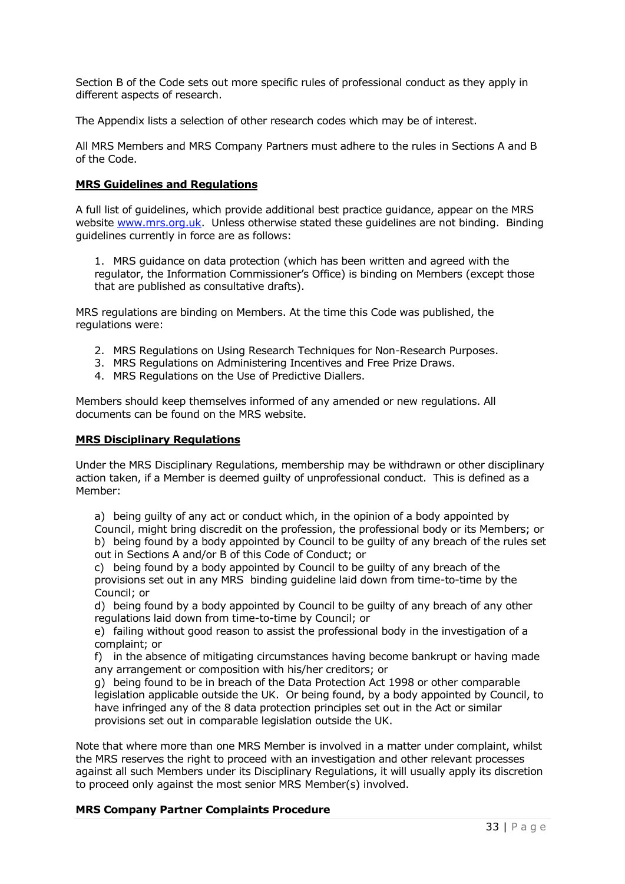Section B of the Code sets out more specific rules of professional conduct as they apply in different aspects of research.

The Appendix lists a selection of other research codes which may be of interest.

All MRS Members and MRS Company Partners must adhere to the rules in Sections A and B of the Code.

### **MRS Guidelines and Regulations**

A full list of guidelines, which provide additional best practice guidance, appear on the MRS website [www.mrs.org.uk](http://www.mrs.org.uk). Unless otherwise stated these guidelines are not binding. Binding guidelines currently in force are as follows:

1. MRS guidance on data protection (which has been written and agreed with the regulator, the Information Commissioner's Office) is binding on Members (except those that are published as consultative drafts).

MRS regulations are binding on Members. At the time this Code was published, the regulations were:

2. MRS Regulations on Using Research Techniques for Non-Research Purposes.
3. MRS Regulations on Administering Incentives and Free Prize Draws.
4. MRS Regulations on the Use of Predictive Diallers.

Members should keep themselves informed of any amended or new regulations. All documents can be found on the MRS website.

### **MRS Disciplinary Regulations**

Under the MRS Disciplinary Regulations, membership may be withdrawn or other disciplinary action taken, if a Member is deemed guilty of unprofessional conduct. This is defined as a Member:

a) being guilty of any act or conduct which, in the opinion of a body appointed by Council, might bring discredit on the profession, the professional body or its Members; or
b) being found by a body appointed by Council to be guilty of any breach of the rules set out in Sections A and/or B of this Code of Conduct; or
c) being found by a body appointed by Council to be guilty of any breach of the provisions set out in any MRS binding guideline laid down from time-to-time by the Council; or
d) being found by a body appointed by Council to be guilty of any breach of any other regulations laid down from time-to-time by Council; or
e) failing without good reason to assist the professional body in the investigation of a complaint; or
f) in the absence of mitigating circumstances having become bankrupt or having made any arrangement or composition with his/her creditors; or
g) being found to be in breach of the Data Protection Act 1998 or other comparable legislation applicable outside the UK. Or being found, by a body appointed by Council, to have infringed any of the 8 data protection principles set out in the Act or similar provisions set out in comparable legislation outside the UK.

Note that where more than one MRS Member is involved in a matter under complaint, whilst the MRS reserves the right to proceed with an investigation and other relevant processes against all such Members under its Disciplinary Regulations, it will usually apply its discretion to proceed only against the most senior MRS Member(s) involved.

### **MRS Company Partner Complaints Procedure**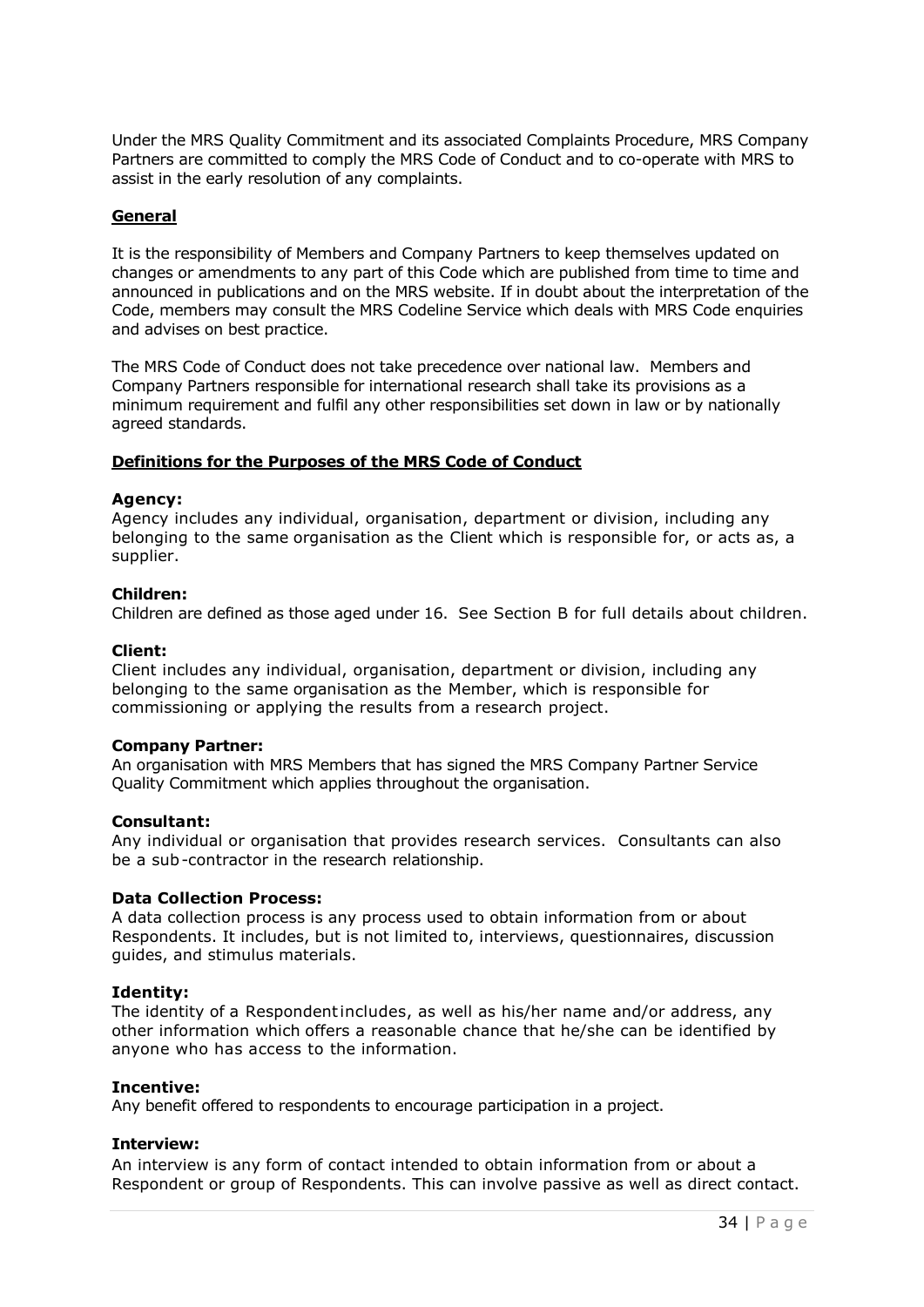Under the MRS Quality Commitment and its associated Complaints Procedure, MRS Company Partners are committed to comply the MRS Code of Conduct and to co-operate with MRS to assist in the early resolution of any complaints.

## General

It is the responsibility of Members and Company Partners to keep themselves updated on changes or amendments to any part of this Code which are published from time to time and announced in publications and on the MRS website. If in doubt about the interpretation of the Code, members may consult the MRS Codeline Service which deals with MRS Code enquiries and advises on best practice.

The MRS Code of Conduct does not take precedence over national law. Members and Company Partners responsible for international research shall take its provisions as a minimum requirement and fulfil any other responsibilities set down in law or by nationally agreed standards.

## Definitions for the Purposes of the MRS Code of Conduct

**Agency:**
Agency includes any individual, organisation, department or division, including any belonging to the same organisation as the Client which is responsible for, or acts as, a supplier.

**Children:**
Children are defined as those aged under 16. See Section B for full details about children.

**Client:**
Client includes any individual, organisation, department or division, including any belonging to the same organisation as the Member, which is responsible for commissioning or applying the results from a research project.

**Company Partner:**
An organisation with MRS Members that has signed the MRS Company Partner Service Quality Commitment which applies throughout the organisation.

**Consultant:**
Any individual or organisation that provides research services. Consultants can also be a sub-contractor in the research relationship.

**Data Collection Process:**
A data collection process is any process used to obtain information from or about Respondents. It includes, but is not limited to, interviews, questionnaires, discussion guides, and stimulus materials.

**Identity:**
The identity of a Respondent includes, as well as his/her name and/or address, any other information which offers a reasonable chance that he/she can be identified by anyone who has access to the information.

**Incentive:**
Any benefit offered to respondents to encourage participation in a project.

**Interview:**
An interview is any form of contact intended to obtain information from or about a Respondent or group of Respondents. This can involve passive as well as direct contact.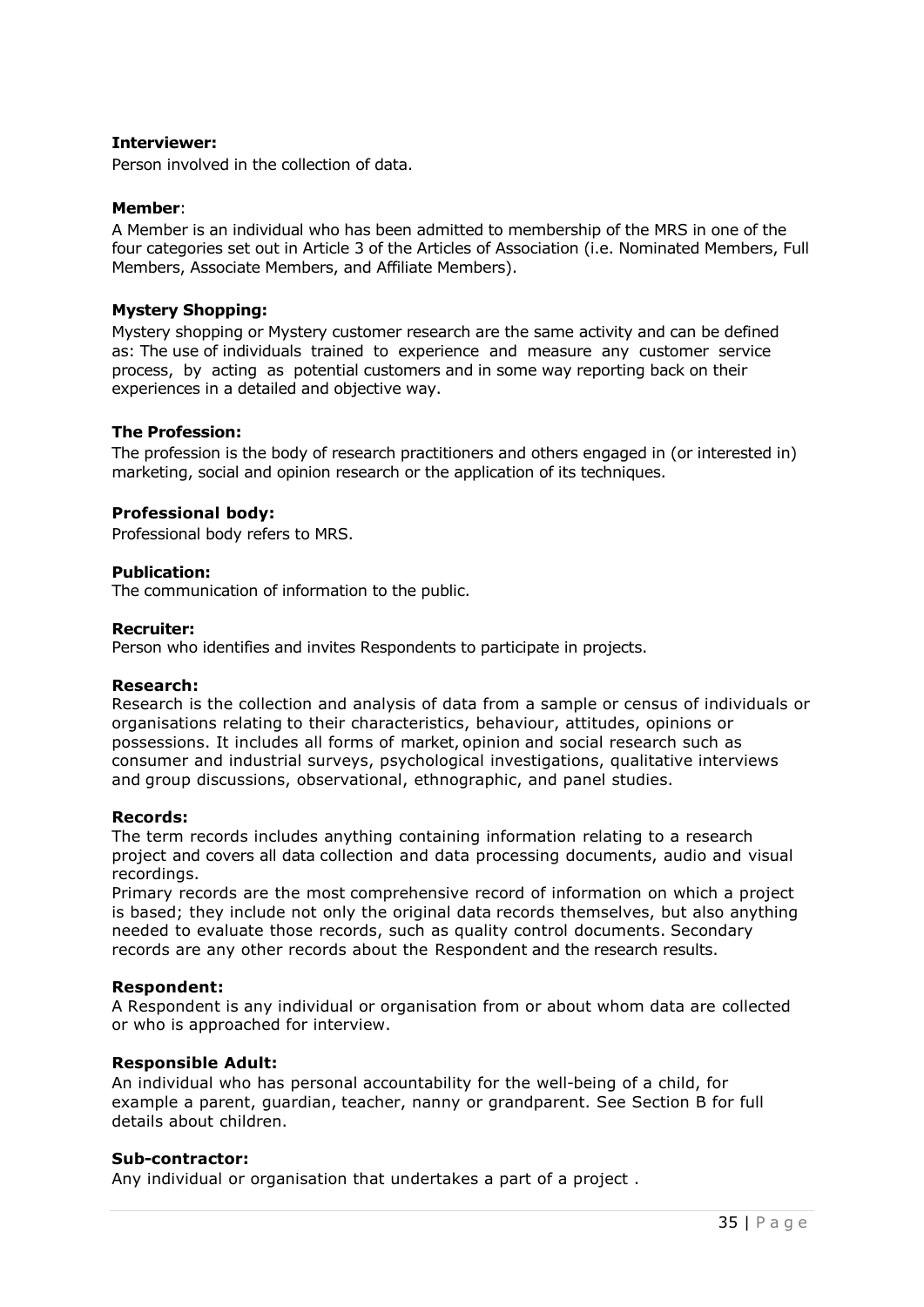**Interviewer:**

Person involved in the collection of data.

**Member**:

A Member is an individual who has been admitted to membership of the MRS in one of the four categories set out in Article 3 of the Articles of Association (i.e. Nominated Members, Full Members, Associate Members, and Affiliate Members).

**Mystery Shopping:**

Mystery shopping or Mystery customer research are the same activity and can be defined as: The use of individuals trained to experience and measure any customer service process, by acting as potential customers and in some way reporting back on their experiences in a detailed and objective way.

**The Profession:**

The profession is the body of research practitioners and others engaged in (or interested in) marketing, social and opinion research or the application of its techniques.

**Professional body:**

Professional body refers to MRS.

**Publication:**

The communication of information to the public.

**Recruiter:**

Person who identifies and invites Respondents to participate in projects.

**Research:**

Research is the collection and analysis of data from a sample or census of individuals or organisations relating to their characteristics, behaviour, attitudes, opinions or possessions. It includes all forms of market, opinion and social research such as consumer and industrial surveys, psychological investigations, qualitative interviews and group discussions, observational, ethnographic, and panel studies.

**Records:**

The term records includes anything containing information relating to a research project and covers all data collection and data processing documents, audio and visual recordings.

Primary records are the most comprehensive record of information on which a project is based; they include not only the original data records themselves, but also anything needed to evaluate those records, such as quality control documents. Secondary records are any other records about the Respondent and the research results.

**Respondent:**

A Respondent is any individual or organisation from or about whom data are collected or who is approached for interview.

**Responsible Adult:**

An individual who has personal accountability for the well-being of a child, for example a parent, guardian, teacher, nanny or grandparent. See Section B for full details about children.

**Sub-contractor:**

Any individual or organisation that undertakes a part of a project .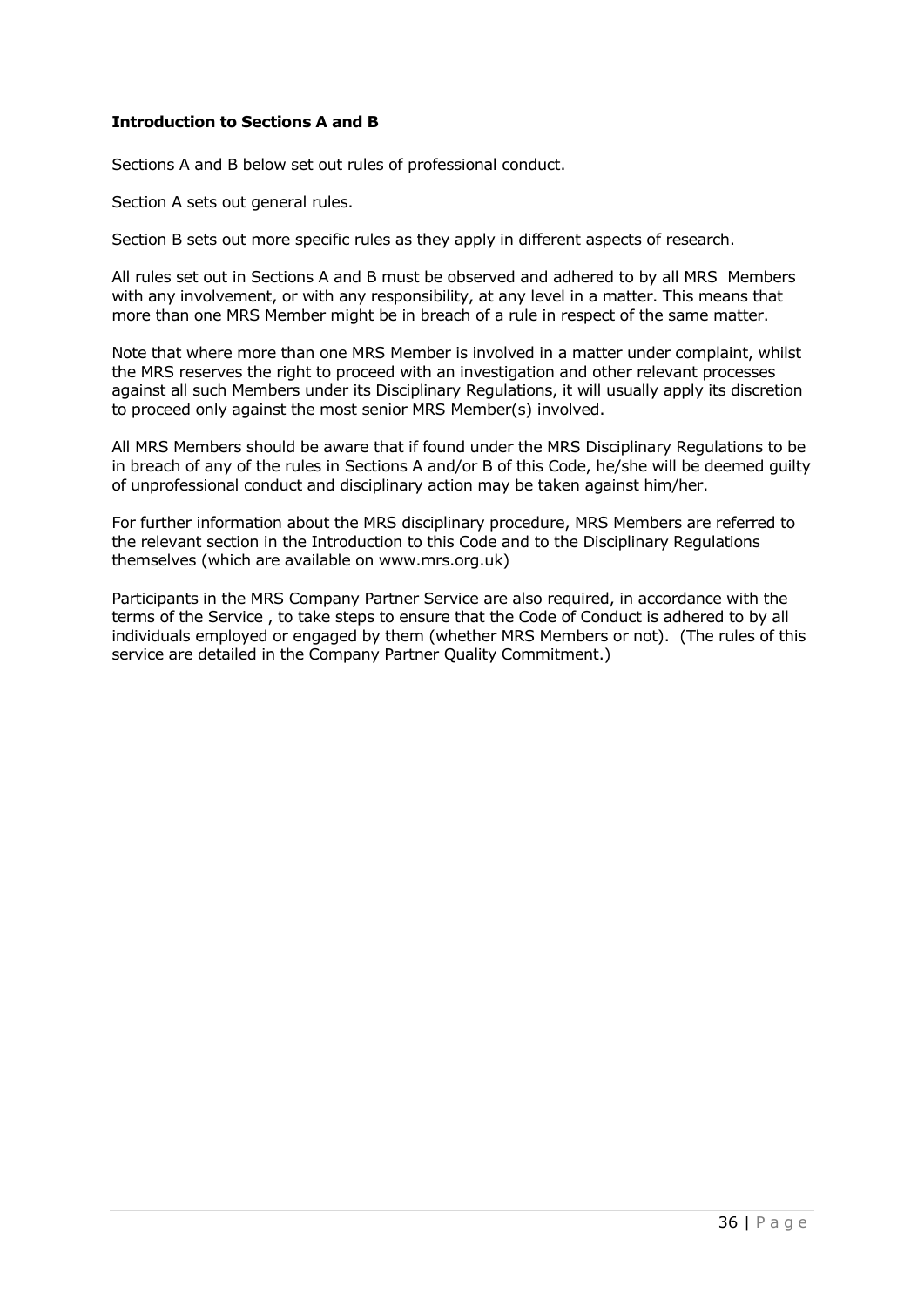**Introduction to Sections A and B**

Sections A and B below set out rules of professional conduct.

Section A sets out general rules.

Section B sets out more specific rules as they apply in different aspects of research.

All rules set out in Sections A and B must be observed and adhered to by all MRS Members with any involvement, or with any responsibility, at any level in a matter. This means that more than one MRS Member might be in breach of a rule in respect of the same matter.

Note that where more than one MRS Member is involved in a matter under complaint, whilst the MRS reserves the right to proceed with an investigation and other relevant processes against all such Members under its Disciplinary Regulations, it will usually apply its discretion to proceed only against the most senior MRS Member(s) involved.

All MRS Members should be aware that if found under the MRS Disciplinary Regulations to be in breach of any of the rules in Sections A and/or B of this Code, he/she will be deemed guilty of unprofessional conduct and disciplinary action may be taken against him/her.

For further information about the MRS disciplinary procedure, MRS Members are referred to the relevant section in the Introduction to this Code and to the Disciplinary Regulations themselves (which are available on www.mrs.org.uk)

Participants in the MRS Company Partner Service are also required, in accordance with the terms of the Service , to take steps to ensure that the Code of Conduct is adhered to by all individuals employed or engaged by them (whether MRS Members or not). (The rules of this service are detailed in the Company Partner Quality Commitment.)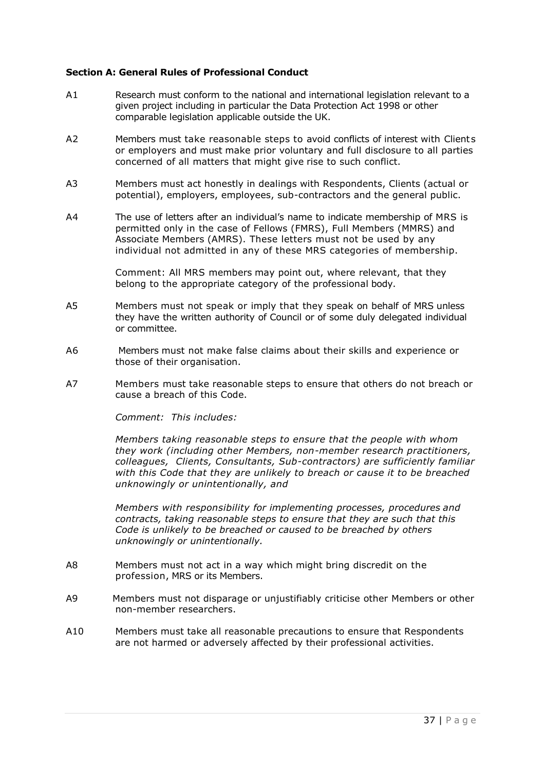**Section A: General Rules of Professional Conduct**

A1 Research must conform to the national and international legislation relevant to a given project including in particular the Data Protection Act 1998 or other comparable legislation applicable outside the UK.

A2 Members must take reasonable steps to avoid conflicts of interest with Clients or employers and must make prior voluntary and full disclosure to all parties concerned of all matters that might give rise to such conflict.

A3 Members must act honestly in dealings with Respondents, Clients (actual or potential), employers, employees, sub-contractors and the general public.

A4 The use of letters after an individual's name to indicate membership of MRS is permitted only in the case of Fellows (FMRS), Full Members (MMRS) and Associate Members (AMRS). These letters must not be used by any individual not admitted in any of these MRS categories of membership.

Comment: All MRS members may point out, where relevant, that they belong to the appropriate category of the professional body.

A5 Members must not speak or imply that they speak on behalf of MRS unless they have the written authority of Council or of some duly delegated individual or committee.

A6 Members must not make false claims about their skills and experience or those of their organisation.

A7 Members must take reasonable steps to ensure that others do not breach or cause a breach of this Code.

*Comment: This includes:*

*Members taking reasonable steps to ensure that the people with whom they work (including other Members, non-member research practitioners, colleagues, Clients, Consultants, Sub-contractors) are sufficiently familiar with this Code that they are unlikely to breach or cause it to be breached unknowingly or unintentionally, and*

*Members with responsibility for implementing processes, procedures and contracts, taking reasonable steps to ensure that they are such that this Code is unlikely to be breached or caused to be breached by others unknowingly or unintentionally.*

A8 Members must not act in a way which might bring discredit on the profession, MRS or its Members.

A9 Members must not disparage or unjustifiably criticise other Members or other non-member researchers.

A10 Members must take all reasonable precautions to ensure that Respondents are not harmed or adversely affected by their professional activities.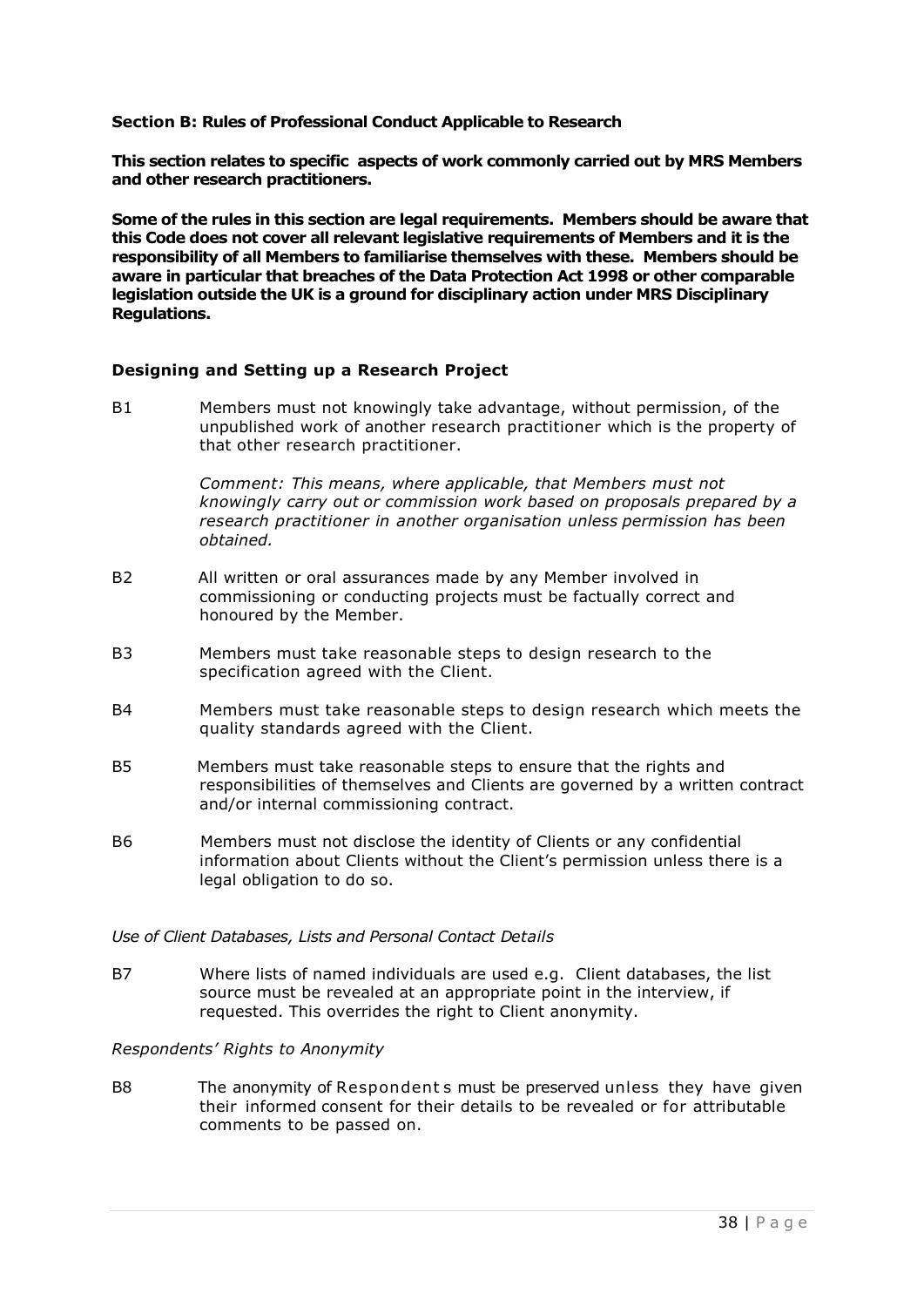**Section B: Rules of Professional Conduct Applicable to Research**

**This section relates to specific aspects of work commonly carried out by MRS Members and other research practitioners.**

**Some of the rules in this section are legal requirements. Members should be aware that this Code does not cover all relevant legislative requirements of Members and it is the responsibility of all Members to familiarise themselves with these. Members should be aware in particular that breaches of the Data Protection Act 1998 or other comparable legislation outside the UK is a ground for disciplinary action under MRS Disciplinary Regulations.**

### Designing and Setting up a Research Project

B1 Members must not knowingly take advantage, without permission, of the unpublished work of another research practitioner which is the property of that other research practitioner.

*Comment: This means, where applicable, that Members must not knowingly carry out or commission work based on proposals prepared by a research practitioner in another organisation unless permission has been obtained.*

B2 All written or oral assurances made by any Member involved in commissioning or conducting projects must be factually correct and honoured by the Member.

B3 Members must take reasonable steps to design research to the specification agreed with the Client.

B4 Members must take reasonable steps to design research which meets the quality standards agreed with the Client.

B5 Members must take reasonable steps to ensure that the rights and responsibilities of themselves and Clients are governed by a written contract and/or internal commissioning contract.

B6 Members must not disclose the identity of Clients or any confidential information about Clients without the Client's permission unless there is a legal obligation to do so.

*Use of Client Databases, Lists and Personal Contact Details*

B7 Where lists of named individuals are used e.g. Client databases, the list source must be revealed at an appropriate point in the interview, if requested. This overrides the right to Client anonymity.

*Respondents' Rights to Anonymity*

B8 The anonymity of Respondents must be preserved unless they have given their informed consent for their details to be revealed or for attributable comments to be passed on.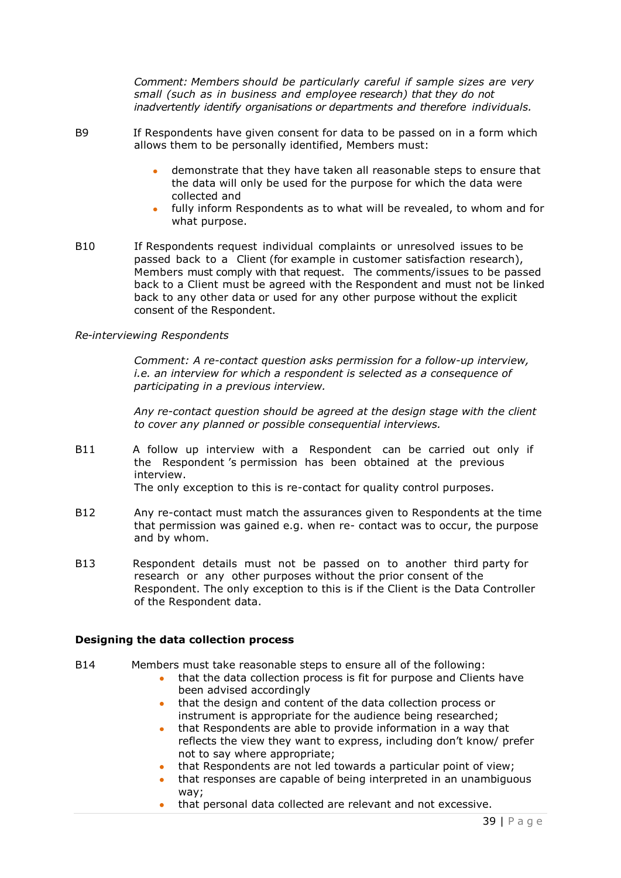*Comment: Members should be particularly careful if sample sizes are very small (such as in business and employee research) that they do not inadvertently identify organisations or departments and therefore individuals.*

B9 If Respondents have given consent for data to be passed on in a form which allows them to be personally identified, Members must:

- demonstrate that they have taken all reasonable steps to ensure that the data will only be used for the purpose for which the data were collected and
- fully inform Respondents as to what will be revealed, to whom and for what purpose.

B10 If Respondents request individual complaints or unresolved issues to be passed back to a Client (for example in customer satisfaction research), Members must comply with that request. The comments/issues to be passed back to a Client must be agreed with the Respondent and must not be linked back to any other data or used for any other purpose without the explicit consent of the Respondent.

*Re-interviewing Respondents*

*Comment: A re-contact question asks permission for a follow-up interview, i.e. an interview for which a respondent is selected as a consequence of participating in a previous interview.*

*Any re-contact question should be agreed at the design stage with the client to cover any planned or possible consequential interviews.*

B11 A follow up interview with a Respondent can be carried out only if the Respondent 's permission has been obtained at the previous interview.
The only exception to this is re-contact for quality control purposes.

B12 Any re-contact must match the assurances given to Respondents at the time that permission was gained e.g. when re- contact was to occur, the purpose and by whom.

B13 Respondent details must not be passed on to another third party for research or any other purposes without the prior consent of the Respondent. The only exception to this is if the Client is the Data Controller of the Respondent data.

**Designing the data collection process**

B14 Members must take reasonable steps to ensure all of the following:

- that the data collection process is fit for purpose and Clients have been advised accordingly
- that the design and content of the data collection process or instrument is appropriate for the audience being researched;
- that Respondents are able to provide information in a way that reflects the view they want to express, including don't know/ prefer not to say where appropriate;
- that Respondents are not led towards a particular point of view;
- that responses are capable of being interpreted in an unambiguous way;
- that personal data collected are relevant and not excessive.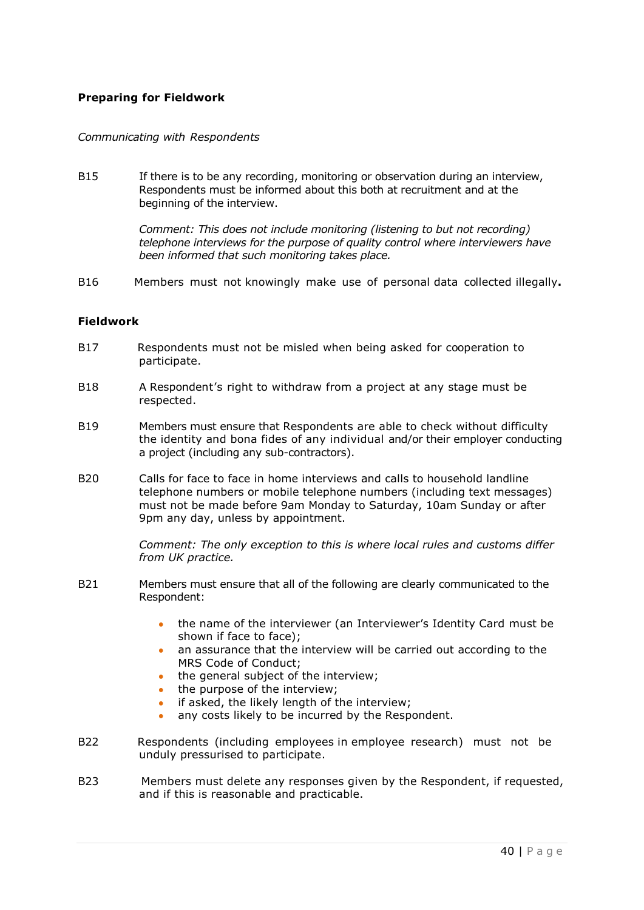**Preparing for Fieldwork**

*Communicating with Respondents*

B15 If there is to be any recording, monitoring or observation during an interview, Respondents must be informed about this both at recruitment and at the beginning of the interview.

*Comment: This does not include monitoring (listening to but not recording) telephone interviews for the purpose of quality control where interviewers have been informed that such monitoring takes place.*

B16 Members must not knowingly make use of personal data collected illegally**.**

**Fieldwork**

B17 Respondents must not be misled when being asked for cooperation to participate.

B18 A Respondent's right to withdraw from a project at any stage must be respected.

B19 Members must ensure that Respondents are able to check without difficulty the identity and bona fides of any individual and/or their employer conducting a project (including any sub-contractors).

B20 Calls for face to face in home interviews and calls to household landline telephone numbers or mobile telephone numbers (including text messages) must not be made before 9am Monday to Saturday, 10am Sunday or after 9pm any day, unless by appointment.

*Comment: The only exception to this is where local rules and customs differ from UK practice.*

B21 Members must ensure that all of the following are clearly communicated to the Respondent:

- the name of the interviewer (an Interviewer's Identity Card must be shown if face to face);
- an assurance that the interview will be carried out according to the MRS Code of Conduct;
- the general subject of the interview;
- the purpose of the interview;
- if asked, the likely length of the interview;
- any costs likely to be incurred by the Respondent.

B22 Respondents (including employees in employee research) must not be unduly pressurised to participate.

B23 Members must delete any responses given by the Respondent, if requested, and if this is reasonable and practicable.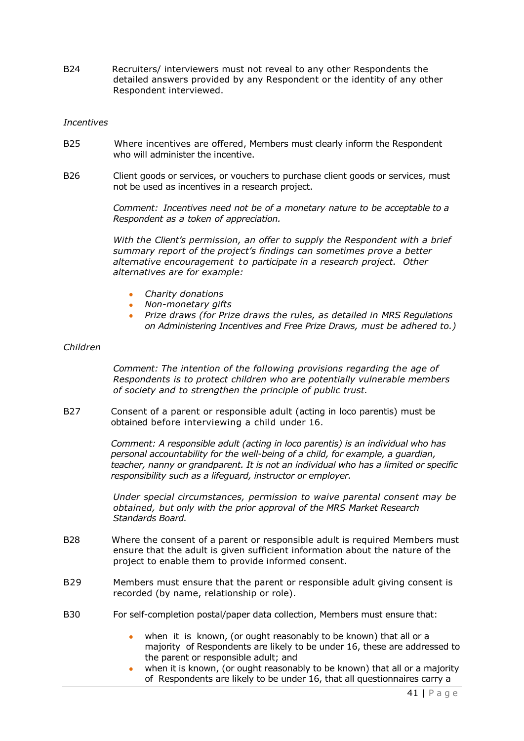B24 Recruiters/ interviewers must not reveal to any other Respondents the detailed answers provided by any Respondent or the identity of any other Respondent interviewed.

*Incentives*

B25 Where incentives are offered, Members must clearly inform the Respondent who will administer the incentive.

B26 Client goods or services, or vouchers to purchase client goods or services, must not be used as incentives in a research project.

*Comment: Incentives need not be of a monetary nature to be acceptable to a Respondent as a token of appreciation.*

*With the Client's permission, an offer to supply the Respondent with a brief summary report of the project's findings can sometimes prove a better alternative encouragement to participate in a research project. Other alternatives are for example:*

- *Charity donations*
- *Non-monetary gifts*
- *Prize draws (for Prize draws the rules, as detailed in MRS Regulations on Administering Incentives and Free Prize Draws, must be adhered to.)*

*Children*

*Comment: The intention of the following provisions regarding the age of Respondents is to protect children who are potentially vulnerable members of society and to strengthen the principle of public trust.*

B27 Consent of a parent or responsible adult (acting in loco parentis) must be obtained before interviewing a child under 16.

*Comment: A responsible adult (acting in loco parentis) is an individual who has personal accountability for the well-being of a child, for example, a guardian, teacher, nanny or grandparent. It is not an individual who has a limited or specific responsibility such as a lifeguard, instructor or employer.*

*Under special circumstances, permission to waive parental consent may be obtained, but only with the prior approval of the MRS Market Research Standards Board.*

B28 Where the consent of a parent or responsible adult is required Members must ensure that the adult is given sufficient information about the nature of the project to enable them to provide informed consent.

B29 Members must ensure that the parent or responsible adult giving consent is recorded (by name, relationship or role).

B30 For self-completion postal/paper data collection, Members must ensure that:

- when it is known, (or ought reasonably to be known) that all or a majority of Respondents are likely to be under 16, these are addressed to the parent or responsible adult; and
- when it is known, (or ought reasonably to be known) that all or a majority of Respondents are likely to be under 16, that all questionnaires carry a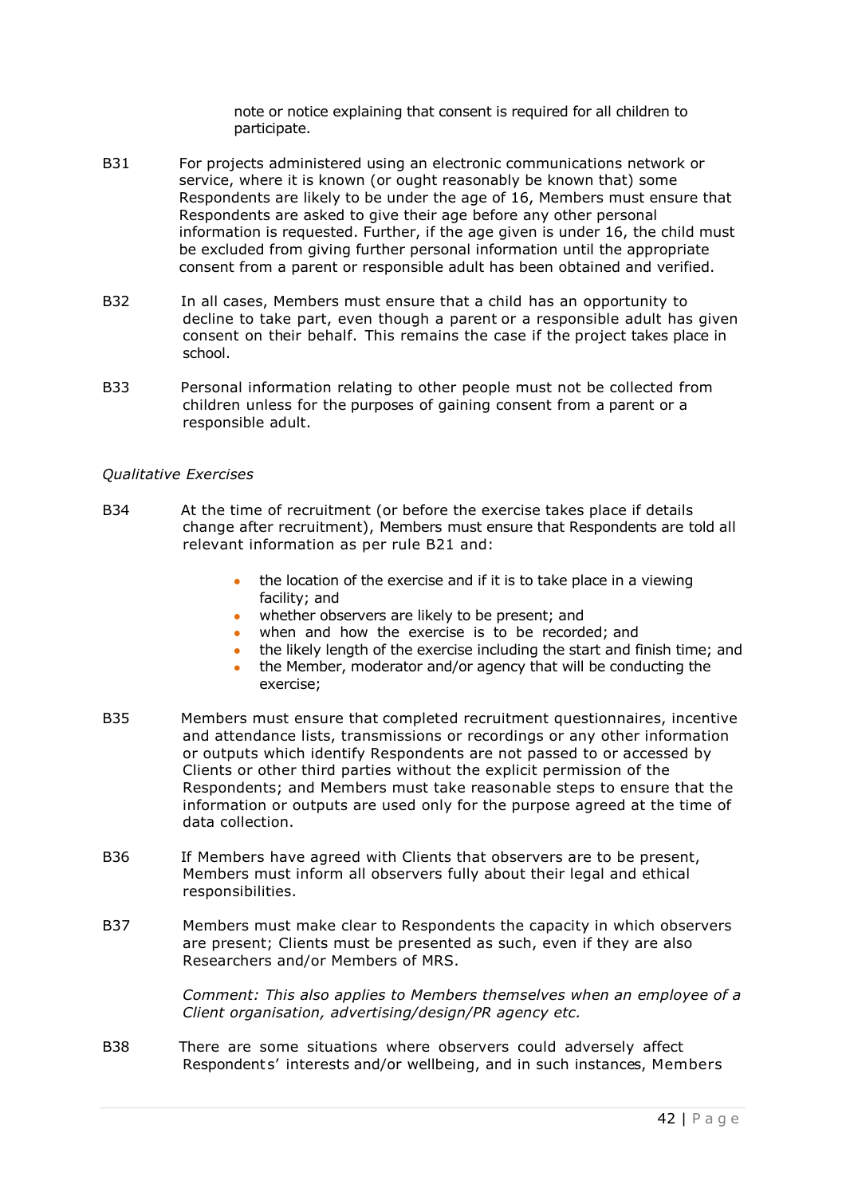note or notice explaining that consent is required for all children to participate.

B31 For projects administered using an electronic communications network or service, where it is known (or ought reasonably be known that) some Respondents are likely to be under the age of 16, Members must ensure that Respondents are asked to give their age before any other personal information is requested. Further, if the age given is under 16, the child must be excluded from giving further personal information until the appropriate consent from a parent or responsible adult has been obtained and verified.

B32 In all cases, Members must ensure that a child has an opportunity to decline to take part, even though a parent or a responsible adult has given consent on their behalf. This remains the case if the project takes place in school.

B33 Personal information relating to other people must not be collected from children unless for the purposes of gaining consent from a parent or a responsible adult.

*Qualitative Exercises*

B34 At the time of recruitment (or before the exercise takes place if details change after recruitment), Members must ensure that Respondents are told all relevant information as per rule B21 and:

- the location of the exercise and if it is to take place in a viewing facility; and
- whether observers are likely to be present; and
- when and how the exercise is to be recorded; and
- the likely length of the exercise including the start and finish time; and
- the Member, moderator and/or agency that will be conducting the exercise;

B35 Members must ensure that completed recruitment questionnaires, incentive and attendance lists, transmissions or recordings or any other information or outputs which identify Respondents are not passed to or accessed by Clients or other third parties without the explicit permission of the Respondents; and Members must take reasonable steps to ensure that the information or outputs are used only for the purpose agreed at the time of data collection.

B36 If Members have agreed with Clients that observers are to be present, Members must inform all observers fully about their legal and ethical responsibilities.

B37 Members must make clear to Respondents the capacity in which observers are present; Clients must be presented as such, even if they are also Researchers and/or Members of MRS.

*Comment: This also applies to Members themselves when an employee of a Client organisation, advertising/design/PR agency etc.*

B38 There are some situations where observers could adversely affect Respondents' interests and/or wellbeing, and in such instances, Members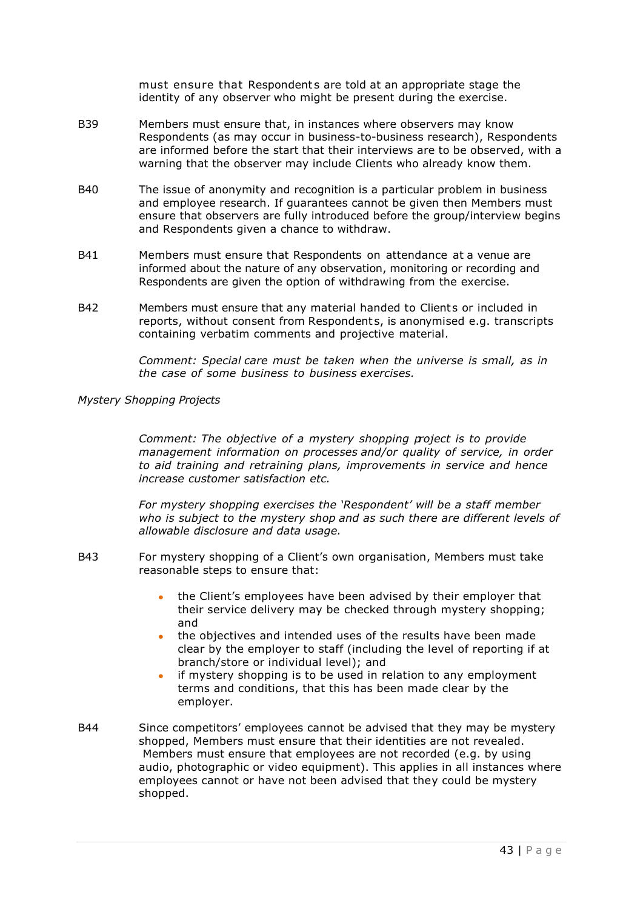must ensure that Respondents are told at an appropriate stage the identity of any observer who might be present during the exercise.

B39 Members must ensure that, in instances where observers may know Respondents (as may occur in business-to-business research), Respondents are informed before the start that their interviews are to be observed, with a warning that the observer may include Clients who already know them.

B40 The issue of anonymity and recognition is a particular problem in business and employee research. If guarantees cannot be given then Members must ensure that observers are fully introduced before the group/interview begins and Respondents given a chance to withdraw.

B41 Members must ensure that Respondents on attendance at a venue are informed about the nature of any observation, monitoring or recording and Respondents are given the option of withdrawing from the exercise.

B42 Members must ensure that any material handed to Clients or included in reports, without consent from Respondents, is anonymised e.g. transcripts containing verbatim comments and projective material.

*Comment: Special care must be taken when the universe is small, as in the case of some business to business exercises.*

*Mystery Shopping Projects*

*Comment: The objective of a mystery shopping project is to provide management information on processes and/or quality of service, in order to aid training and retraining plans, improvements in service and hence increase customer satisfaction etc.*

*For mystery shopping exercises the 'Respondent' will be a staff member who is subject to the mystery shop and as such there are different levels of allowable disclosure and data usage.*

B43 For mystery shopping of a Client's own organisation, Members must take reasonable steps to ensure that:

- the Client's employees have been advised by their employer that their service delivery may be checked through mystery shopping; and
- the objectives and intended uses of the results have been made clear by the employer to staff (including the level of reporting if at branch/store or individual level); and
- if mystery shopping is to be used in relation to any employment terms and conditions, that this has been made clear by the employer.

B44 Since competitors' employees cannot be advised that they may be mystery shopped, Members must ensure that their identities are not revealed. Members must ensure that employees are not recorded (e.g. by using audio, photographic or video equipment). This applies in all instances where employees cannot or have not been advised that they could be mystery shopped.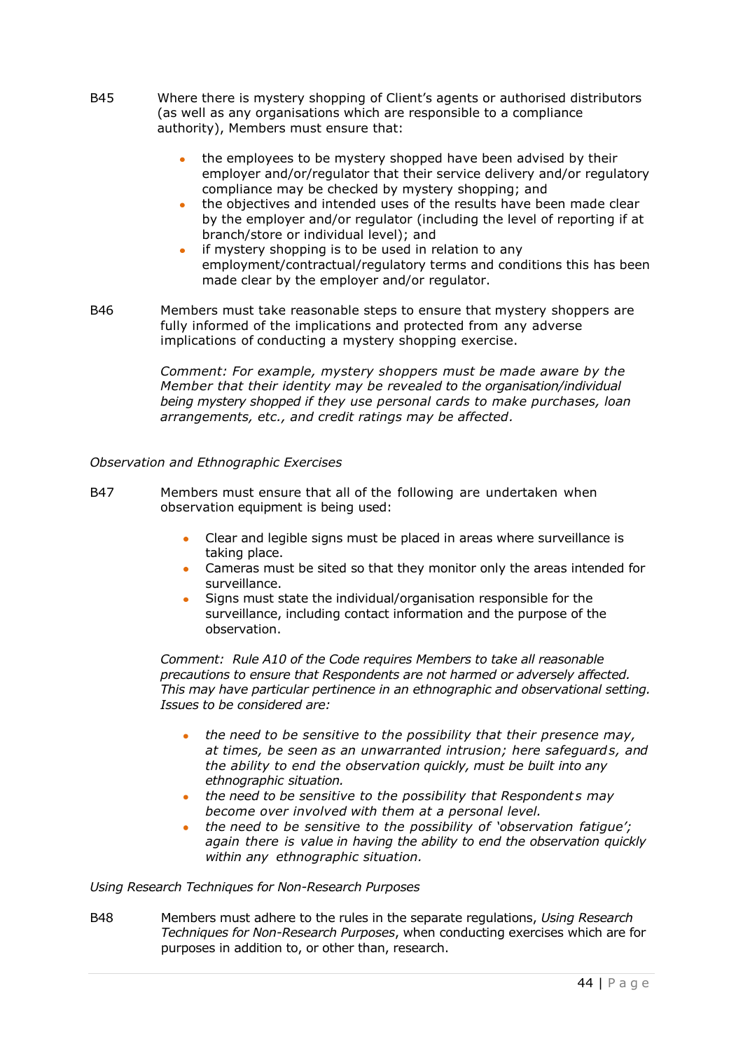B45 Where there is mystery shopping of Client's agents or authorised distributors (as well as any organisations which are responsible to a compliance authority), Members must ensure that:

- the employees to be mystery shopped have been advised by their employer and/or/regulator that their service delivery and/or regulatory compliance may be checked by mystery shopping; and
- the objectives and intended uses of the results have been made clear by the employer and/or regulator (including the level of reporting if at branch/store or individual level); and
- if mystery shopping is to be used in relation to any employment/contractual/regulatory terms and conditions this has been made clear by the employer and/or regulator.

B46 Members must take reasonable steps to ensure that mystery shoppers are fully informed of the implications and protected from any adverse implications of conducting a mystery shopping exercise.

*Comment: For example, mystery shoppers must be made aware by the Member that their identity may be revealed to the organisation/individual being mystery shopped if they use personal cards to make purchases, loan arrangements, etc., and credit ratings may be affected.*

*Observation and Ethnographic Exercises*

B47 Members must ensure that all of the following are undertaken when observation equipment is being used:

- Clear and legible signs must be placed in areas where surveillance is taking place.
- Cameras must be sited so that they monitor only the areas intended for surveillance.
- Signs must state the individual/organisation responsible for the surveillance, including contact information and the purpose of the observation.

*Comment: Rule A10 of the Code requires Members to take all reasonable precautions to ensure that Respondents are not harmed or adversely affected. This may have particular pertinence in an ethnographic and observational setting. Issues to be considered are:*

- *the need to be sensitive to the possibility that their presence may, at times, be seen as an unwarranted intrusion; here safeguards, and the ability to end the observation quickly, must be built into any ethnographic situation.*
- *the need to be sensitive to the possibility that Respondents may become over involved with them at a personal level.*
- *the need to be sensitive to the possibility of 'observation fatigue'; again there is value in having the ability to end the observation quickly within any ethnographic situation.*

*Using Research Techniques for Non-Research Purposes*

B48 Members must adhere to the rules in the separate regulations, *Using Research Techniques for Non-Research Purposes*, when conducting exercises which are for purposes in addition to, or other than, research.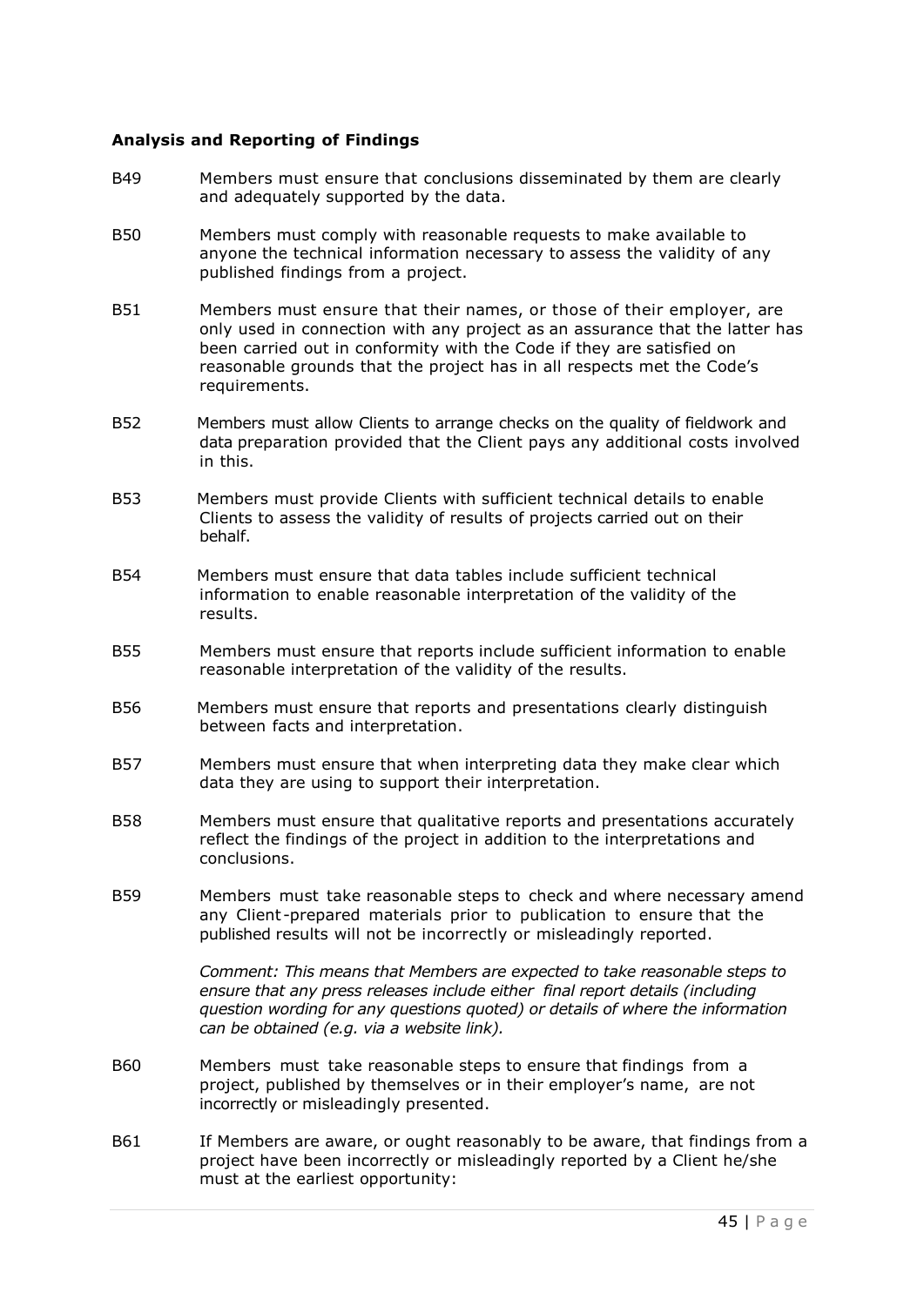**Analysis and Reporting of Findings**

B49 Members must ensure that conclusions disseminated by them are clearly and adequately supported by the data.

B50 Members must comply with reasonable requests to make available to anyone the technical information necessary to assess the validity of any published findings from a project.

B51 Members must ensure that their names, or those of their employer, are only used in connection with any project as an assurance that the latter has been carried out in conformity with the Code if they are satisfied on reasonable grounds that the project has in all respects met the Code's requirements.

B52 Members must allow Clients to arrange checks on the quality of fieldwork and data preparation provided that the Client pays any additional costs involved in this.

B53 Members must provide Clients with sufficient technical details to enable Clients to assess the validity of results of projects carried out on their behalf.

B54 Members must ensure that data tables include sufficient technical information to enable reasonable interpretation of the validity of the results.

B55 Members must ensure that reports include sufficient information to enable reasonable interpretation of the validity of the results.

B56 Members must ensure that reports and presentations clearly distinguish between facts and interpretation.

B57 Members must ensure that when interpreting data they make clear which data they are using to support their interpretation.

B58 Members must ensure that qualitative reports and presentations accurately reflect the findings of the project in addition to the interpretations and conclusions.

B59 Members must take reasonable steps to check and where necessary amend any Client-prepared materials prior to publication to ensure that the published results will not be incorrectly or misleadingly reported.

*Comment: This means that Members are expected to take reasonable steps to ensure that any press releases include either final report details (including question wording for any questions quoted) or details of where the information can be obtained (e.g. via a website link).*

B60 Members must take reasonable steps to ensure that findings from a project, published by themselves or in their employer's name, are not incorrectly or misleadingly presented.

B61 If Members are aware, or ought reasonably to be aware, that findings from a project have been incorrectly or misleadingly reported by a Client he/she must at the earliest opportunity: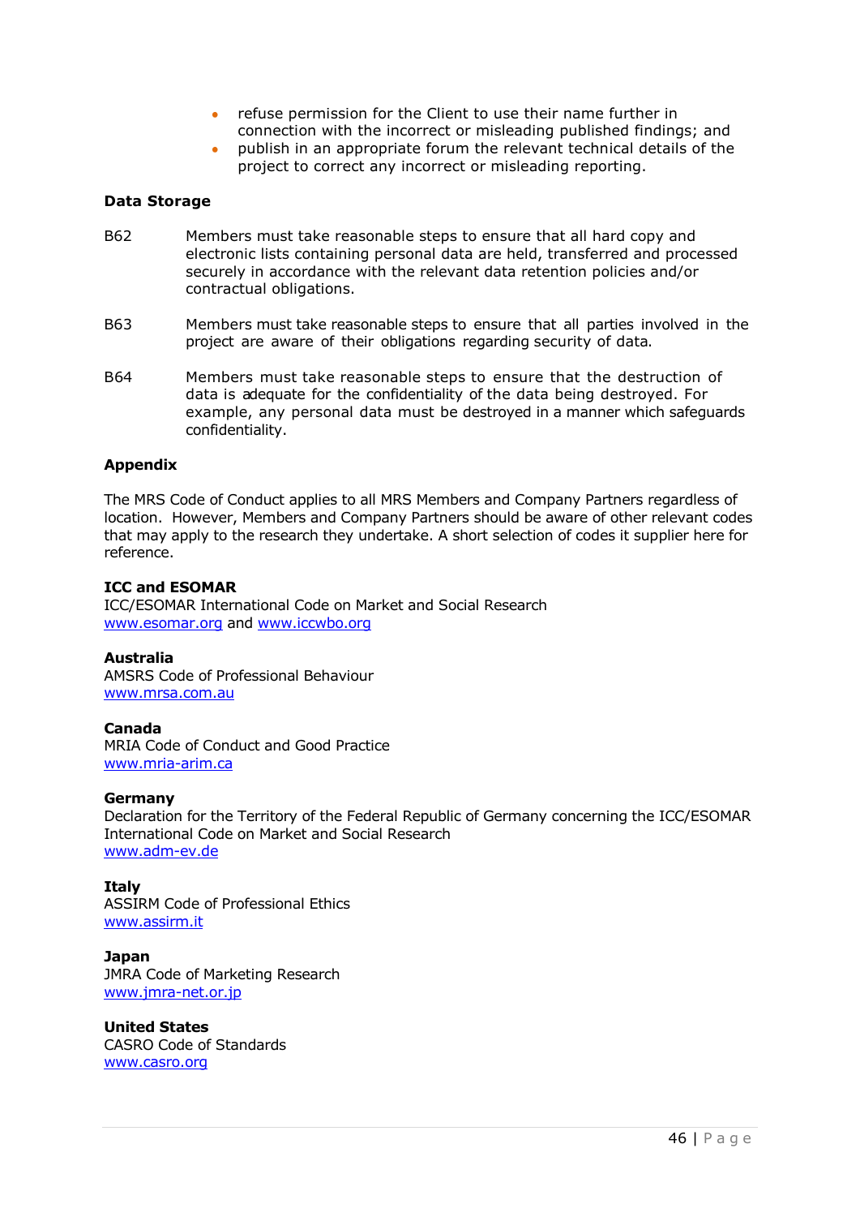- refuse permission for the Client to use their name further in connection with the incorrect or misleading published findings; and
- publish in an appropriate forum the relevant technical details of the project to correct any incorrect or misleading reporting.

**Data Storage**

B62 Members must take reasonable steps to ensure that all hard copy and electronic lists containing personal data are held, transferred and processed securely in accordance with the relevant data retention policies and/or contractual obligations.

B63 Members must take reasonable steps to ensure that all parties involved in the project are aware of their obligations regarding security of data.

B64 Members must take reasonable steps to ensure that the destruction of data is adequate for the confidentiality of the data being destroyed. For example, any personal data must be destroyed in a manner which safeguards confidentiality.

**Appendix**

The MRS Code of Conduct applies to all MRS Members and Company Partners regardless of location. However, Members and Company Partners should be aware of other relevant codes that may apply to the research they undertake. A short selection of codes it supplier here for reference.

**ICC and ESOMAR**
ICC/ESOMAR International Code on Market and Social Research
www.esomar.org and www.iccwbo.org

**Australia**
AMSRS Code of Professional Behaviour
www.mrsa.com.au

**Canada**
MRIA Code of Conduct and Good Practice
www.mria-arim.ca

**Germany**
Declaration for the Territory of the Federal Republic of Germany concerning the ICC/ESOMAR International Code on Market and Social Research
www.adm-ev.de

**Italy**
ASSIRM Code of Professional Ethics
www.assirm.it

**Japan**
JMRA Code of Marketing Research
www.jmra-net.or.jp

**United States**
CASRO Code of Standards
www.casro.org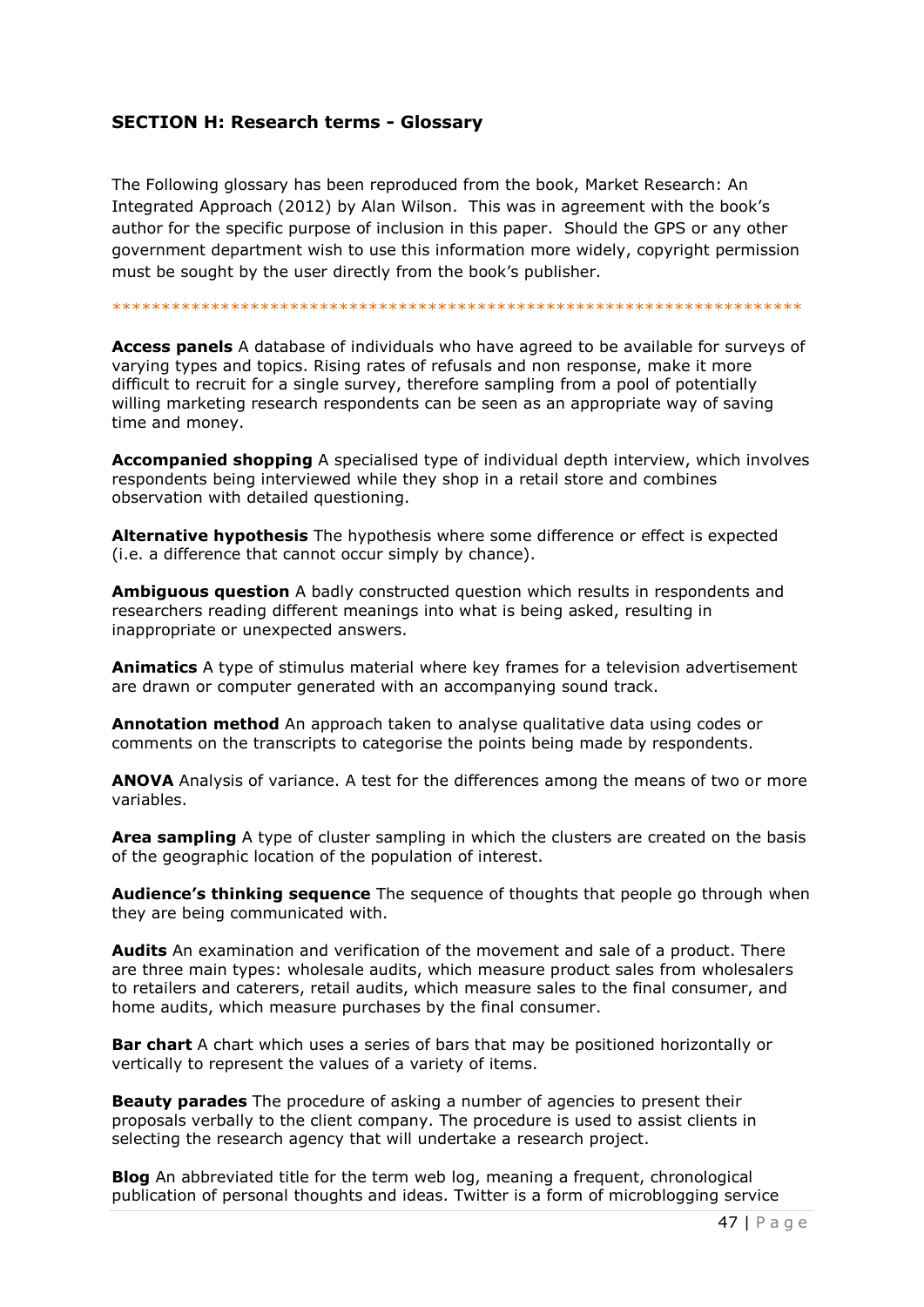## SECTION H: Research terms - Glossary

The Following glossary has been reproduced from the book, Market Research: An Integrated Approach (2012) by Alan Wilson. This was in agreement with the book's author for the specific purpose of inclusion in this paper. Should the GPS or any other government department wish to use this information more widely, copyright permission must be sought by the user directly from the book's publisher.

*********************************************************************

**Access panels** A database of individuals who have agreed to be available for surveys of varying types and topics. Rising rates of refusals and non response, make it more difficult to recruit for a single survey, therefore sampling from a pool of potentially willing marketing research respondents can be seen as an appropriate way of saving time and money.

**Accompanied shopping** A specialised type of individual depth interview, which involves respondents being interviewed while they shop in a retail store and combines observation with detailed questioning.

**Alternative hypothesis** The hypothesis where some difference or effect is expected (i.e. a difference that cannot occur simply by chance).

**Ambiguous question** A badly constructed question which results in respondents and researchers reading different meanings into what is being asked, resulting in inappropriate or unexpected answers.

**Animatics** A type of stimulus material where key frames for a television advertisement are drawn or computer generated with an accompanying sound track.

**Annotation method** An approach taken to analyse qualitative data using codes or comments on the transcripts to categorise the points being made by respondents.

**ANOVA** Analysis of variance. A test for the differences among the means of two or more variables.

**Area sampling** A type of cluster sampling in which the clusters are created on the basis of the geographic location of the population of interest.

**Audience's thinking sequence** The sequence of thoughts that people go through when they are being communicated with.

**Audits** An examination and verification of the movement and sale of a product. There are three main types: wholesale audits, which measure product sales from wholesalers to retailers and caterers, retail audits, which measure sales to the final consumer, and home audits, which measure purchases by the final consumer.

**Bar chart** A chart which uses a series of bars that may be positioned horizontally or vertically to represent the values of a variety of items.

**Beauty parades** The procedure of asking a number of agencies to present their proposals verbally to the client company. The procedure is used to assist clients in selecting the research agency that will undertake a research project.

**Blog** An abbreviated title for the term web log, meaning a frequent, chronological publication of personal thoughts and ideas. Twitter is a form of microblogging service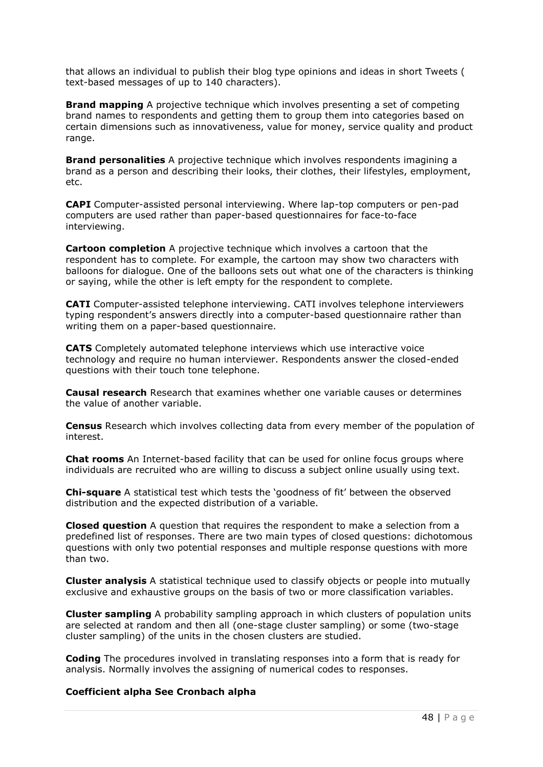that allows an individual to publish their blog type opinions and ideas in short Tweets ( text-based messages of up to 140 characters).

**Brand mapping** A projective technique which involves presenting a set of competing brand names to respondents and getting them to group them into categories based on certain dimensions such as innovativeness, value for money, service quality and product range.

**Brand personalities** A projective technique which involves respondents imagining a brand as a person and describing their looks, their clothes, their lifestyles, employment, etc.

**CAPI** Computer-assisted personal interviewing. Where lap-top computers or pen-pad computers are used rather than paper-based questionnaires for face-to-face interviewing.

**Cartoon completion** A projective technique which involves a cartoon that the respondent has to complete. For example, the cartoon may show two characters with balloons for dialogue. One of the balloons sets out what one of the characters is thinking or saying, while the other is left empty for the respondent to complete.

**CATI** Computer-assisted telephone interviewing. CATI involves telephone interviewers typing respondent's answers directly into a computer-based questionnaire rather than writing them on a paper-based questionnaire.

**CATS** Completely automated telephone interviews which use interactive voice technology and require no human interviewer. Respondents answer the closed-ended questions with their touch tone telephone.

**Causal research** Research that examines whether one variable causes or determines the value of another variable.

**Census** Research which involves collecting data from every member of the population of interest.

**Chat rooms** An Internet-based facility that can be used for online focus groups where individuals are recruited who are willing to discuss a subject online usually using text.

**Chi-square** A statistical test which tests the 'goodness of fit' between the observed distribution and the expected distribution of a variable.

**Closed question** A question that requires the respondent to make a selection from a predefined list of responses. There are two main types of closed questions: dichotomous questions with only two potential responses and multiple response questions with more than two.

**Cluster analysis** A statistical technique used to classify objects or people into mutually exclusive and exhaustive groups on the basis of two or more classification variables.

**Cluster sampling** A probability sampling approach in which clusters of population units are selected at random and then all (one-stage cluster sampling) or some (two-stage cluster sampling) of the units in the chosen clusters are studied.

**Coding** The procedures involved in translating responses into a form that is ready for analysis. Normally involves the assigning of numerical codes to responses.

**Coefficient alpha See Cronbach alpha**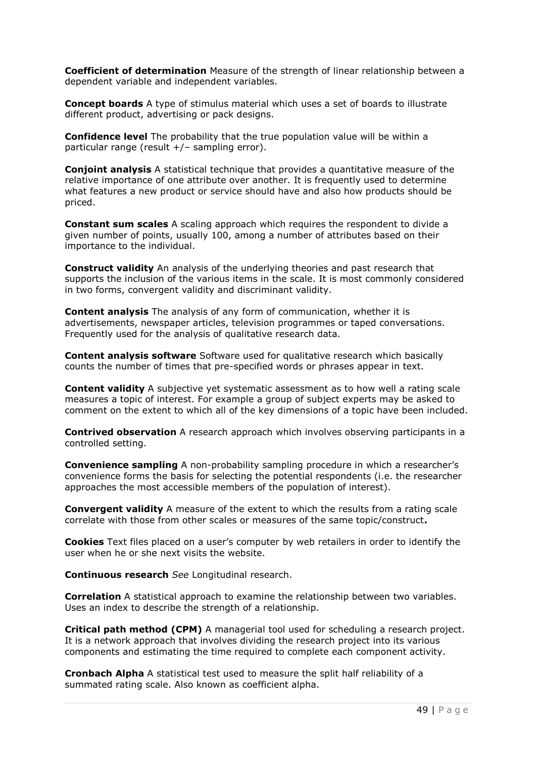**Coefficient of determination** Measure of the strength of linear relationship between a dependent variable and independent variables.

**Concept boards** A type of stimulus material which uses a set of boards to illustrate different product, advertising or pack designs.

**Confidence level** The probability that the true population value will be within a particular range (result +/– sampling error).

**Conjoint analysis** A statistical technique that provides a quantitative measure of the relative importance of one attribute over another. It is frequently used to determine what features a new product or service should have and also how products should be priced.

**Constant sum scales** A scaling approach which requires the respondent to divide a given number of points, usually 100, among a number of attributes based on their importance to the individual.

**Construct validity** An analysis of the underlying theories and past research that supports the inclusion of the various items in the scale. It is most commonly considered in two forms, convergent validity and discriminant validity.

**Content analysis** The analysis of any form of communication, whether it is advertisements, newspaper articles, television programmes or taped conversations. Frequently used for the analysis of qualitative research data.

**Content analysis software** Software used for qualitative research which basically counts the number of times that pre-specified words or phrases appear in text.

**Content validity** A subjective yet systematic assessment as to how well a rating scale measures a topic of interest. For example a group of subject experts may be asked to comment on the extent to which all of the key dimensions of a topic have been included.

**Contrived observation** A research approach which involves observing participants in a controlled setting.

**Convenience sampling** A non-probability sampling procedure in which a researcher's convenience forms the basis for selecting the potential respondents (i.e. the researcher approaches the most accessible members of the population of interest).

**Convergent validity** A measure of the extent to which the results from a rating scale correlate with those from other scales or measures of the same topic/construct**.**

**Cookies** Text files placed on a user's computer by web retailers in order to identify the user when he or she next visits the website.

**Continuous research** *See* Longitudinal research.

**Correlation** A statistical approach to examine the relationship between two variables. Uses an index to describe the strength of a relationship.

**Critical path method (CPM)** A managerial tool used for scheduling a research project. It is a network approach that involves dividing the research project into its various components and estimating the time required to complete each component activity.

**Cronbach Alpha** A statistical test used to measure the split half reliability of a summated rating scale. Also known as coefficient alpha.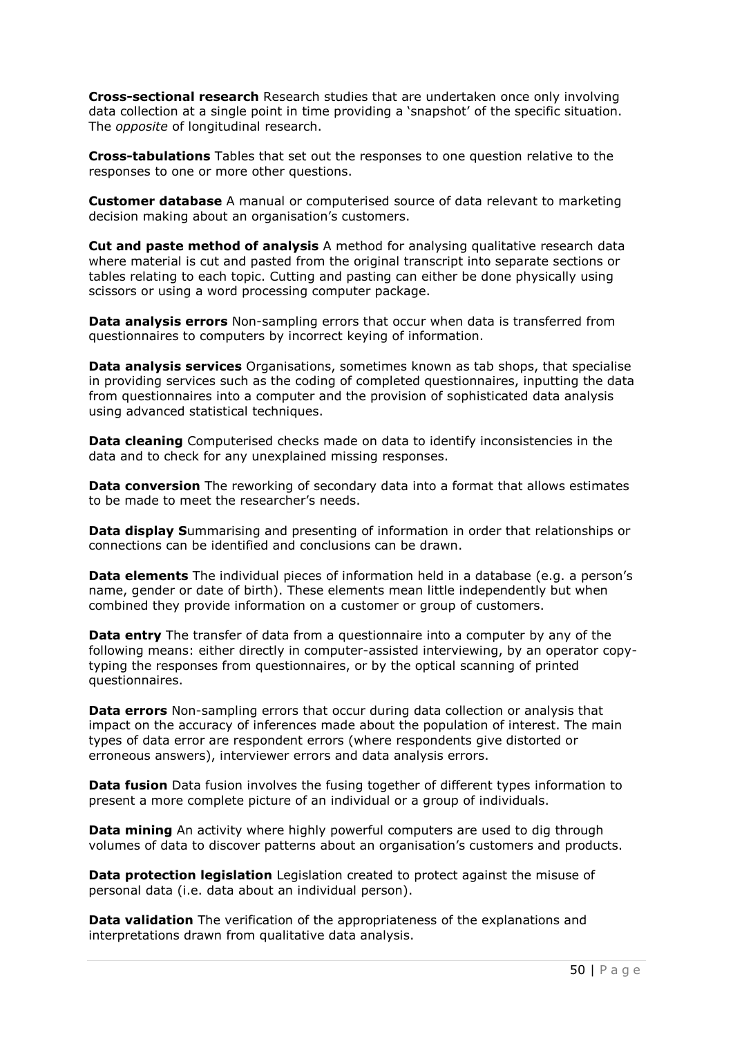**Cross-sectional research** Research studies that are undertaken once only involving data collection at a single point in time providing a 'snapshot' of the specific situation. The *opposite* of longitudinal research.

**Cross-tabulations** Tables that set out the responses to one question relative to the responses to one or more other questions.

**Customer database** A manual or computerised source of data relevant to marketing decision making about an organisation's customers.

**Cut and paste method of analysis** A method for analysing qualitative research data where material is cut and pasted from the original transcript into separate sections or tables relating to each topic. Cutting and pasting can either be done physically using scissors or using a word processing computer package.

**Data analysis errors** Non-sampling errors that occur when data is transferred from questionnaires to computers by incorrect keying of information.

**Data analysis services** Organisations, sometimes known as tab shops, that specialise in providing services such as the coding of completed questionnaires, inputting the data from questionnaires into a computer and the provision of sophisticated data analysis using advanced statistical techniques.

**Data cleaning** Computerised checks made on data to identify inconsistencies in the data and to check for any unexplained missing responses.

**Data conversion** The reworking of secondary data into a format that allows estimates to be made to meet the researcher's needs.

**Data display S**ummarising and presenting of information in order that relationships or connections can be identified and conclusions can be drawn.

**Data elements** The individual pieces of information held in a database (e.g. a person's name, gender or date of birth). These elements mean little independently but when combined they provide information on a customer or group of customers.

**Data entry** The transfer of data from a questionnaire into a computer by any of the following means: either directly in computer-assisted interviewing, by an operator copy-typing the responses from questionnaires, or by the optical scanning of printed questionnaires.

**Data errors** Non-sampling errors that occur during data collection or analysis that impact on the accuracy of inferences made about the population of interest. The main types of data error are respondent errors (where respondents give distorted or erroneous answers), interviewer errors and data analysis errors.

**Data fusion** Data fusion involves the fusing together of different types information to present a more complete picture of an individual or a group of individuals.

**Data mining** An activity where highly powerful computers are used to dig through volumes of data to discover patterns about an organisation's customers and products.

**Data protection legislation** Legislation created to protect against the misuse of personal data (i.e. data about an individual person).

**Data validation** The verification of the appropriateness of the explanations and interpretations drawn from qualitative data analysis.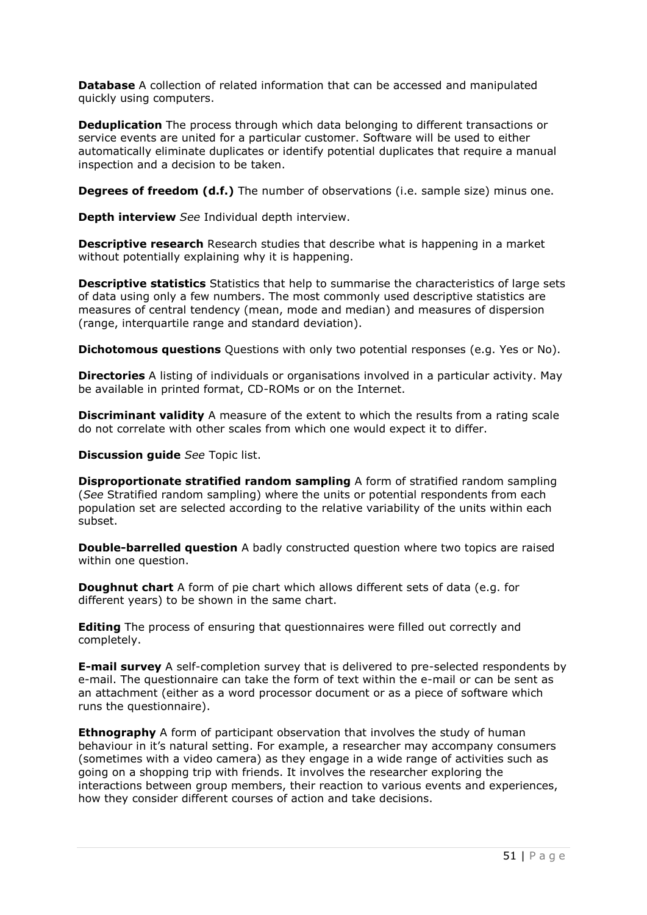**Database** A collection of related information that can be accessed and manipulated quickly using computers.

**Deduplication** The process through which data belonging to different transactions or service events are united for a particular customer. Software will be used to either automatically eliminate duplicates or identify potential duplicates that require a manual inspection and a decision to be taken.

**Degrees of freedom (d.f.)** The number of observations (i.e. sample size) minus one.

**Depth interview** *See* Individual depth interview.

**Descriptive research** Research studies that describe what is happening in a market without potentially explaining why it is happening.

**Descriptive statistics** Statistics that help to summarise the characteristics of large sets of data using only a few numbers. The most commonly used descriptive statistics are measures of central tendency (mean, mode and median) and measures of dispersion (range, interquartile range and standard deviation).

**Dichotomous questions** Questions with only two potential responses (e.g. Yes or No).

**Directories** A listing of individuals or organisations involved in a particular activity. May be available in printed format, CD-ROMs or on the Internet.

**Discriminant validity** A measure of the extent to which the results from a rating scale do not correlate with other scales from which one would expect it to differ.

**Discussion guide** *See* Topic list.

**Disproportionate stratified random sampling** A form of stratified random sampling (*See* Stratified random sampling) where the units or potential respondents from each population set are selected according to the relative variability of the units within each subset.

**Double-barrelled question** A badly constructed question where two topics are raised within one question.

**Doughnut chart** A form of pie chart which allows different sets of data (e.g. for different years) to be shown in the same chart.

**Editing** The process of ensuring that questionnaires were filled out correctly and completely.

**E-mail survey** A self-completion survey that is delivered to pre-selected respondents by e-mail. The questionnaire can take the form of text within the e-mail or can be sent as an attachment (either as a word processor document or as a piece of software which runs the questionnaire).

**Ethnography** A form of participant observation that involves the study of human behaviour in it's natural setting. For example, a researcher may accompany consumers (sometimes with a video camera) as they engage in a wide range of activities such as going on a shopping trip with friends. It involves the researcher exploring the interactions between group members, their reaction to various events and experiences, how they consider different courses of action and take decisions.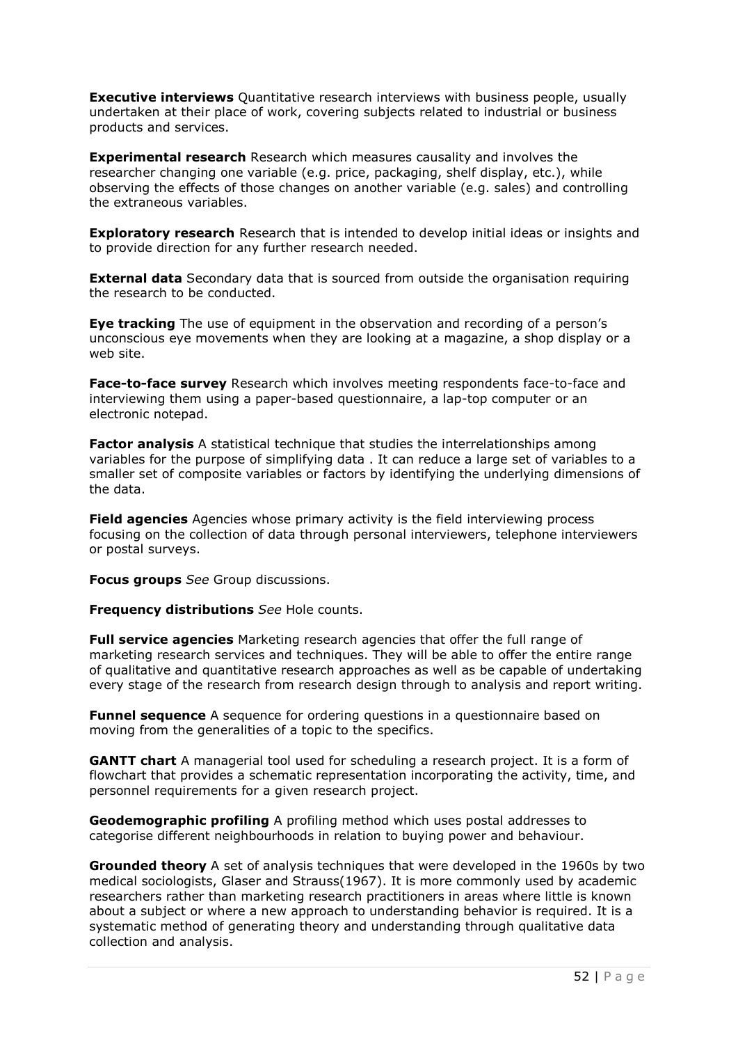**Executive interviews** Quantitative research interviews with business people, usually undertaken at their place of work, covering subjects related to industrial or business products and services.

**Experimental research** Research which measures causality and involves the researcher changing one variable (e.g. price, packaging, shelf display, etc.), while observing the effects of those changes on another variable (e.g. sales) and controlling the extraneous variables.

**Exploratory research** Research that is intended to develop initial ideas or insights and to provide direction for any further research needed.

**External data** Secondary data that is sourced from outside the organisation requiring the research to be conducted.

**Eye tracking** The use of equipment in the observation and recording of a person's unconscious eye movements when they are looking at a magazine, a shop display or a web site.

**Face-to-face survey** Research which involves meeting respondents face-to-face and interviewing them using a paper-based questionnaire, a lap-top computer or an electronic notepad.

**Factor analysis** A statistical technique that studies the interrelationships among variables for the purpose of simplifying data . It can reduce a large set of variables to a smaller set of composite variables or factors by identifying the underlying dimensions of the data.

**Field agencies** Agencies whose primary activity is the field interviewing process focusing on the collection of data through personal interviewers, telephone interviewers or postal surveys.

**Focus groups** *See* Group discussions.

**Frequency distributions** *See* Hole counts.

**Full service agencies** Marketing research agencies that offer the full range of marketing research services and techniques. They will be able to offer the entire range of qualitative and quantitative research approaches as well as be capable of undertaking every stage of the research from research design through to analysis and report writing.

**Funnel sequence** A sequence for ordering questions in a questionnaire based on moving from the generalities of a topic to the specifics.

**GANTT chart** A managerial tool used for scheduling a research project. It is a form of flowchart that provides a schematic representation incorporating the activity, time, and personnel requirements for a given research project.

**Geodemographic profiling** A profiling method which uses postal addresses to categorise different neighbourhoods in relation to buying power and behaviour.

**Grounded theory** A set of analysis techniques that were developed in the 1960s by two medical sociologists, Glaser and Strauss(1967). It is more commonly used by academic researchers rather than marketing research practitioners in areas where little is known about a subject or where a new approach to understanding behavior is required. It is a systematic method of generating theory and understanding through qualitative data collection and analysis.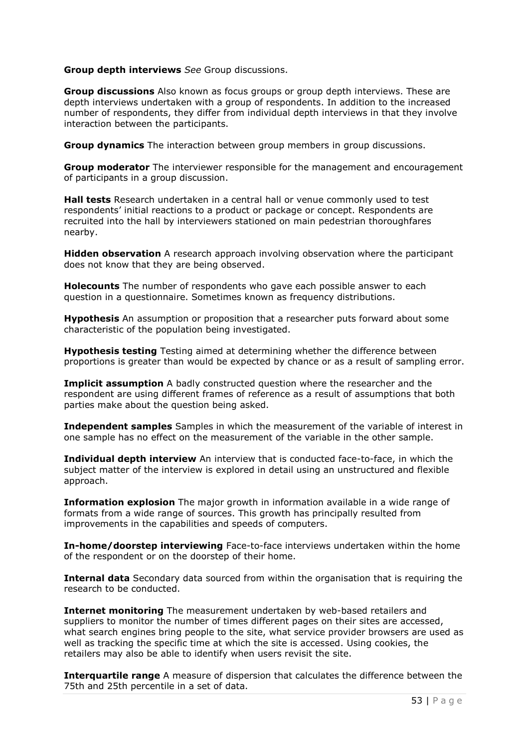**Group depth interviews** *See* Group discussions.

**Group discussions** Also known as focus groups or group depth interviews. These are depth interviews undertaken with a group of respondents. In addition to the increased number of respondents, they differ from individual depth interviews in that they involve interaction between the participants.

**Group dynamics** The interaction between group members in group discussions.

**Group moderator** The interviewer responsible for the management and encouragement of participants in a group discussion.

**Hall tests** Research undertaken in a central hall or venue commonly used to test respondents' initial reactions to a product or package or concept. Respondents are recruited into the hall by interviewers stationed on main pedestrian thoroughfares nearby.

**Hidden observation** A research approach involving observation where the participant does not know that they are being observed.

**Holecounts** The number of respondents who gave each possible answer to each question in a questionnaire. Sometimes known as frequency distributions.

**Hypothesis** An assumption or proposition that a researcher puts forward about some characteristic of the population being investigated.

**Hypothesis testing** Testing aimed at determining whether the difference between proportions is greater than would be expected by chance or as a result of sampling error.

**Implicit assumption** A badly constructed question where the researcher and the respondent are using different frames of reference as a result of assumptions that both parties make about the question being asked.

**Independent samples** Samples in which the measurement of the variable of interest in one sample has no effect on the measurement of the variable in the other sample.

**Individual depth interview** An interview that is conducted face-to-face, in which the subject matter of the interview is explored in detail using an unstructured and flexible approach.

**Information explosion** The major growth in information available in a wide range of formats from a wide range of sources. This growth has principally resulted from improvements in the capabilities and speeds of computers.

**In-home/doorstep interviewing** Face-to-face interviews undertaken within the home of the respondent or on the doorstep of their home.

**Internal data** Secondary data sourced from within the organisation that is requiring the research to be conducted.

**Internet monitoring** The measurement undertaken by web-based retailers and suppliers to monitor the number of times different pages on their sites are accessed, what search engines bring people to the site, what service provider browsers are used as well as tracking the specific time at which the site is accessed. Using cookies, the retailers may also be able to identify when users revisit the site.

**Interquartile range** A measure of dispersion that calculates the difference between the 75th and 25th percentile in a set of data.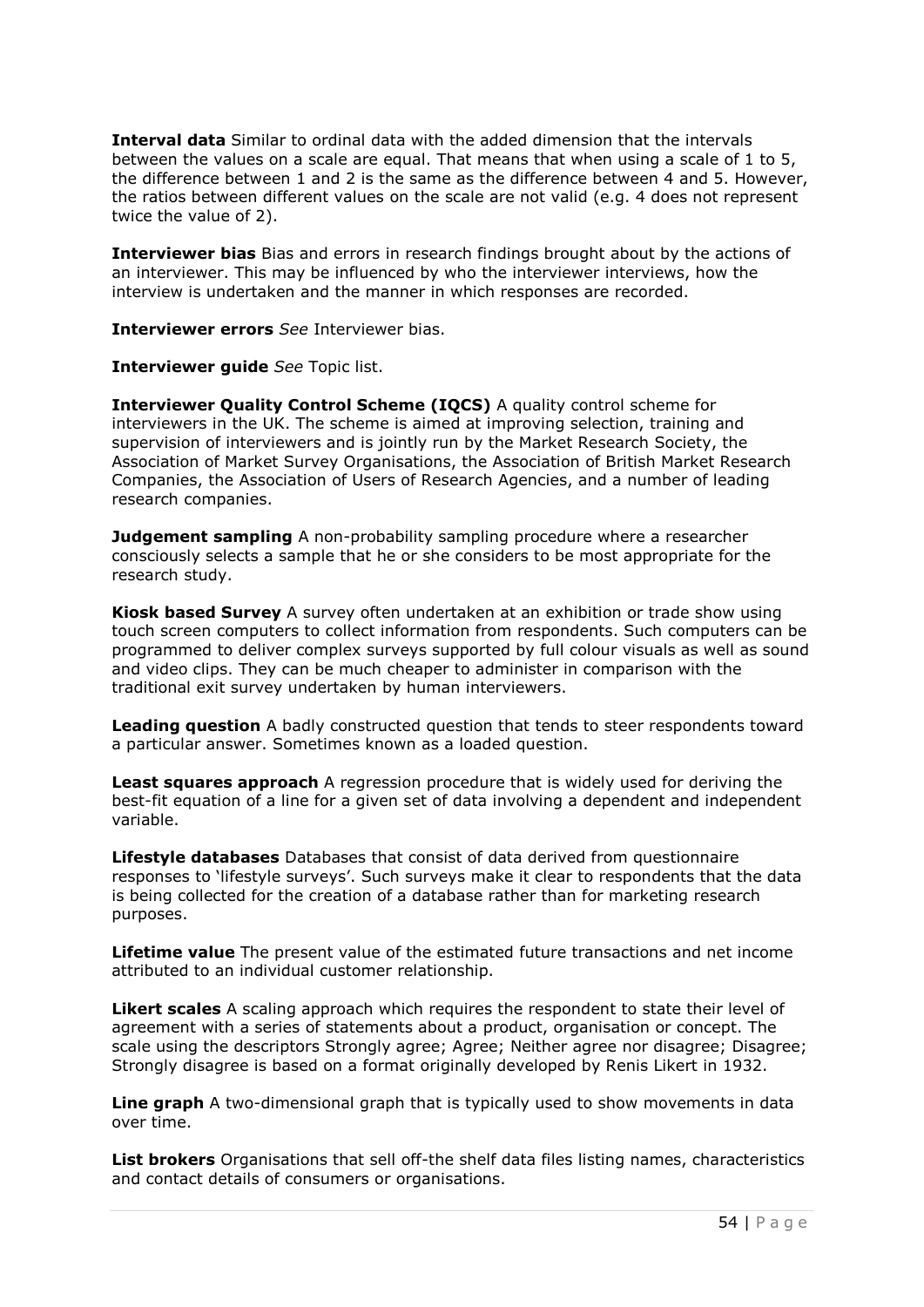**Interval data** Similar to ordinal data with the added dimension that the intervals between the values on a scale are equal. That means that when using a scale of 1 to 5, the difference between 1 and 2 is the same as the difference between 4 and 5. However, the ratios between different values on the scale are not valid (e.g. 4 does not represent twice the value of 2).

**Interviewer bias** Bias and errors in research findings brought about by the actions of an interviewer. This may be influenced by who the interviewer interviews, how the interview is undertaken and the manner in which responses are recorded.

**Interviewer errors** *See* Interviewer bias.

**Interviewer guide** *See* Topic list.

**Interviewer Quality Control Scheme (IQCS)** A quality control scheme for interviewers in the UK. The scheme is aimed at improving selection, training and supervision of interviewers and is jointly run by the Market Research Society, the Association of Market Survey Organisations, the Association of British Market Research Companies, the Association of Users of Research Agencies, and a number of leading research companies.

**Judgement sampling** A non-probability sampling procedure where a researcher consciously selects a sample that he or she considers to be most appropriate for the research study.

**Kiosk based Survey** A survey often undertaken at an exhibition or trade show using touch screen computers to collect information from respondents. Such computers can be programmed to deliver complex surveys supported by full colour visuals as well as sound and video clips. They can be much cheaper to administer in comparison with the traditional exit survey undertaken by human interviewers.

**Leading question** A badly constructed question that tends to steer respondents toward a particular answer. Sometimes known as a loaded question.

**Least squares approach** A regression procedure that is widely used for deriving the best-fit equation of a line for a given set of data involving a dependent and independent variable.

**Lifestyle databases** Databases that consist of data derived from questionnaire responses to 'lifestyle surveys'. Such surveys make it clear to respondents that the data is being collected for the creation of a database rather than for marketing research purposes.

**Lifetime value** The present value of the estimated future transactions and net income attributed to an individual customer relationship.

**Likert scales** A scaling approach which requires the respondent to state their level of agreement with a series of statements about a product, organisation or concept. The scale using the descriptors Strongly agree; Agree; Neither agree nor disagree; Disagree; Strongly disagree is based on a format originally developed by Renis Likert in 1932.

**Line graph** A two-dimensional graph that is typically used to show movements in data over time.

**List brokers** Organisations that sell off-the shelf data files listing names, characteristics and contact details of consumers or organisations.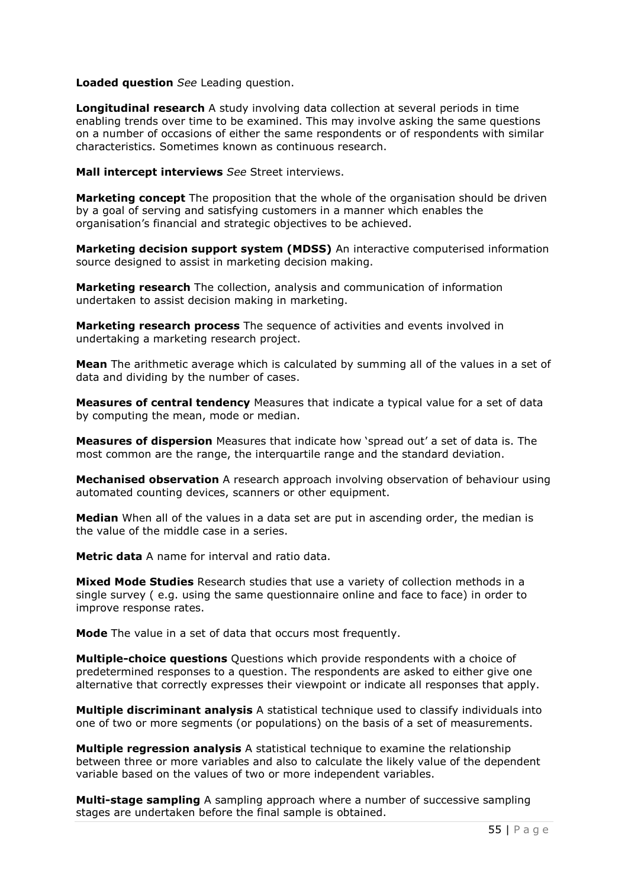**Loaded question** *See* Leading question.

**Longitudinal research** A study involving data collection at several periods in time enabling trends over time to be examined. This may involve asking the same questions on a number of occasions of either the same respondents or of respondents with similar characteristics. Sometimes known as continuous research.

**Mall intercept interviews** *See* Street interviews.

**Marketing concept** The proposition that the whole of the organisation should be driven by a goal of serving and satisfying customers in a manner which enables the organisation's financial and strategic objectives to be achieved.

**Marketing decision support system (MDSS)** An interactive computerised information source designed to assist in marketing decision making.

**Marketing research** The collection, analysis and communication of information undertaken to assist decision making in marketing.

**Marketing research process** The sequence of activities and events involved in undertaking a marketing research project.

**Mean** The arithmetic average which is calculated by summing all of the values in a set of data and dividing by the number of cases.

**Measures of central tendency** Measures that indicate a typical value for a set of data by computing the mean, mode or median.

**Measures of dispersion** Measures that indicate how 'spread out' a set of data is. The most common are the range, the interquartile range and the standard deviation.

**Mechanised observation** A research approach involving observation of behaviour using automated counting devices, scanners or other equipment.

**Median** When all of the values in a data set are put in ascending order, the median is the value of the middle case in a series.

**Metric data** A name for interval and ratio data.

**Mixed Mode Studies** Research studies that use a variety of collection methods in a single survey ( e.g. using the same questionnaire online and face to face) in order to improve response rates.

**Mode** The value in a set of data that occurs most frequently.

**Multiple-choice questions** Questions which provide respondents with a choice of predetermined responses to a question. The respondents are asked to either give one alternative that correctly expresses their viewpoint or indicate all responses that apply.

**Multiple discriminant analysis** A statistical technique used to classify individuals into one of two or more segments (or populations) on the basis of a set of measurements.

**Multiple regression analysis** A statistical technique to examine the relationship between three or more variables and also to calculate the likely value of the dependent variable based on the values of two or more independent variables.

**Multi-stage sampling** A sampling approach where a number of successive sampling stages are undertaken before the final sample is obtained.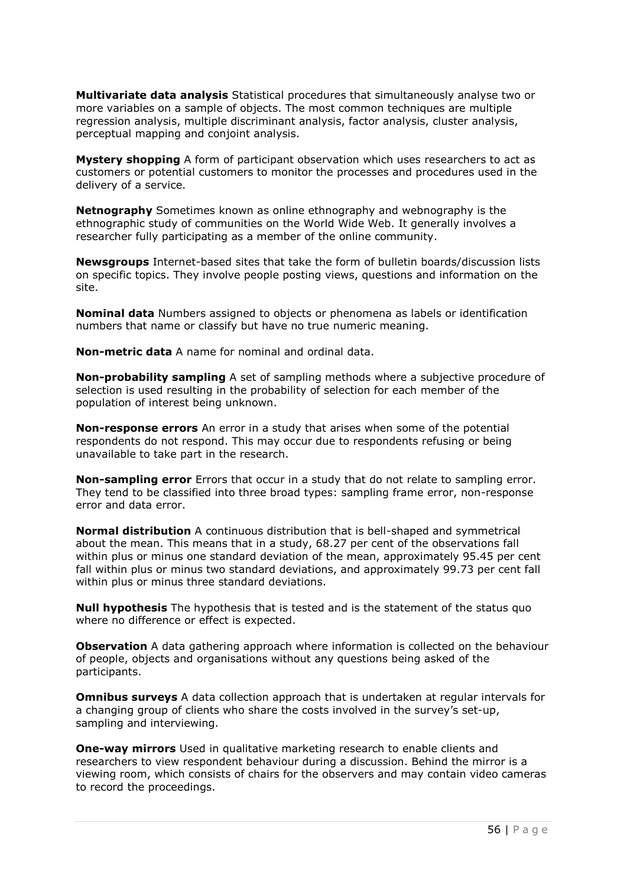**Multivariate data analysis** Statistical procedures that simultaneously analyse two or more variables on a sample of objects. The most common techniques are multiple regression analysis, multiple discriminant analysis, factor analysis, cluster analysis, perceptual mapping and conjoint analysis.

**Mystery shopping** A form of participant observation which uses researchers to act as customers or potential customers to monitor the processes and procedures used in the delivery of a service.

**Netnography** Sometimes known as online ethnography and webnography is the ethnographic study of communities on the World Wide Web. It generally involves a researcher fully participating as a member of the online community.

**Newsgroups** Internet-based sites that take the form of bulletin boards/discussion lists on specific topics. They involve people posting views, questions and information on the site.

**Nominal data** Numbers assigned to objects or phenomena as labels or identification numbers that name or classify but have no true numeric meaning.

**Non-metric data** A name for nominal and ordinal data.

**Non-probability sampling** A set of sampling methods where a subjective procedure of selection is used resulting in the probability of selection for each member of the population of interest being unknown.

**Non-response errors** An error in a study that arises when some of the potential respondents do not respond. This may occur due to respondents refusing or being unavailable to take part in the research.

**Non-sampling error** Errors that occur in a study that do not relate to sampling error. They tend to be classified into three broad types: sampling frame error, non-response error and data error.

**Normal distribution** A continuous distribution that is bell-shaped and symmetrical about the mean. This means that in a study, 68.27 per cent of the observations fall within plus or minus one standard deviation of the mean, approximately 95.45 per cent fall within plus or minus two standard deviations, and approximately 99.73 per cent fall within plus or minus three standard deviations.

**Null hypothesis** The hypothesis that is tested and is the statement of the status quo where no difference or effect is expected.

**Observation** A data gathering approach where information is collected on the behaviour of people, objects and organisations without any questions being asked of the participants.

**Omnibus surveys** A data collection approach that is undertaken at regular intervals for a changing group of clients who share the costs involved in the survey's set-up, sampling and interviewing.

**One-way mirrors** Used in qualitative marketing research to enable clients and researchers to view respondent behaviour during a discussion. Behind the mirror is a viewing room, which consists of chairs for the observers and may contain video cameras to record the proceedings.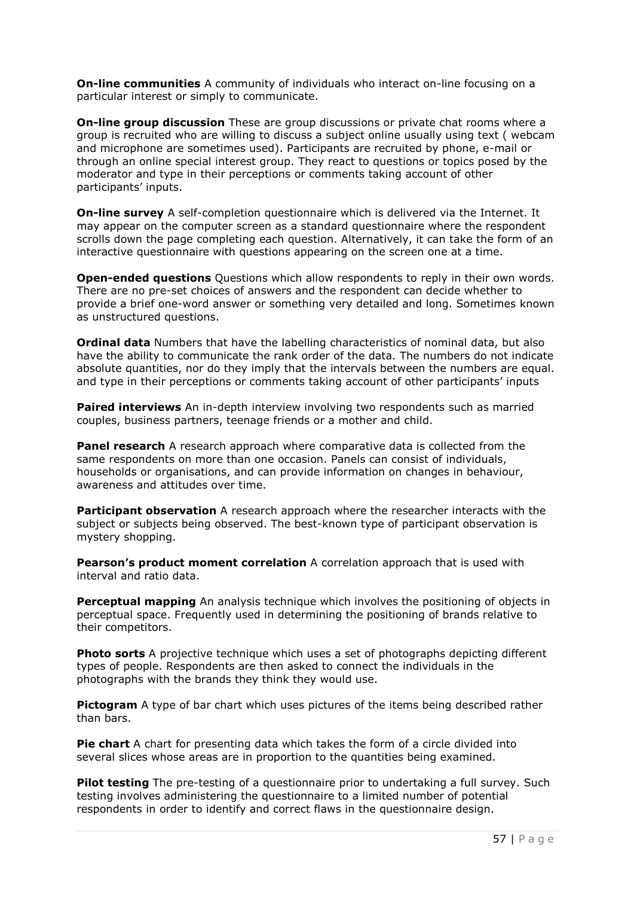**On-line communities** A community of individuals who interact on-line focusing on a particular interest or simply to communicate.

**On-line group discussion** These are group discussions or private chat rooms where a group is recruited who are willing to discuss a subject online usually using text ( webcam and microphone are sometimes used). Participants are recruited by phone, e-mail or through an online special interest group. They react to questions or topics posed by the moderator and type in their perceptions or comments taking account of other participants' inputs.

**On-line survey** A self-completion questionnaire which is delivered via the Internet. It may appear on the computer screen as a standard questionnaire where the respondent scrolls down the page completing each question. Alternatively, it can take the form of an interactive questionnaire with questions appearing on the screen one at a time.

**Open-ended questions** Questions which allow respondents to reply in their own words. There are no pre-set choices of answers and the respondent can decide whether to provide a brief one-word answer or something very detailed and long. Sometimes known as unstructured questions.

**Ordinal data** Numbers that have the labelling characteristics of nominal data, but also have the ability to communicate the rank order of the data. The numbers do not indicate absolute quantities, nor do they imply that the intervals between the numbers are equal. and type in their perceptions or comments taking account of other participants' inputs

**Paired interviews** An in-depth interview involving two respondents such as married couples, business partners, teenage friends or a mother and child.

**Panel research** A research approach where comparative data is collected from the same respondents on more than one occasion. Panels can consist of individuals, households or organisations, and can provide information on changes in behaviour, awareness and attitudes over time.

**Participant observation** A research approach where the researcher interacts with the subject or subjects being observed. The best-known type of participant observation is mystery shopping.

**Pearson's product moment correlation** A correlation approach that is used with interval and ratio data.

**Perceptual mapping** An analysis technique which involves the positioning of objects in perceptual space. Frequently used in determining the positioning of brands relative to their competitors.

**Photo sorts** A projective technique which uses a set of photographs depicting different types of people. Respondents are then asked to connect the individuals in the photographs with the brands they think they would use.

**Pictogram** A type of bar chart which uses pictures of the items being described rather than bars.

**Pie chart** A chart for presenting data which takes the form of a circle divided into several slices whose areas are in proportion to the quantities being examined.

**Pilot testing** The pre-testing of a questionnaire prior to undertaking a full survey. Such testing involves administering the questionnaire to a limited number of potential respondents in order to identify and correct flaws in the questionnaire design.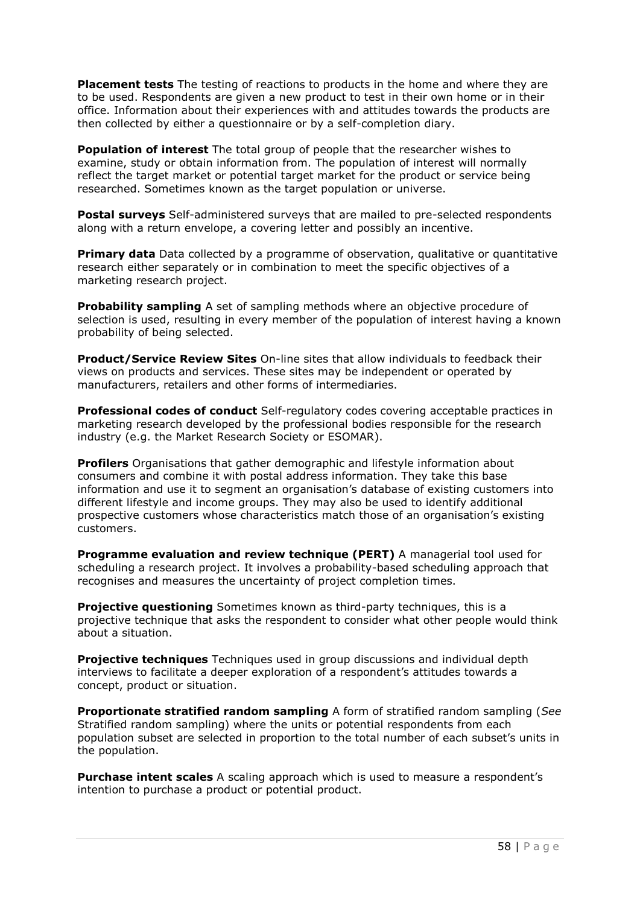**Placement tests** The testing of reactions to products in the home and where they are to be used. Respondents are given a new product to test in their own home or in their office. Information about their experiences with and attitudes towards the products are then collected by either a questionnaire or by a self-completion diary.

**Population of interest** The total group of people that the researcher wishes to examine, study or obtain information from. The population of interest will normally reflect the target market or potential target market for the product or service being researched. Sometimes known as the target population or universe.

**Postal surveys** Self-administered surveys that are mailed to pre-selected respondents along with a return envelope, a covering letter and possibly an incentive.

**Primary data** Data collected by a programme of observation, qualitative or quantitative research either separately or in combination to meet the specific objectives of a marketing research project.

**Probability sampling** A set of sampling methods where an objective procedure of selection is used, resulting in every member of the population of interest having a known probability of being selected.

**Product/Service Review Sites** On-line sites that allow individuals to feedback their views on products and services. These sites may be independent or operated by manufacturers, retailers and other forms of intermediaries.

**Professional codes of conduct** Self-regulatory codes covering acceptable practices in marketing research developed by the professional bodies responsible for the research industry (e.g. the Market Research Society or ESOMAR).

**Profilers** Organisations that gather demographic and lifestyle information about consumers and combine it with postal address information. They take this base information and use it to segment an organisation's database of existing customers into different lifestyle and income groups. They may also be used to identify additional prospective customers whose characteristics match those of an organisation's existing customers.

**Programme evaluation and review technique (PERT)** A managerial tool used for scheduling a research project. It involves a probability-based scheduling approach that recognises and measures the uncertainty of project completion times.

**Projective questioning** Sometimes known as third-party techniques, this is a projective technique that asks the respondent to consider what other people would think about a situation.

**Projective techniques** Techniques used in group discussions and individual depth interviews to facilitate a deeper exploration of a respondent's attitudes towards a concept, product or situation.

**Proportionate stratified random sampling** A form of stratified random sampling (*See* Stratified random sampling) where the units or potential respondents from each population subset are selected in proportion to the total number of each subset's units in the population.

**Purchase intent scales** A scaling approach which is used to measure a respondent's intention to purchase a product or potential product.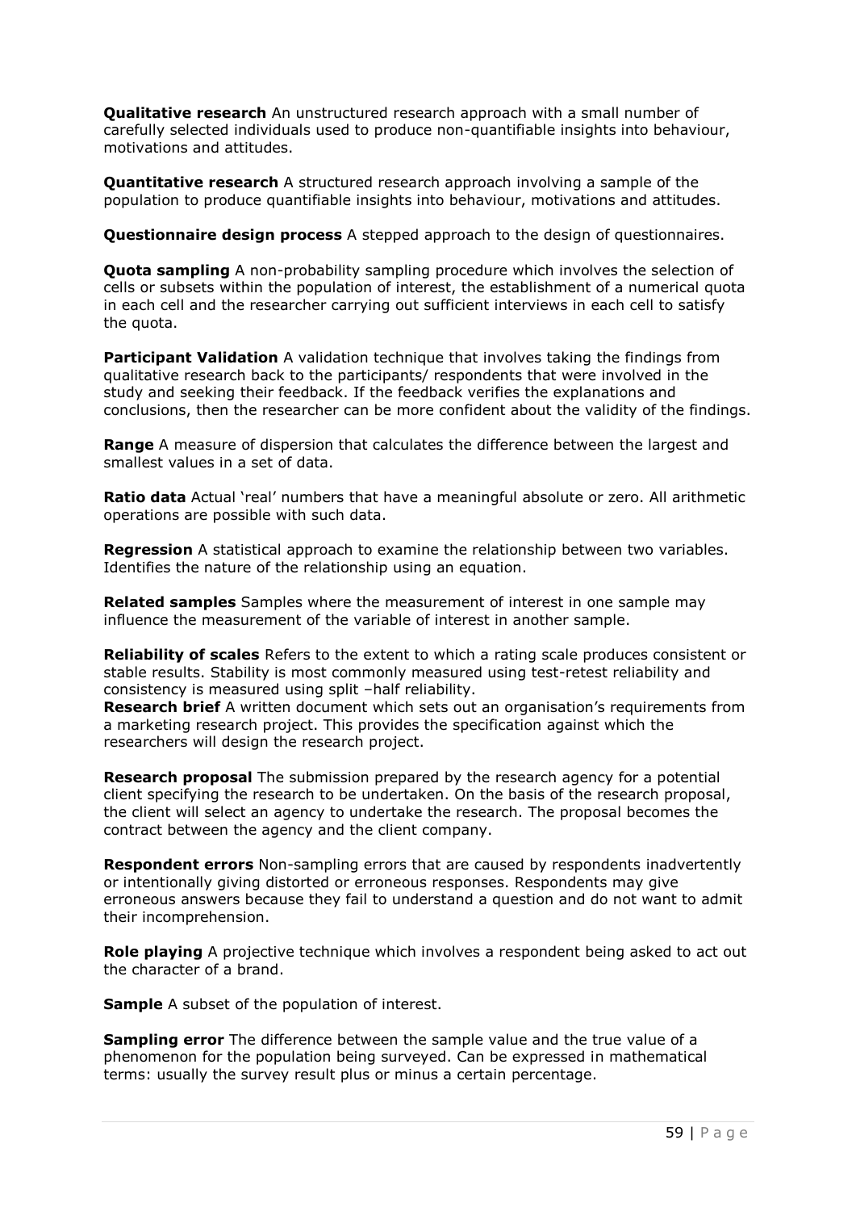**Qualitative research** An unstructured research approach with a small number of carefully selected individuals used to produce non-quantifiable insights into behaviour, motivations and attitudes.

**Quantitative research** A structured research approach involving a sample of the population to produce quantifiable insights into behaviour, motivations and attitudes.

**Questionnaire design process** A stepped approach to the design of questionnaires.

**Quota sampling** A non-probability sampling procedure which involves the selection of cells or subsets within the population of interest, the establishment of a numerical quota in each cell and the researcher carrying out sufficient interviews in each cell to satisfy the quota.

**Participant Validation** A validation technique that involves taking the findings from qualitative research back to the participants/ respondents that were involved in the study and seeking their feedback. If the feedback verifies the explanations and conclusions, then the researcher can be more confident about the validity of the findings.

**Range** A measure of dispersion that calculates the difference between the largest and smallest values in a set of data.

**Ratio data** Actual 'real' numbers that have a meaningful absolute or zero. All arithmetic operations are possible with such data.

**Regression** A statistical approach to examine the relationship between two variables. Identifies the nature of the relationship using an equation.

**Related samples** Samples where the measurement of interest in one sample may influence the measurement of the variable of interest in another sample.

**Reliability of scales** Refers to the extent to which a rating scale produces consistent or stable results. Stability is most commonly measured using test-retest reliability and consistency is measured using split –half reliability.

**Research brief** A written document which sets out an organisation's requirements from a marketing research project. This provides the specification against which the researchers will design the research project.

**Research proposal** The submission prepared by the research agency for a potential client specifying the research to be undertaken. On the basis of the research proposal, the client will select an agency to undertake the research. The proposal becomes the contract between the agency and the client company.

**Respondent errors** Non-sampling errors that are caused by respondents inadvertently or intentionally giving distorted or erroneous responses. Respondents may give erroneous answers because they fail to understand a question and do not want to admit their incomprehension.

**Role playing** A projective technique which involves a respondent being asked to act out the character of a brand.

**Sample** A subset of the population of interest.

**Sampling error** The difference between the sample value and the true value of a phenomenon for the population being surveyed. Can be expressed in mathematical terms: usually the survey result plus or minus a certain percentage.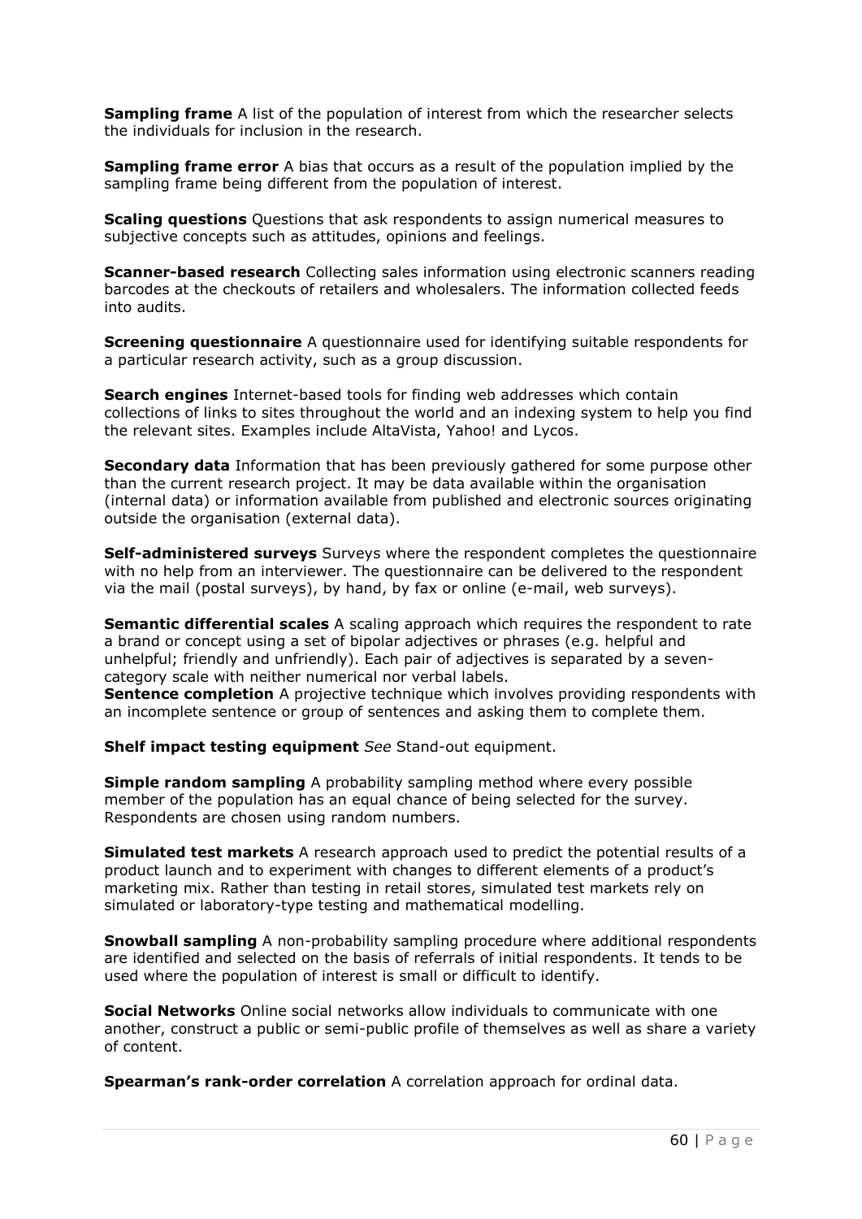**Sampling frame** A list of the population of interest from which the researcher selects the individuals for inclusion in the research.

**Sampling frame error** A bias that occurs as a result of the population implied by the sampling frame being different from the population of interest.

**Scaling questions** Questions that ask respondents to assign numerical measures to subjective concepts such as attitudes, opinions and feelings.

**Scanner-based research** Collecting sales information using electronic scanners reading barcodes at the checkouts of retailers and wholesalers. The information collected feeds into audits.

**Screening questionnaire** A questionnaire used for identifying suitable respondents for a particular research activity, such as a group discussion.

**Search engines** Internet-based tools for finding web addresses which contain collections of links to sites throughout the world and an indexing system to help you find the relevant sites. Examples include AltaVista, Yahoo! and Lycos.

**Secondary data** Information that has been previously gathered for some purpose other than the current research project. It may be data available within the organisation (internal data) or information available from published and electronic sources originating outside the organisation (external data).

**Self-administered surveys** Surveys where the respondent completes the questionnaire with no help from an interviewer. The questionnaire can be delivered to the respondent via the mail (postal surveys), by hand, by fax or online (e-mail, web surveys).

**Semantic differential scales** A scaling approach which requires the respondent to rate a brand or concept using a set of bipolar adjectives or phrases (e.g. helpful and unhelpful; friendly and unfriendly). Each pair of adjectives is separated by a seven-category scale with neither numerical nor verbal labels.

**Sentence completion** A projective technique which involves providing respondents with an incomplete sentence or group of sentences and asking them to complete them.

**Shelf impact testing equipment** *See* Stand-out equipment.

**Simple random sampling** A probability sampling method where every possible member of the population has an equal chance of being selected for the survey. Respondents are chosen using random numbers.

**Simulated test markets** A research approach used to predict the potential results of a product launch and to experiment with changes to different elements of a product's marketing mix. Rather than testing in retail stores, simulated test markets rely on simulated or laboratory-type testing and mathematical modelling.

**Snowball sampling** A non-probability sampling procedure where additional respondents are identified and selected on the basis of referrals of initial respondents. It tends to be used where the population of interest is small or difficult to identify.

**Social Networks** Online social networks allow individuals to communicate with one another, construct a public or semi-public profile of themselves as well as share a variety of content.

**Spearman's rank-order correlation** A correlation approach for ordinal data.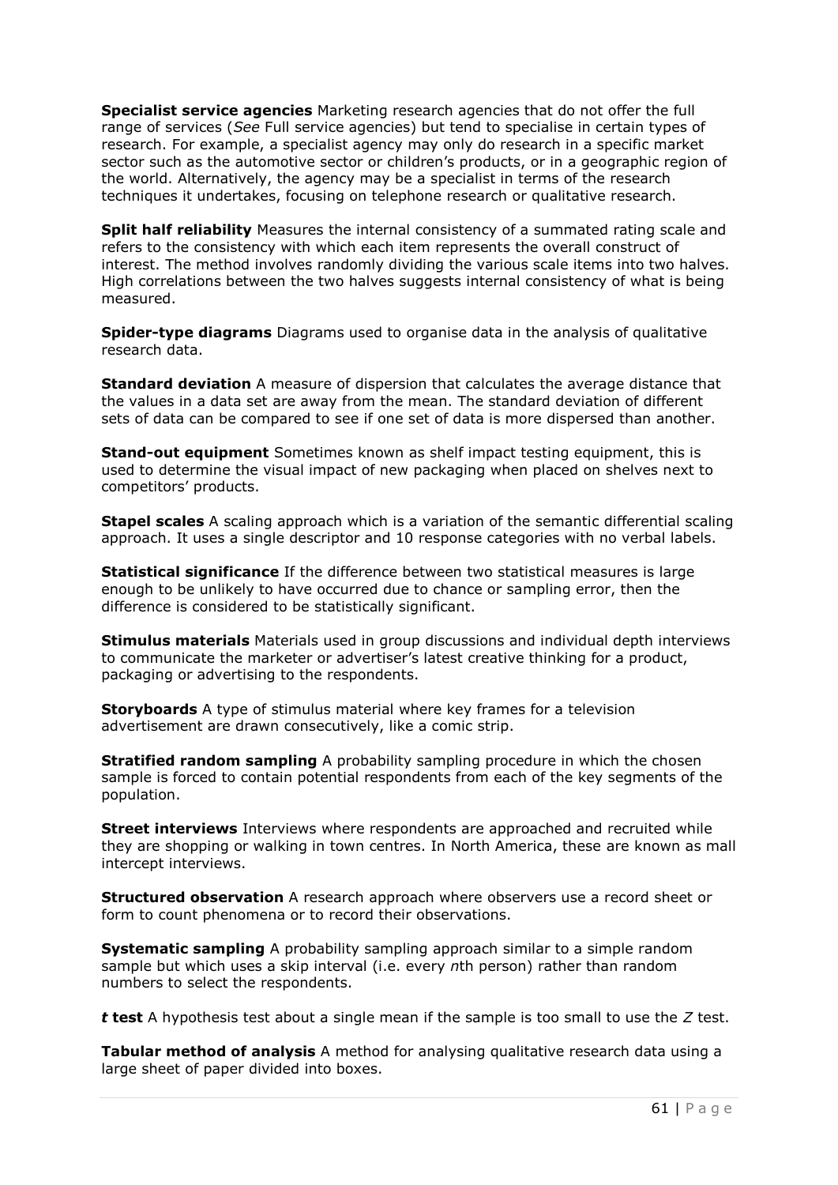**Specialist service agencies** Marketing research agencies that do not offer the full range of services (*See* Full service agencies) but tend to specialise in certain types of research. For example, a specialist agency may only do research in a specific market sector such as the automotive sector or children's products, or in a geographic region of the world. Alternatively, the agency may be a specialist in terms of the research techniques it undertakes, focusing on telephone research or qualitative research.

**Split half reliability** Measures the internal consistency of a summated rating scale and refers to the consistency with which each item represents the overall construct of interest. The method involves randomly dividing the various scale items into two halves. High correlations between the two halves suggests internal consistency of what is being measured.

**Spider-type diagrams** Diagrams used to organise data in the analysis of qualitative research data.

**Standard deviation** A measure of dispersion that calculates the average distance that the values in a data set are away from the mean. The standard deviation of different sets of data can be compared to see if one set of data is more dispersed than another.

**Stand-out equipment** Sometimes known as shelf impact testing equipment, this is used to determine the visual impact of new packaging when placed on shelves next to competitors' products.

**Stapel scales** A scaling approach which is a variation of the semantic differential scaling approach. It uses a single descriptor and 10 response categories with no verbal labels.

**Statistical significance** If the difference between two statistical measures is large enough to be unlikely to have occurred due to chance or sampling error, then the difference is considered to be statistically significant.

**Stimulus materials** Materials used in group discussions and individual depth interviews to communicate the marketer or advertiser's latest creative thinking for a product, packaging or advertising to the respondents.

**Storyboards** A type of stimulus material where key frames for a television advertisement are drawn consecutively, like a comic strip.

**Stratified random sampling** A probability sampling procedure in which the chosen sample is forced to contain potential respondents from each of the key segments of the population.

**Street interviews** Interviews where respondents are approached and recruited while they are shopping or walking in town centres. In North America, these are known as mall intercept interviews.

**Structured observation** A research approach where observers use a record sheet or form to count phenomena or to record their observations.

**Systematic sampling** A probability sampling approach similar to a simple random sample but which uses a skip interval (i.e. every *n*th person) rather than random numbers to select the respondents.

***t* test** A hypothesis test about a single mean if the sample is too small to use the *Z* test.

**Tabular method of analysis** A method for analysing qualitative research data using a large sheet of paper divided into boxes.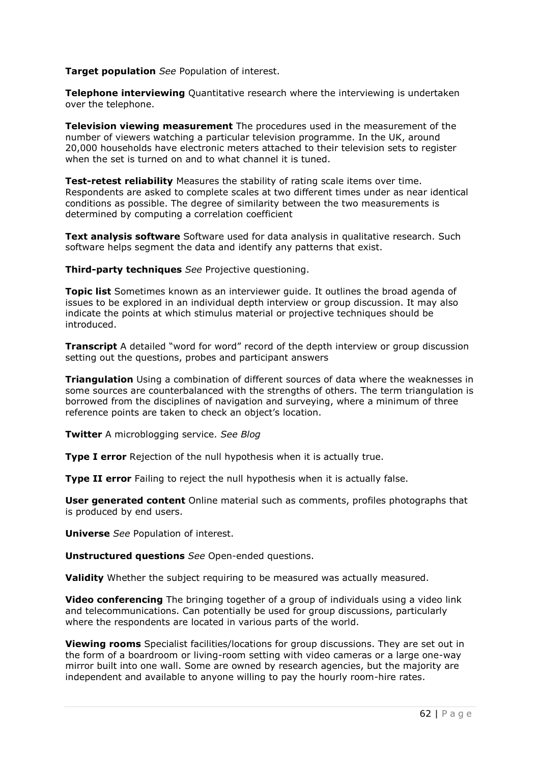**Target population** *See* Population of interest.

**Telephone interviewing** Quantitative research where the interviewing is undertaken over the telephone.

**Television viewing measurement** The procedures used in the measurement of the number of viewers watching a particular television programme. In the UK, around 20,000 households have electronic meters attached to their television sets to register when the set is turned on and to what channel it is tuned.

**Test-retest reliability** Measures the stability of rating scale items over time. Respondents are asked to complete scales at two different times under as near identical conditions as possible. The degree of similarity between the two measurements is determined by computing a correlation coefficient

**Text analysis software** Software used for data analysis in qualitative research. Such software helps segment the data and identify any patterns that exist.

**Third-party techniques** *See* Projective questioning.

**Topic list** Sometimes known as an interviewer guide. It outlines the broad agenda of issues to be explored in an individual depth interview or group discussion. It may also indicate the points at which stimulus material or projective techniques should be introduced.

**Transcript** A detailed "word for word" record of the depth interview or group discussion setting out the questions, probes and participant answers

**Triangulation** Using a combination of different sources of data where the weaknesses in some sources are counterbalanced with the strengths of others. The term triangulation is borrowed from the disciplines of navigation and surveying, where a minimum of three reference points are taken to check an object's location.

**Twitter** A microblogging service. *See Blog*

**Type I error** Rejection of the null hypothesis when it is actually true.

**Type II error** Failing to reject the null hypothesis when it is actually false.

**User generated content** Online material such as comments, profiles photographs that is produced by end users.

**Universe** *See* Population of interest.

**Unstructured questions** *See* Open-ended questions.

**Validity** Whether the subject requiring to be measured was actually measured.

**Video conferencing** The bringing together of a group of individuals using a video link and telecommunications. Can potentially be used for group discussions, particularly where the respondents are located in various parts of the world.

**Viewing rooms** Specialist facilities/locations for group discussions. They are set out in the form of a boardroom or living-room setting with video cameras or a large one-way mirror built into one wall. Some are owned by research agencies, but the majority are independent and available to anyone willing to pay the hourly room-hire rates.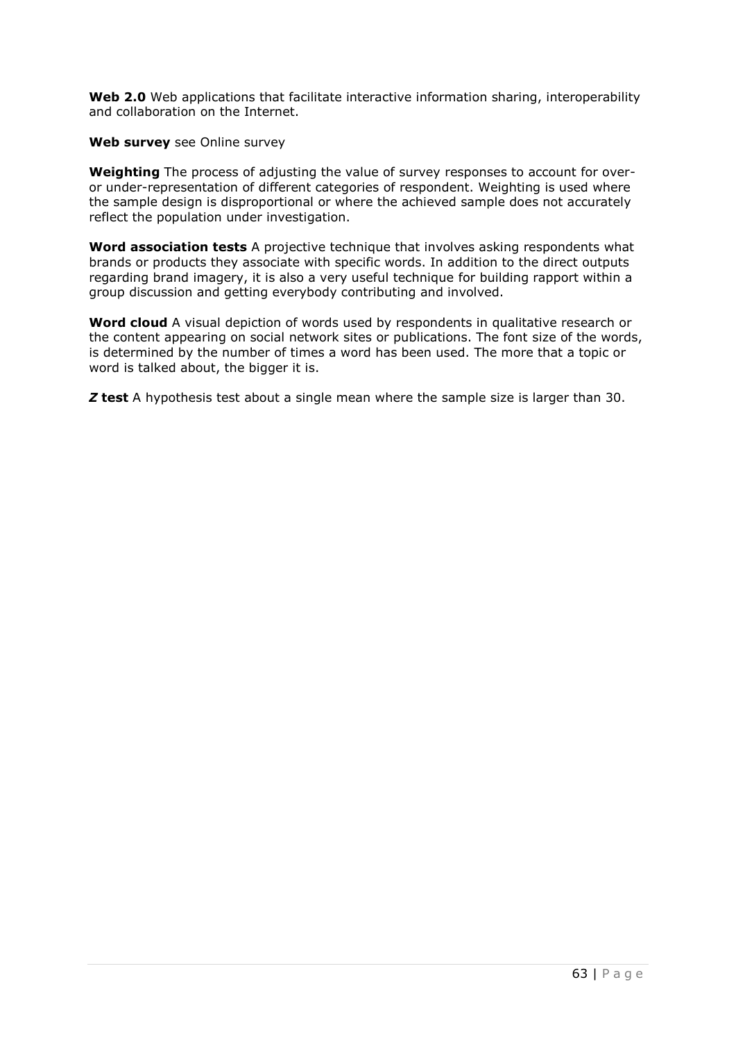**Web 2.0** Web applications that facilitate interactive information sharing, interoperability and collaboration on the Internet.

**Web survey** see Online survey

**Weighting** The process of adjusting the value of survey responses to account for over- or under-representation of different categories of respondent. Weighting is used where the sample design is disproportional or where the achieved sample does not accurately reflect the population under investigation.

**Word association tests** A projective technique that involves asking respondents what brands or products they associate with specific words. In addition to the direct outputs regarding brand imagery, it is also a very useful technique for building rapport within a group discussion and getting everybody contributing and involved.

**Word cloud** A visual depiction of words used by respondents in qualitative research or the content appearing on social network sites or publications. The font size of the words, is determined by the number of times a word has been used. The more that a topic or word is talked about, the bigger it is.

***Z* test** A hypothesis test about a single mean where the sample size is larger than 30.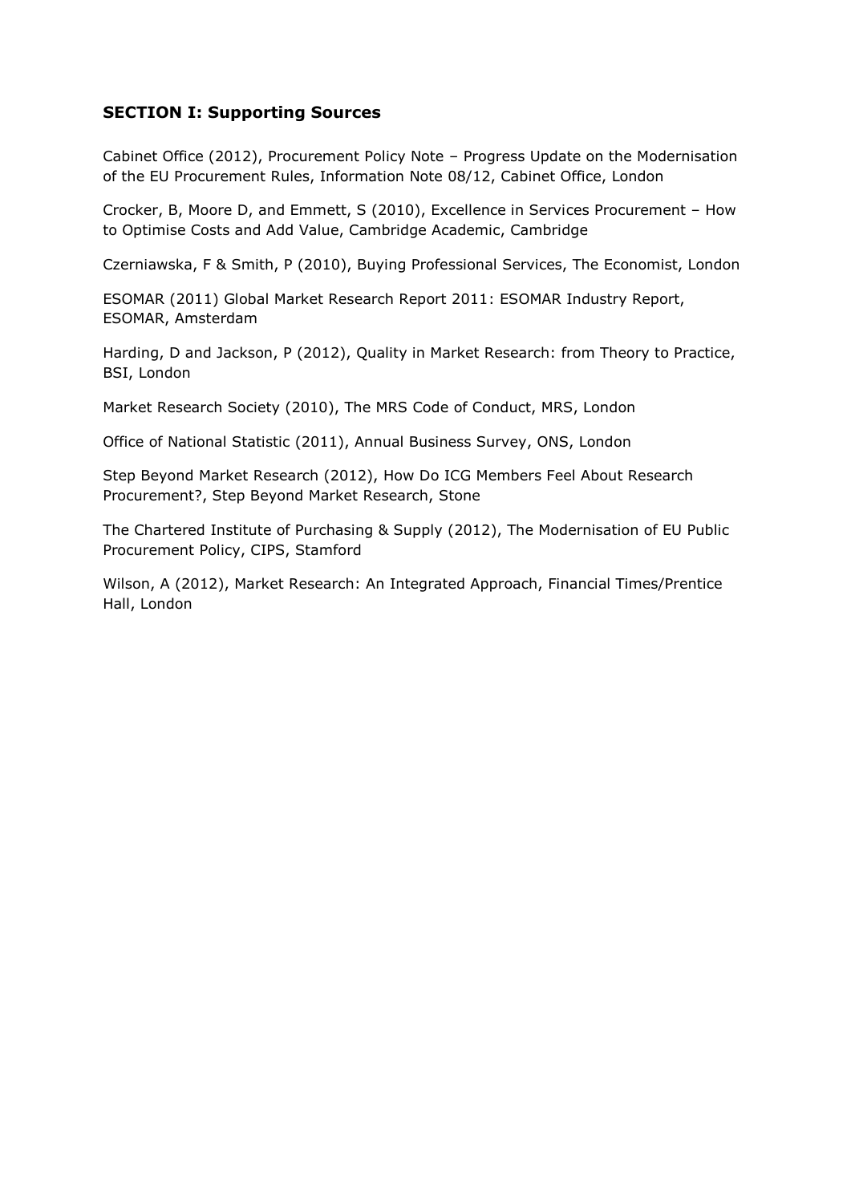### SECTION I: Supporting Sources

Cabinet Office (2012), Procurement Policy Note – Progress Update on the Modernisation of the EU Procurement Rules, Information Note 08/12, Cabinet Office, London

Crocker, B, Moore D, and Emmett, S (2010), Excellence in Services Procurement – How to Optimise Costs and Add Value, Cambridge Academic, Cambridge

Czerniawska, F & Smith, P (2010), Buying Professional Services, The Economist, London

ESOMAR (2011) Global Market Research Report 2011: ESOMAR Industry Report, ESOMAR, Amsterdam

Harding, D and Jackson, P (2012), Quality in Market Research: from Theory to Practice, BSI, London

Market Research Society (2010), The MRS Code of Conduct, MRS, London

Office of National Statistic (2011), Annual Business Survey, ONS, London

Step Beyond Market Research (2012), How Do ICG Members Feel About Research Procurement?, Step Beyond Market Research, Stone

The Chartered Institute of Purchasing & Supply (2012), The Modernisation of EU Public Procurement Policy, CIPS, Stamford

Wilson, A (2012), Market Research: An Integrated Approach, Financial Times/Prentice Hall, London